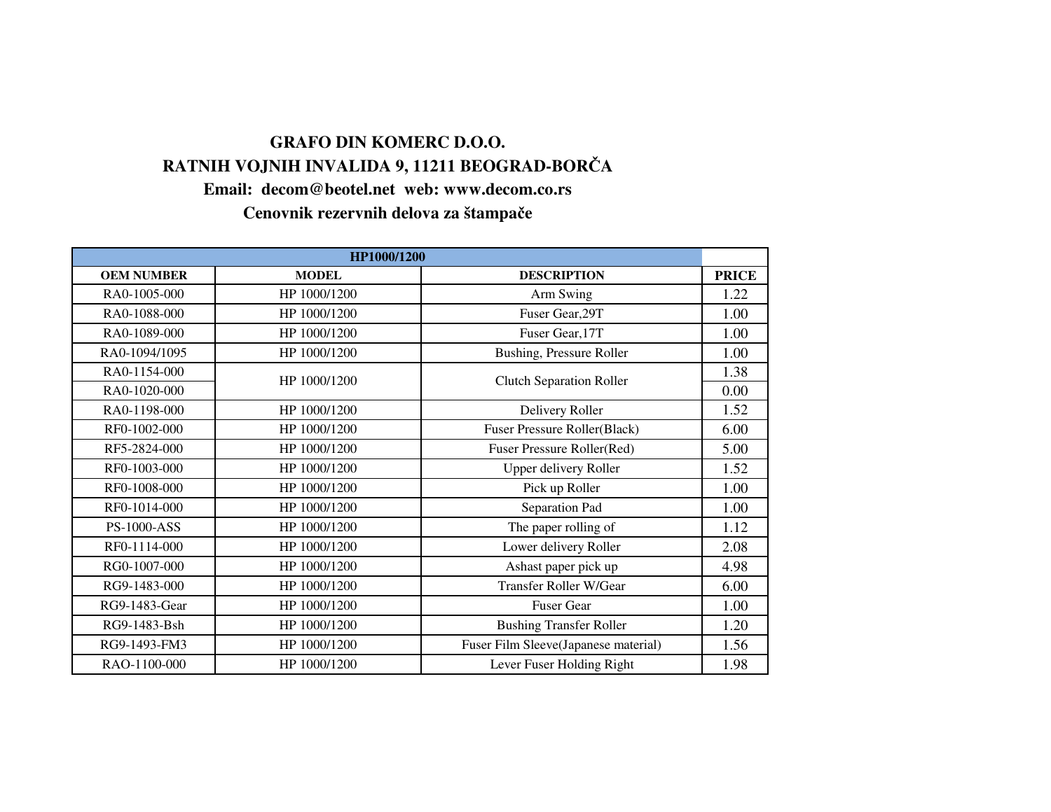**GRAFO DIN KOMERC D.O.O.**

**RATNIH VOJNIH INVALIDA 9, 11211 BEOGRAD-BORČA**

**Email: decom@beotel.net web: www.decom.co.rs**

**Cenovnik rezervnih delova za štampače**

| HP1000/1200 | | | |
|---|---|---|---|
| **OEM NUMBER** | **MODEL** | **DESCRIPTION** | **PRICE** |
| RA0-1005-000 | HP 1000/1200 | Arm Swing | 1.22 |
| RA0-1088-000 | HP 1000/1200 | Fuser Gear,29T | 1.00 |
| RA0-1089-000 | HP 1000/1200 | Fuser Gear,17T | 1.00 |
| RA0-1094/1095 | HP 1000/1200 | Bushing, Pressure Roller | 1.00 |
| RA0-1154-000 | HP 1000/1200 | Clutch Separation Roller | 1.38 |
| RA0-1020-000 | | | 0.00 |
| RA0-1198-000 | HP 1000/1200 | Delivery Roller | 1.52 |
| RF0-1002-000 | HP 1000/1200 | Fuser Pressure Roller(Black) | 6.00 |
| RF5-2824-000 | HP 1000/1200 | Fuser Pressure Roller(Red) | 5.00 |
| RF0-1003-000 | HP 1000/1200 | Upper delivery Roller | 1.52 |
| RF0-1008-000 | HP 1000/1200 | Pick up Roller | 1.00 |
| RF0-1014-000 | HP 1000/1200 | Separation Pad | 1.00 |
| PS-1000-ASS | HP 1000/1200 | The paper rolling of | 1.12 |
| RF0-1114-000 | HP 1000/1200 | Lower delivery Roller | 2.08 |
| RG0-1007-000 | HP 1000/1200 | Ashast paper pick up | 4.98 |
| RG9-1483-000 | HP 1000/1200 | Transfer Roller W/Gear | 6.00 |
| RG9-1483-Gear | HP 1000/1200 | Fuser Gear | 1.00 |
| RG9-1483-Bsh | HP 1000/1200 | Bushing Transfer Roller | 1.20 |
| RG9-1493-FM3 | HP 1000/1200 | Fuser Film Sleeve(Japanese material) | 1.56 |
| RAO-1100-000 | HP 1000/1200 | Lever Fuser Holding Right | 1.98 |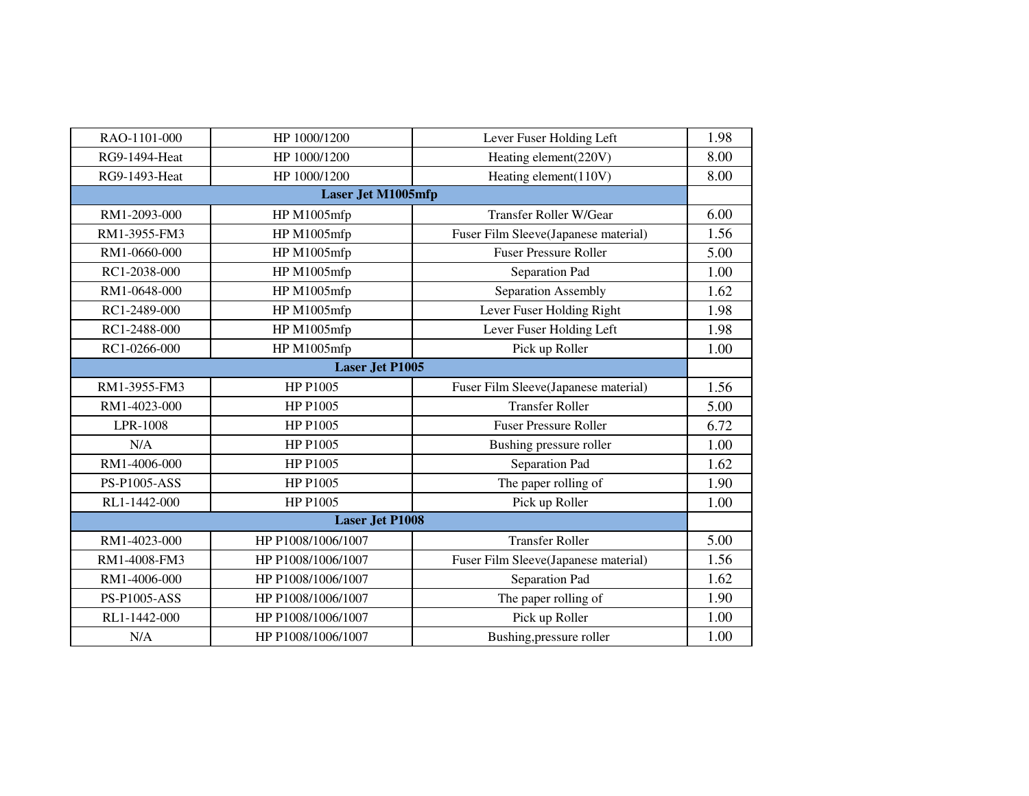| | | | |
|---|---|---|---|
| RAO-1101-000 | HP 1000/1200 | Lever Fuser Holding Left | 1.98 |
| RG9-1494-Heat | HP 1000/1200 | Heating element(220V) | 8.00 |
| RG9-1493-Heat | HP 1000/1200 | Heating element(110V) | 8.00 |
| **Laser Jet M1005mfp** | | | |
| RM1-2093-000 | HP M1005mfp | Transfer Roller W/Gear | 6.00 |
| RM1-3955-FM3 | HP M1005mfp | Fuser Film Sleeve(Japanese material) | 1.56 |
| RM1-0660-000 | HP M1005mfp | Fuser Pressure Roller | 5.00 |
| RC1-2038-000 | HP M1005mfp | Separation Pad | 1.00 |
| RM1-0648-000 | HP M1005mfp | Separation Assembly | 1.62 |
| RC1-2489-000 | HP M1005mfp | Lever Fuser Holding Right | 1.98 |
| RC1-2488-000 | HP M1005mfp | Lever Fuser Holding Left | 1.98 |
| RC1-0266-000 | HP M1005mfp | Pick up Roller | 1.00 |
| **Laser Jet P1005** | | | |
| RM1-3955-FM3 | HP P1005 | Fuser Film Sleeve(Japanese material) | 1.56 |
| RM1-4023-000 | HP P1005 | Transfer Roller | 5.00 |
| LPR-1008 | HP P1005 | Fuser Pressure Roller | 6.72 |
| N/A | HP P1005 | Bushing pressure roller | 1.00 |
| RM1-4006-000 | HP P1005 | Separation Pad | 1.62 |
| PS-P1005-ASS | HP P1005 | The paper rolling of | 1.90 |
| RL1-1442-000 | HP P1005 | Pick up Roller | 1.00 |
| **Laser Jet P1008** | | | |
| RM1-4023-000 | HP P1008/1006/1007 | Transfer Roller | 5.00 |
| RM1-4008-FM3 | HP P1008/1006/1007 | Fuser Film Sleeve(Japanese material) | 1.56 |
| RM1-4006-000 | HP P1008/1006/1007 | Separation Pad | 1.62 |
| PS-P1005-ASS | HP P1008/1006/1007 | The paper rolling of | 1.90 |
| RL1-1442-000 | HP P1008/1006/1007 | Pick up Roller | 1.00 |
| N/A | HP P1008/1006/1007 | Bushing,pressure roller | 1.00 |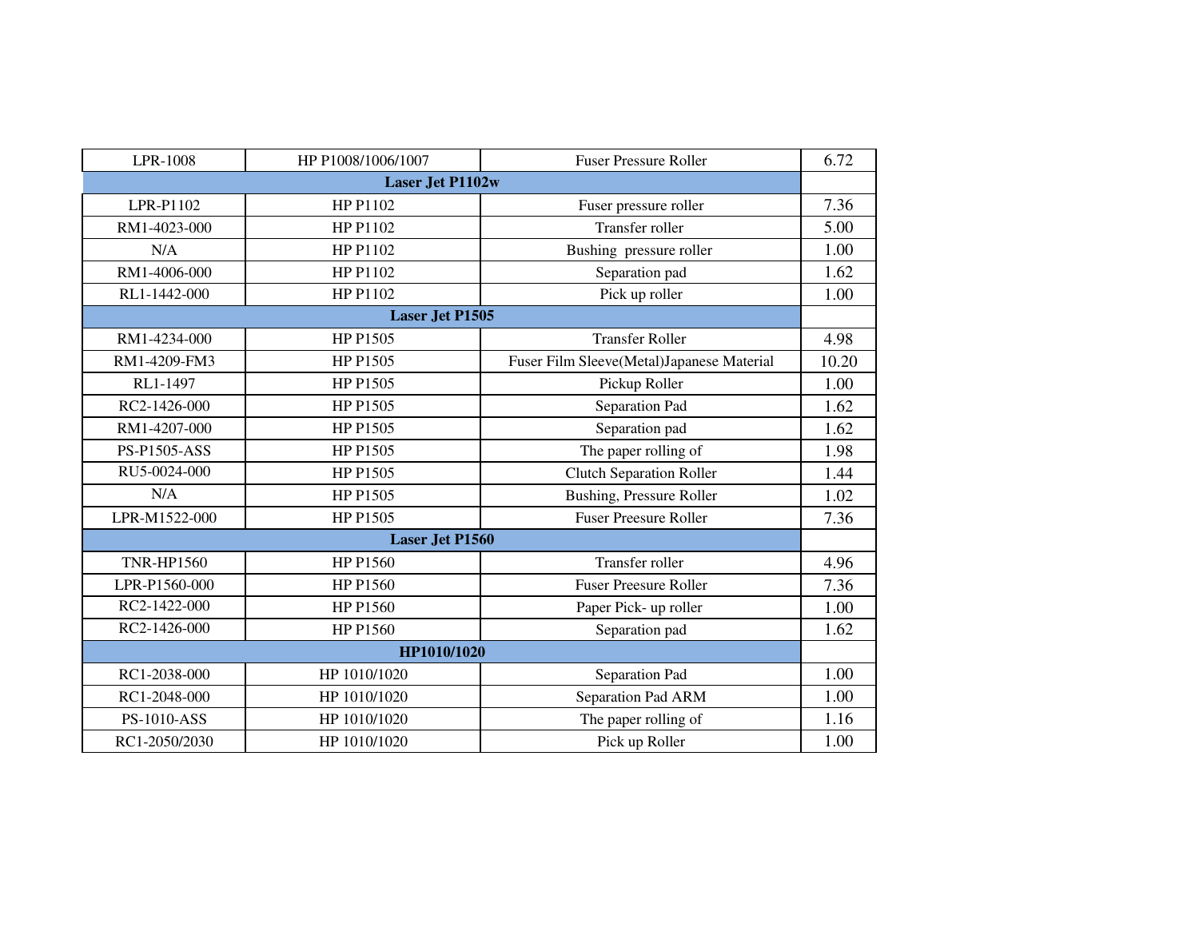| LPR-1008 | HP P1008/1006/1007 | Fuser Pressure Roller | 6.72 |
|---|---|---|---|
| **Laser Jet P1102w** | | | |
| LPR-P1102 | HP P1102 | Fuser pressure roller | 7.36 |
| RM1-4023-000 | HP P1102 | Transfer roller | 5.00 |
| N/A | HP P1102 | Bushing pressure roller | 1.00 |
| RM1-4006-000 | HP P1102 | Separation pad | 1.62 |
| RL1-1442-000 | HP P1102 | Pick up roller | 1.00 |
| **Laser Jet P1505** | | | |
| RM1-4234-000 | HP P1505 | Transfer Roller | 4.98 |
| RM1-4209-FM3 | HP P1505 | Fuser Film Sleeve(Metal)Japanese Material | 10.20 |
| RL1-1497 | HP P1505 | Pickup Roller | 1.00 |
| RC2-1426-000 | HP P1505 | Separation Pad | 1.62 |
| RM1-4207-000 | HP P1505 | Separation pad | 1.62 |
| PS-P1505-ASS | HP P1505 | The paper rolling of | 1.98 |
| RU5-0024-000 | HP P1505 | Clutch Separation Roller | 1.44 |
| N/A | HP P1505 | Bushing, Pressure Roller | 1.02 |
| LPR-M1522-000 | HP P1505 | Fuser Preesure Roller | 7.36 |
| **Laser Jet P1560** | | | |
| TNR-HP1560 | HP P1560 | Transfer roller | 4.96 |
| LPR-P1560-000 | HP P1560 | Fuser Preesure Roller | 7.36 |
| RC2-1422-000 | HP P1560 | Paper Pick- up roller | 1.00 |
| RC2-1426-000 | HP P1560 | Separation pad | 1.62 |
| **HP1010/1020** | | | |
| RC1-2038-000 | HP 1010/1020 | Separation Pad | 1.00 |
| RC1-2048-000 | HP 1010/1020 | Separation Pad ARM | 1.00 |
| PS-1010-ASS | HP 1010/1020 | The paper rolling of | 1.16 |
| RC1-2050/2030 | HP 1010/1020 | Pick up Roller | 1.00 |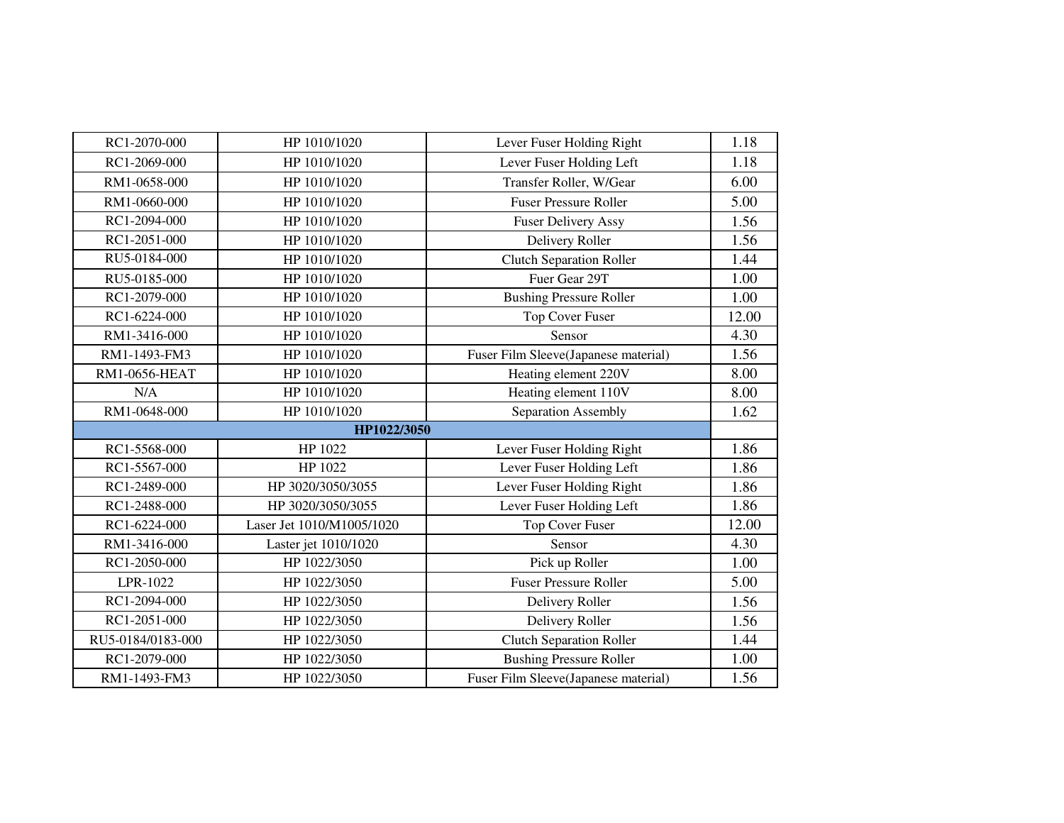| | | | |
|---|---|---|---|
| RC1-2070-000 | HP 1010/1020 | Lever Fuser Holding Right | 1.18 |
| RC1-2069-000 | HP 1010/1020 | Lever Fuser Holding Left | 1.18 |
| RM1-0658-000 | HP 1010/1020 | Transfer Roller, W/Gear | 6.00 |
| RM1-0660-000 | HP 1010/1020 | Fuser Pressure Roller | 5.00 |
| RC1-2094-000 | HP 1010/1020 | Fuser Delivery Assy | 1.56 |
| RC1-2051-000 | HP 1010/1020 | Delivery Roller | 1.56 |
| RU5-0184-000 | HP 1010/1020 | Clutch Separation Roller | 1.44 |
| RU5-0185-000 | HP 1010/1020 | Fuer Gear 29T | 1.00 |
| RC1-2079-000 | HP 1010/1020 | Bushing Pressure Roller | 1.00 |
| RC1-6224-000 | HP 1010/1020 | Top Cover Fuser | 12.00 |
| RM1-3416-000 | HP 1010/1020 | Sensor | 4.30 |
| RM1-1493-FM3 | HP 1010/1020 | Fuser Film Sleeve(Japanese material) | 1.56 |
| RM1-0656-HEAT | HP 1010/1020 | Heating element 220V | 8.00 |
| N/A | HP 1010/1020 | Heating element 110V | 8.00 |
| RM1-0648-000 | HP 1010/1020 | Separation Assembly | 1.62 |
| **HP1022/3050** | | | |
| RC1-5568-000 | HP 1022 | Lever Fuser Holding Right | 1.86 |
| RC1-5567-000 | HP 1022 | Lever Fuser Holding Left | 1.86 |
| RC1-2489-000 | HP 3020/3050/3055 | Lever Fuser Holding Right | 1.86 |
| RC1-2488-000 | HP 3020/3050/3055 | Lever Fuser Holding Left | 1.86 |
| RC1-6224-000 | Laser Jet 1010/M1005/1020 | Top Cover Fuser | 12.00 |
| RM1-3416-000 | Laster jet 1010/1020 | Sensor | 4.30 |
| RC1-2050-000 | HP 1022/3050 | Pick up Roller | 1.00 |
| LPR-1022 | HP 1022/3050 | Fuser Pressure Roller | 5.00 |
| RC1-2094-000 | HP 1022/3050 | Delivery Roller | 1.56 |
| RC1-2051-000 | HP 1022/3050 | Delivery Roller | 1.56 |
| RU5-0184/0183-000 | HP 1022/3050 | Clutch Separation Roller | 1.44 |
| RC1-2079-000 | HP 1022/3050 | Bushing Pressure Roller | 1.00 |
| RM1-1493-FM3 | HP 1022/3050 | Fuser Film Sleeve(Japanese material) | 1.56 |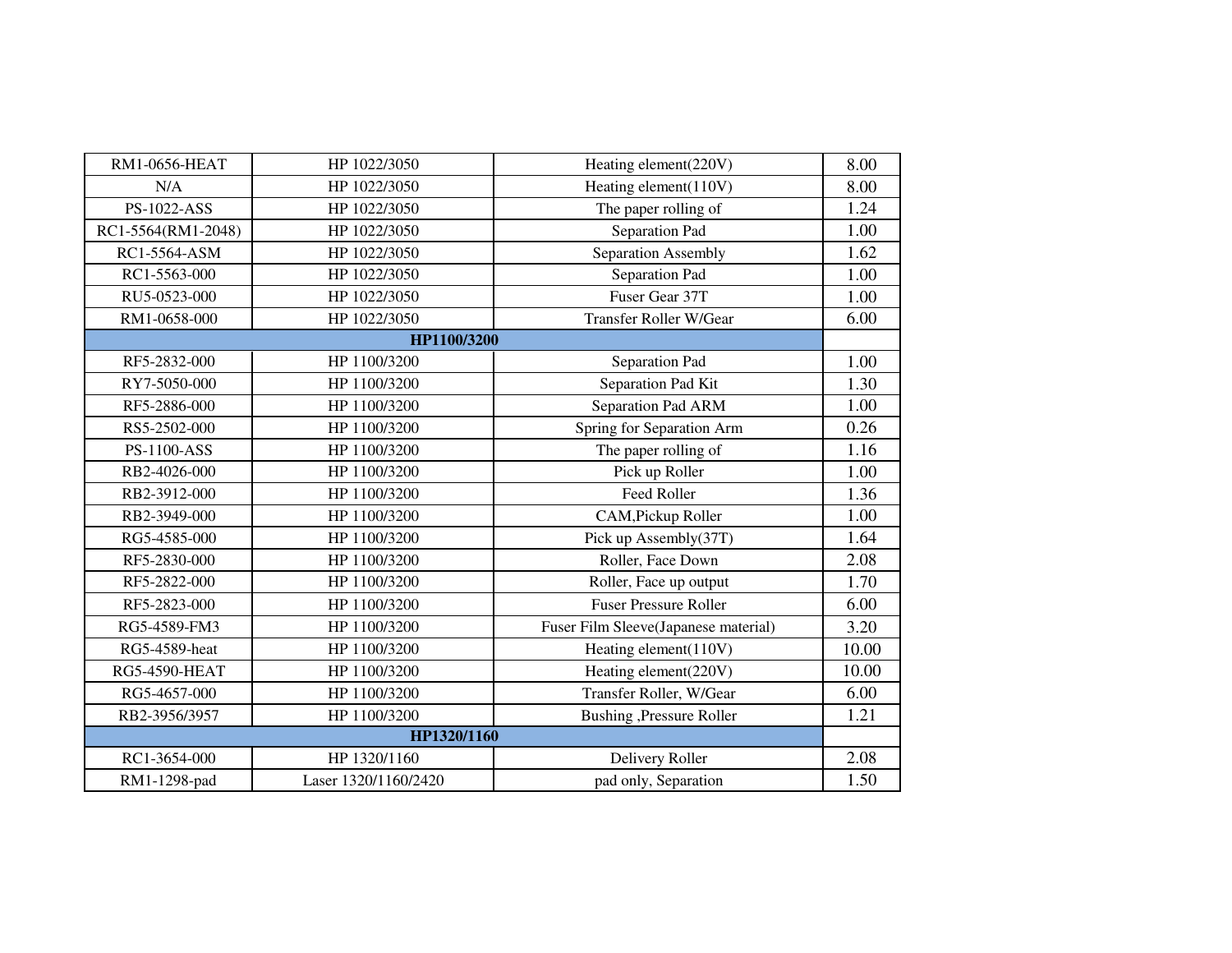| RM1-0656-HEAT | HP 1022/3050 | Heating element(220V) | 8.00 |
| --- | --- | --- | --- |
| N/A | HP 1022/3050 | Heating element(110V) | 8.00 |
| PS-1022-ASS | HP 1022/3050 | The paper rolling of | 1.24 |
| RC1-5564(RM1-2048) | HP 1022/3050 | Separation Pad | 1.00 |
| RC1-5564-ASM | HP 1022/3050 | Separation Assembly | 1.62 |
| RC1-5563-000 | HP 1022/3050 | Separation Pad | 1.00 |
| RU5-0523-000 | HP 1022/3050 | Fuser Gear 37T | 1.00 |
| RM1-0658-000 | HP 1022/3050 | Transfer Roller W/Gear | 6.00 |
| **HP1100/3200** | | | |
| RF5-2832-000 | HP 1100/3200 | Separation Pad | 1.00 |
| RY7-5050-000 | HP 1100/3200 | Separation Pad Kit | 1.30 |
| RF5-2886-000 | HP 1100/3200 | Separation Pad ARM | 1.00 |
| RS5-2502-000 | HP 1100/3200 | Spring for Separation Arm | 0.26 |
| PS-1100-ASS | HP 1100/3200 | The paper rolling of | 1.16 |
| RB2-4026-000 | HP 1100/3200 | Pick up Roller | 1.00 |
| RB2-3912-000 | HP 1100/3200 | Feed Roller | 1.36 |
| RB2-3949-000 | HP 1100/3200 | CAM,Pickup Roller | 1.00 |
| RG5-4585-000 | HP 1100/3200 | Pick up Assembly(37T) | 1.64 |
| RF5-2830-000 | HP 1100/3200 | Roller, Face Down | 2.08 |
| RF5-2822-000 | HP 1100/3200 | Roller, Face up output | 1.70 |
| RF5-2823-000 | HP 1100/3200 | Fuser Pressure Roller | 6.00 |
| RG5-4589-FM3 | HP 1100/3200 | Fuser Film Sleeve(Japanese material) | 3.20 |
| RG5-4589-heat | HP 1100/3200 | Heating element(110V) | 10.00 |
| RG5-4590-HEAT | HP 1100/3200 | Heating element(220V) | 10.00 |
| RG5-4657-000 | HP 1100/3200 | Transfer Roller, W/Gear | 6.00 |
| RB2-3956/3957 | HP 1100/3200 | Bushing ,Pressure Roller | 1.21 |
| **HP1320/1160** | | | |
| RC1-3654-000 | HP 1320/1160 | Delivery Roller | 2.08 |
| RM1-1298-pad | Laser 1320/1160/2420 | pad only, Separation | 1.50 |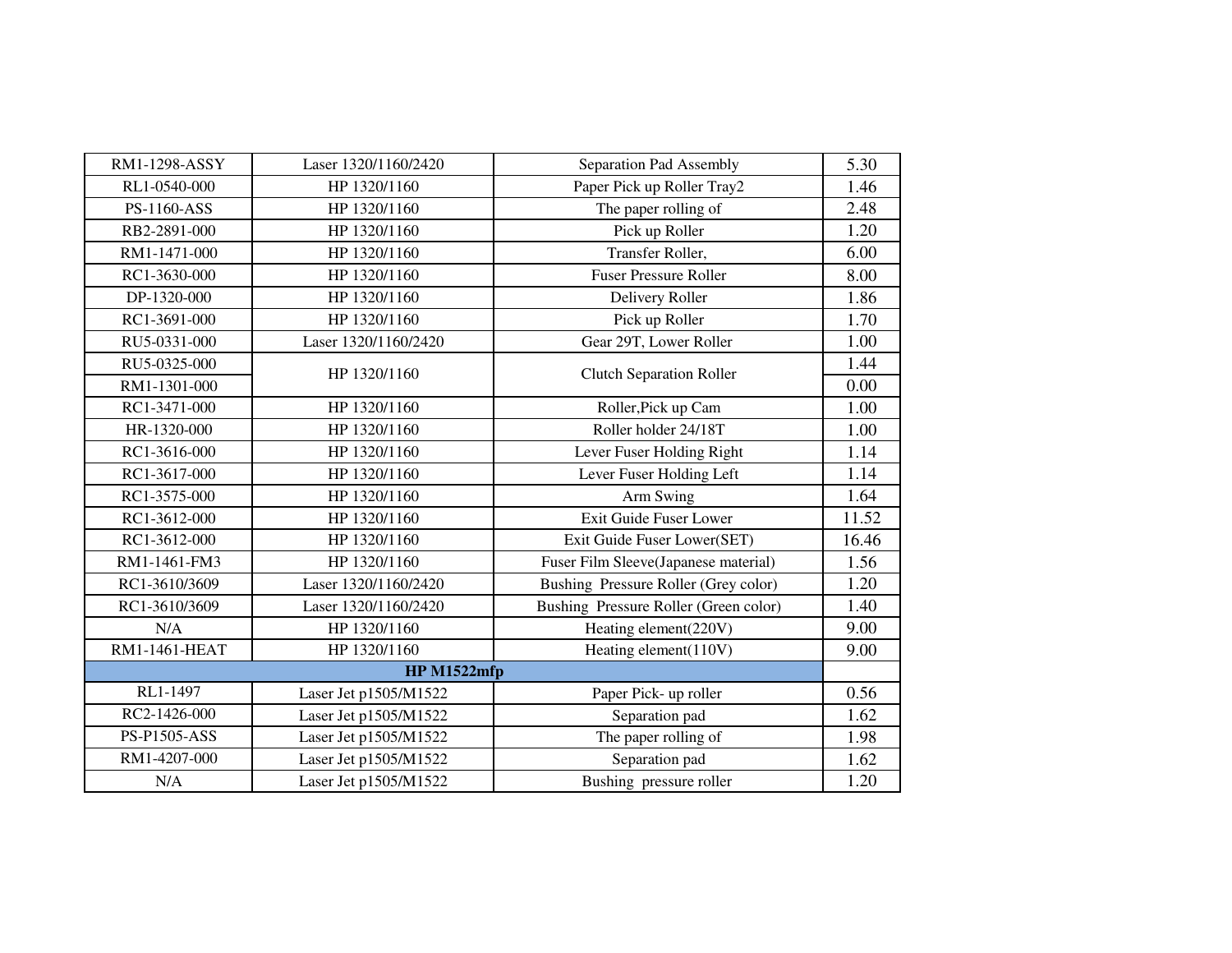| RM1-1298-ASSY | Laser 1320/1160/2420 | Separation Pad Assembly | 5.30 |
|---|---|---|---|
| RL1-0540-000 | HP 1320/1160 | Paper Pick up Roller Tray2 | 1.46 |
| PS-1160-ASS | HP 1320/1160 | The paper rolling of | 2.48 |
| RB2-2891-000 | HP 1320/1160 | Pick up Roller | 1.20 |
| RM1-1471-000 | HP 1320/1160 | Transfer Roller, | 6.00 |
| RC1-3630-000 | HP 1320/1160 | Fuser Pressure Roller | 8.00 |
| DP-1320-000 | HP 1320/1160 | Delivery Roller | 1.86 |
| RC1-3691-000 | HP 1320/1160 | Pick up Roller | 1.70 |
| RU5-0331-000 | Laser 1320/1160/2420 | Gear 29T, Lower Roller | 1.00 |
| RU5-0325-000 | HP 1320/1160 | Clutch Separation Roller | 1.44 |
| RM1-1301-000 | | | 0.00 |
| RC1-3471-000 | HP 1320/1160 | Roller,Pick up Cam | 1.00 |
| HR-1320-000 | HP 1320/1160 | Roller holder 24/18T | 1.00 |
| RC1-3616-000 | HP 1320/1160 | Lever Fuser Holding Right | 1.14 |
| RC1-3617-000 | HP 1320/1160 | Lever Fuser Holding Left | 1.14 |
| RC1-3575-000 | HP 1320/1160 | Arm Swing | 1.64 |
| RC1-3612-000 | HP 1320/1160 | Exit Guide Fuser Lower | 11.52 |
| RC1-3612-000 | HP 1320/1160 | Exit Guide Fuser Lower(SET) | 16.46 |
| RM1-1461-FM3 | HP 1320/1160 | Fuser Film Sleeve(Japanese material) | 1.56 |
| RC1-3610/3609 | Laser 1320/1160/2420 | Bushing Pressure Roller (Grey color) | 1.20 |
| RC1-3610/3609 | Laser 1320/1160/2420 | Bushing Pressure Roller (Green color) | 1.40 |
| N/A | HP 1320/1160 | Heating element(220V) | 9.00 |
| RM1-1461-HEAT | HP 1320/1160 | Heating element(110V) | 9.00 |
| **HP M1522mfp** | | | |
| RL1-1497 | Laser Jet p1505/M1522 | Paper Pick- up roller | 0.56 |
| RC2-1426-000 | Laser Jet p1505/M1522 | Separation pad | 1.62 |
| PS-P1505-ASS | Laser Jet p1505/M1522 | The paper rolling of | 1.98 |
| RM1-4207-000 | Laser Jet p1505/M1522 | Separation pad | 1.62 |
| N/A | Laser Jet p1505/M1522 | Bushing pressure roller | 1.20 |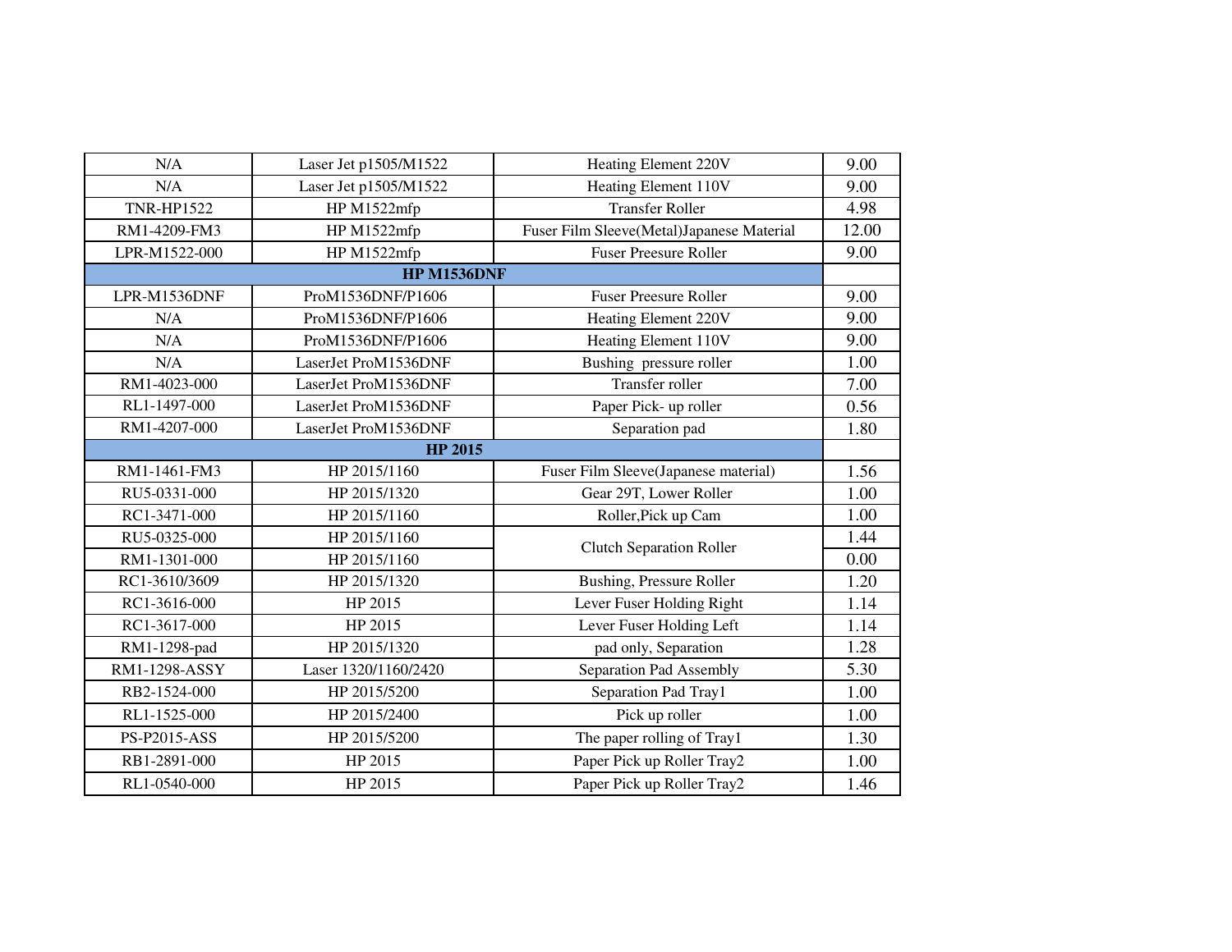| N/A | Laser Jet p1505/M1522 | Heating Element 220V | 9.00 |
|---|---|---|---|
| N/A | Laser Jet p1505/M1522 | Heating Element 110V | 9.00 |
| TNR-HP1522 | HP M1522mfp | Transfer Roller | 4.98 |
| RM1-4209-FM3 | HP M1522mfp | Fuser Film Sleeve(Metal)Japanese Material | 12.00 |
| LPR-M1522-000 | HP M1522mfp | Fuser Preesure Roller | 9.00 |
| **HP M1536DNF** | | | |
| LPR-M1536DNF | ProM1536DNF/P1606 | Fuser Preesure Roller | 9.00 |
| N/A | ProM1536DNF/P1606 | Heating Element 220V | 9.00 |
| N/A | ProM1536DNF/P1606 | Heating Element 110V | 9.00 |
| N/A | LaserJet ProM1536DNF | Bushing pressure roller | 1.00 |
| RM1-4023-000 | LaserJet ProM1536DNF | Transfer roller | 7.00 |
| RL1-1497-000 | LaserJet ProM1536DNF | Paper Pick- up roller | 0.56 |
| RM1-4207-000 | LaserJet ProM1536DNF | Separation pad | 1.80 |
| **HP 2015** | | | |
| RM1-1461-FM3 | HP 2015/1160 | Fuser Film Sleeve(Japanese material) | 1.56 |
| RU5-0331-000 | HP 2015/1320 | Gear 29T, Lower Roller | 1.00 |
| RC1-3471-000 | HP 2015/1160 | Roller,Pick up Cam | 1.00 |
| RU5-0325-000 | HP 2015/1160 | Clutch Separation Roller | 1.44 |
| RM1-1301-000 | HP 2015/1160 | | 0.00 |
| RC1-3610/3609 | HP 2015/1320 | Bushing, Pressure Roller | 1.20 |
| RC1-3616-000 | HP 2015 | Lever Fuser Holding Right | 1.14 |
| RC1-3617-000 | HP 2015 | Lever Fuser Holding Left | 1.14 |
| RM1-1298-pad | HP 2015/1320 | pad only, Separation | 1.28 |
| RM1-1298-ASSY | Laser 1320/1160/2420 | Separation Pad Assembly | 5.30 |
| RB2-1524-000 | HP 2015/5200 | Separation Pad Tray1 | 1.00 |
| RL1-1525-000 | HP 2015/2400 | Pick up roller | 1.00 |
| PS-P2015-ASS | HP 2015/5200 | The paper rolling of Tray1 | 1.30 |
| RB1-2891-000 | HP 2015 | Paper Pick up Roller Tray2 | 1.00 |
| RL1-0540-000 | HP 2015 | Paper Pick up Roller Tray2 | 1.46 |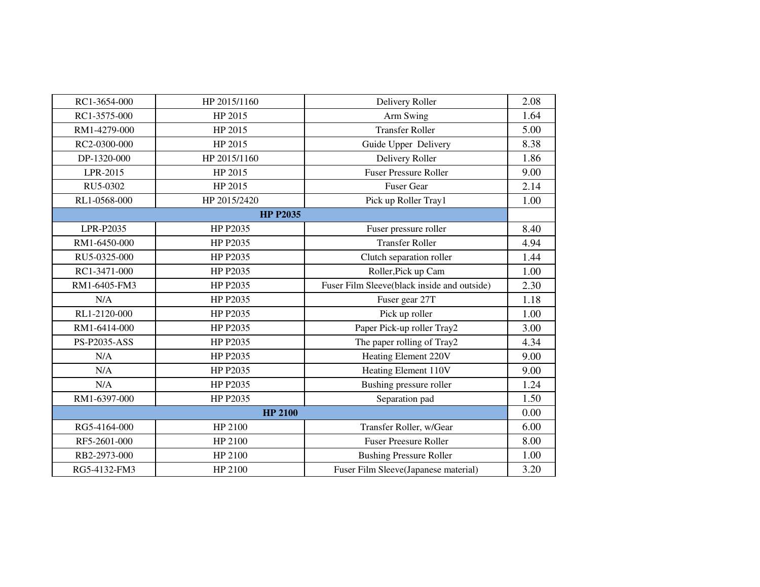| RC1-3654-000 | HP 2015/1160 | Delivery Roller | 2.08 |
|---|---|---|---|
| RC1-3575-000 | HP 2015 | Arm Swing | 1.64 |
| RM1-4279-000 | HP 2015 | Transfer Roller | 5.00 |
| RC2-0300-000 | HP 2015 | Guide Upper Delivery | 8.38 |
| DP-1320-000 | HP 2015/1160 | Delivery Roller | 1.86 |
| LPR-2015 | HP 2015 | Fuser Pressure Roller | 9.00 |
| RU5-0302 | HP 2015 | Fuser Gear | 2.14 |
| RL1-0568-000 | HP 2015/2420 | Pick up Roller Tray1 | 1.00 |
| **HP P2035** | | | |
| LPR-P2035 | HP P2035 | Fuser pressure roller | 8.40 |
| RM1-6450-000 | HP P2035 | Transfer Roller | 4.94 |
| RU5-0325-000 | HP P2035 | Clutch separation roller | 1.44 |
| RC1-3471-000 | HP P2035 | Roller,Pick up Cam | 1.00 |
| RM1-6405-FM3 | HP P2035 | Fuser Film Sleeve(black inside and outside) | 2.30 |
| N/A | HP P2035 | Fuser gear 27T | 1.18 |
| RL1-2120-000 | HP P2035 | Pick up roller | 1.00 |
| RM1-6414-000 | HP P2035 | Paper Pick-up roller Tray2 | 3.00 |
| PS-P2035-ASS | HP P2035 | The paper rolling of Tray2 | 4.34 |
| N/A | HP P2035 | Heating Element 220V | 9.00 |
| N/A | HP P2035 | Heating Element 110V | 9.00 |
| N/A | HP P2035 | Bushing pressure roller | 1.24 |
| RM1-6397-000 | HP P2035 | Separation pad | 1.50 |
| **HP 2100** | | | 0.00 |
| RG5-4164-000 | HP 2100 | Transfer Roller, w/Gear | 6.00 |
| RF5-2601-000 | HP 2100 | Fuser Preesure Roller | 8.00 |
| RB2-2973-000 | HP 2100 | Bushing Pressure Roller | 1.00 |
| RG5-4132-FM3 | HP 2100 | Fuser Film Sleeve(Japanese material) | 3.20 |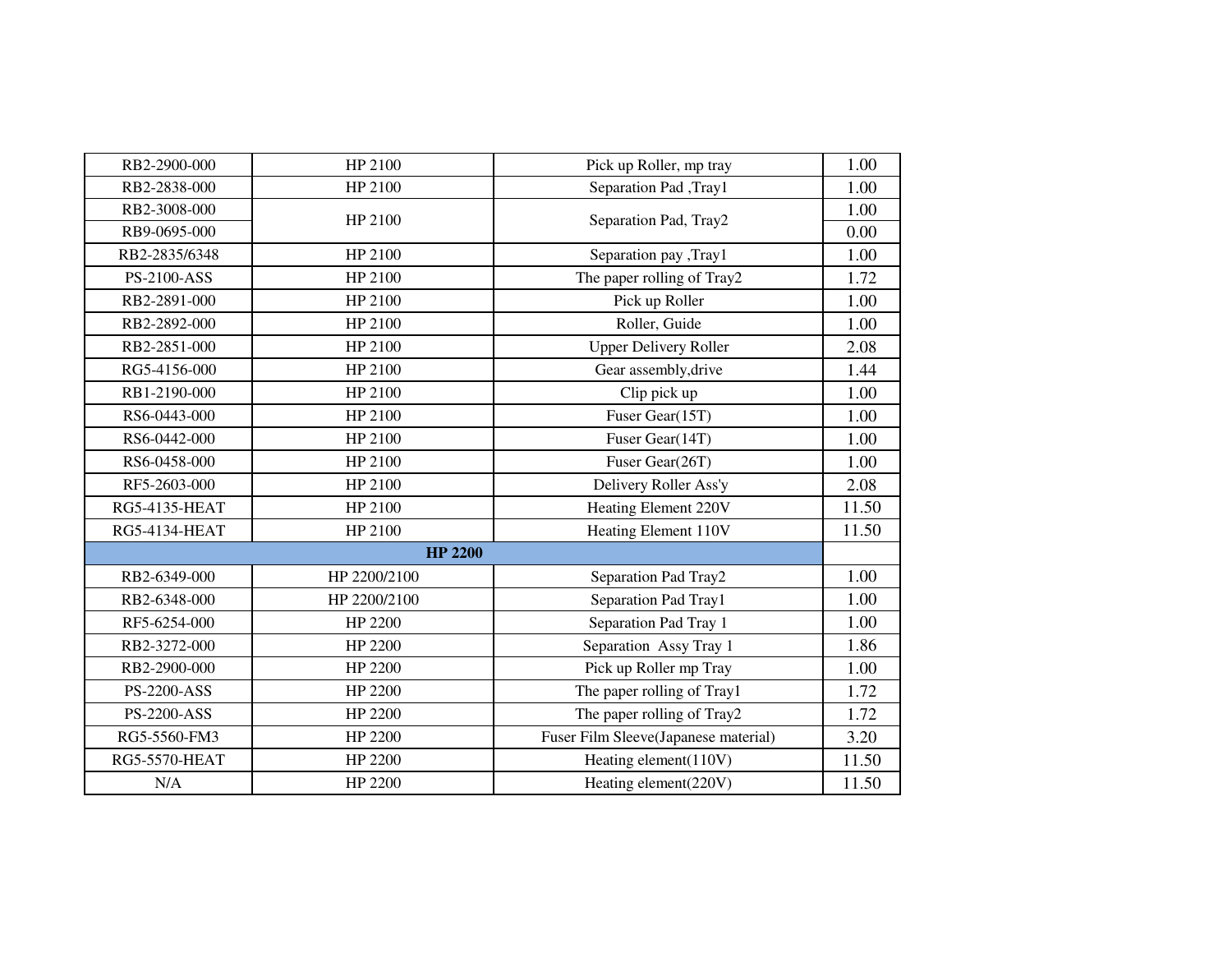| | | | |
|---|---|---|---|
| RB2-2900-000 | HP 2100 | Pick up Roller, mp tray | 1.00 |
| RB2-2838-000 | HP 2100 | Separation Pad ,Tray1 | 1.00 |
| RB2-3008-000 | HP 2100 | Separation Pad, Tray2 | 1.00 |
| RB9-0695-000 | | | 0.00 |
| RB2-2835/6348 | HP 2100 | Separation pay ,Tray1 | 1.00 |
| PS-2100-ASS | HP 2100 | The paper rolling of Tray2 | 1.72 |
| RB2-2891-000 | HP 2100 | Pick up Roller | 1.00 |
| RB2-2892-000 | HP 2100 | Roller, Guide | 1.00 |
| RB2-2851-000 | HP 2100 | Upper Delivery Roller | 2.08 |
| RG5-4156-000 | HP 2100 | Gear assembly,drive | 1.44 |
| RB1-2190-000 | HP 2100 | Clip pick up | 1.00 |
| RS6-0443-000 | HP 2100 | Fuser Gear(15T) | 1.00 |
| RS6-0442-000 | HP 2100 | Fuser Gear(14T) | 1.00 |
| RS6-0458-000 | HP 2100 | Fuser Gear(26T) | 1.00 |
| RF5-2603-000 | HP 2100 | Delivery Roller Ass'y | 2.08 |
| RG5-4135-HEAT | HP 2100 | Heating Element 220V | 11.50 |
| RG5-4134-HEAT | HP 2100 | Heating Element 110V | 11.50 |
| **HP 2200** | | | |
| RB2-6349-000 | HP 2200/2100 | Separation Pad Tray2 | 1.00 |
| RB2-6348-000 | HP 2200/2100 | Separation Pad Tray1 | 1.00 |
| RF5-6254-000 | HP 2200 | Separation Pad Tray 1 | 1.00 |
| RB2-3272-000 | HP 2200 | Separation Assy Tray 1 | 1.86 |
| RB2-2900-000 | HP 2200 | Pick up Roller mp Tray | 1.00 |
| PS-2200-ASS | HP 2200 | The paper rolling of Tray1 | 1.72 |
| PS-2200-ASS | HP 2200 | The paper rolling of Tray2 | 1.72 |
| RG5-5560-FM3 | HP 2200 | Fuser Film Sleeve(Japanese material) | 3.20 |
| RG5-5570-HEAT | HP 2200 | Heating element(110V) | 11.50 |
| N/A | HP 2200 | Heating element(220V) | 11.50 |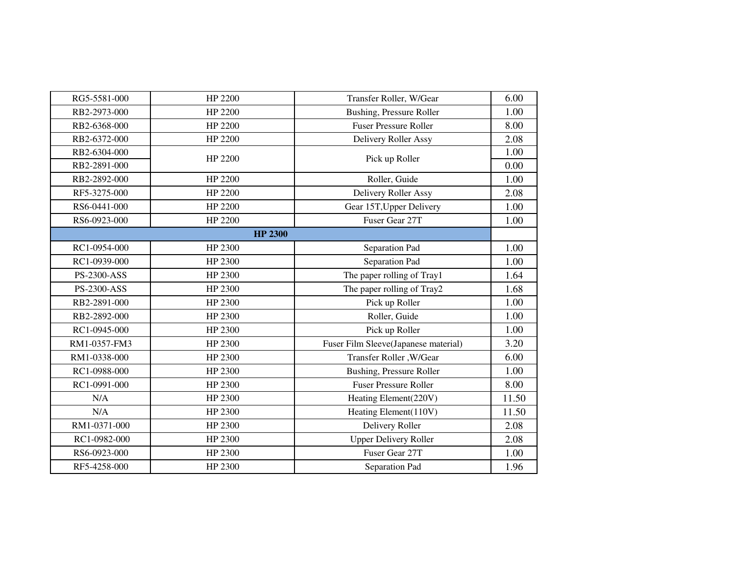| RG5-5581-000 | HP 2200 | Transfer Roller, W/Gear | 6.00 |
|---|---|---|---|
| RB2-2973-000 | HP 2200 | Bushing, Pressure Roller | 1.00 |
| RB2-6368-000 | HP 2200 | Fuser Pressure Roller | 8.00 |
| RB2-6372-000 | HP 2200 | Delivery Roller Assy | 2.08 |
| RB2-6304-000 | HP 2200 | Pick up Roller | 1.00 |
| RB2-2891-000 | | | 0.00 |
| RB2-2892-000 | HP 2200 | Roller, Guide | 1.00 |
| RF5-3275-000 | HP 2200 | Delivery Roller Assy | 2.08 |
| RS6-0441-000 | HP 2200 | Gear 15T,Upper Delivery | 1.00 |
| RS6-0923-000 | HP 2200 | Fuser Gear 27T | 1.00 |
| **HP 2300** | | | |
| RC1-0954-000 | HP 2300 | Separation Pad | 1.00 |
| RC1-0939-000 | HP 2300 | Separation Pad | 1.00 |
| PS-2300-ASS | HP 2300 | The paper rolling of Tray1 | 1.64 |
| PS-2300-ASS | HP 2300 | The paper rolling of Tray2 | 1.68 |
| RB2-2891-000 | HP 2300 | Pick up Roller | 1.00 |
| RB2-2892-000 | HP 2300 | Roller, Guide | 1.00 |
| RC1-0945-000 | HP 2300 | Pick up Roller | 1.00 |
| RM1-0357-FM3 | HP 2300 | Fuser Film Sleeve(Japanese material) | 3.20 |
| RM1-0338-000 | HP 2300 | Transfer Roller ,W/Gear | 6.00 |
| RC1-0988-000 | HP 2300 | Bushing, Pressure Roller | 1.00 |
| RC1-0991-000 | HP 2300 | Fuser Pressure Roller | 8.00 |
| N/A | HP 2300 | Heating Element(220V) | 11.50 |
| N/A | HP 2300 | Heating Element(110V) | 11.50 |
| RM1-0371-000 | HP 2300 | Delivery Roller | 2.08 |
| RC1-0982-000 | HP 2300 | Upper Delivery Roller | 2.08 |
| RS6-0923-000 | HP 2300 | Fuser Gear 27T | 1.00 |
| RF5-4258-000 | HP 2300 | Separation Pad | 1.96 |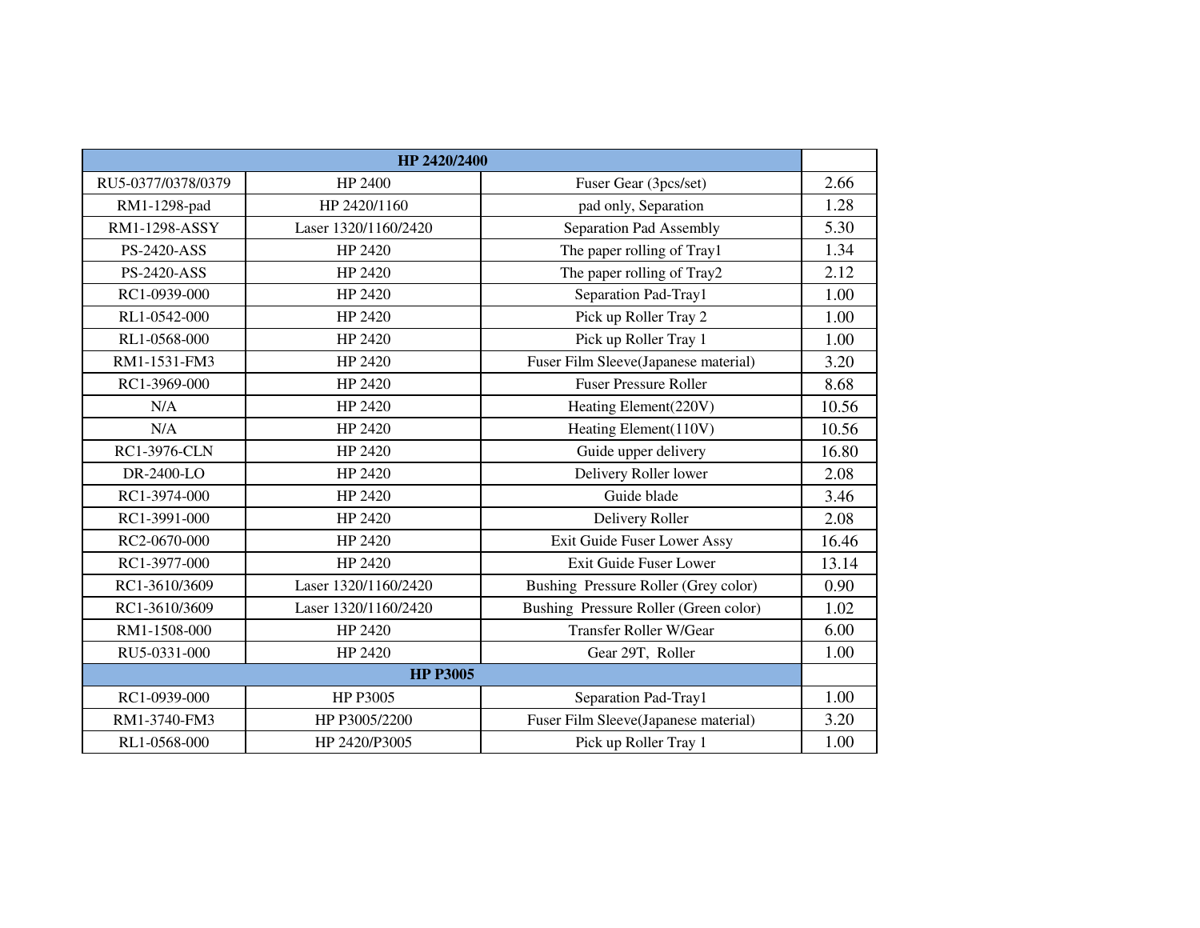| HP 2420/2400 | | | |
|---|---|---|---|
| RU5-0377/0378/0379 | HP 2400 | Fuser Gear (3pcs/set) | 2.66 |
| RM1-1298-pad | HP 2420/1160 | pad only, Separation | 1.28 |
| RM1-1298-ASSY | Laser 1320/1160/2420 | Separation Pad Assembly | 5.30 |
| PS-2420-ASS | HP 2420 | The paper rolling of Tray1 | 1.34 |
| PS-2420-ASS | HP 2420 | The paper rolling of Tray2 | 2.12 |
| RC1-0939-000 | HP 2420 | Separation Pad-Tray1 | 1.00 |
| RL1-0542-000 | HP 2420 | Pick up Roller Tray 2 | 1.00 |
| RL1-0568-000 | HP 2420 | Pick up Roller Tray 1 | 1.00 |
| RM1-1531-FM3 | HP 2420 | Fuser Film Sleeve(Japanese material) | 3.20 |
| RC1-3969-000 | HP 2420 | Fuser Pressure Roller | 8.68 |
| N/A | HP 2420 | Heating Element(220V) | 10.56 |
| N/A | HP 2420 | Heating Element(110V) | 10.56 |
| RC1-3976-CLN | HP 2420 | Guide upper delivery | 16.80 |
| DR-2400-LO | HP 2420 | Delivery Roller lower | 2.08 |
| RC1-3974-000 | HP 2420 | Guide blade | 3.46 |
| RC1-3991-000 | HP 2420 | Delivery Roller | 2.08 |
| RC2-0670-000 | HP 2420 | Exit Guide Fuser Lower Assy | 16.46 |
| RC1-3977-000 | HP 2420 | Exit Guide Fuser Lower | 13.14 |
| RC1-3610/3609 | Laser 1320/1160/2420 | Bushing Pressure Roller (Grey color) | 0.90 |
| RC1-3610/3609 | Laser 1320/1160/2420 | Bushing Pressure Roller (Green color) | 1.02 |
| RM1-1508-000 | HP 2420 | Transfer Roller W/Gear | 6.00 |
| RU5-0331-000 | HP 2420 | Gear 29T, Roller | 1.00 |
| **HP P3005** | | | |
| RC1-0939-000 | HP P3005 | Separation Pad-Tray1 | 1.00 |
| RM1-3740-FM3 | HP P3005/2200 | Fuser Film Sleeve(Japanese material) | 3.20 |
| RL1-0568-000 | HP 2420/P3005 | Pick up Roller Tray 1 | 1.00 |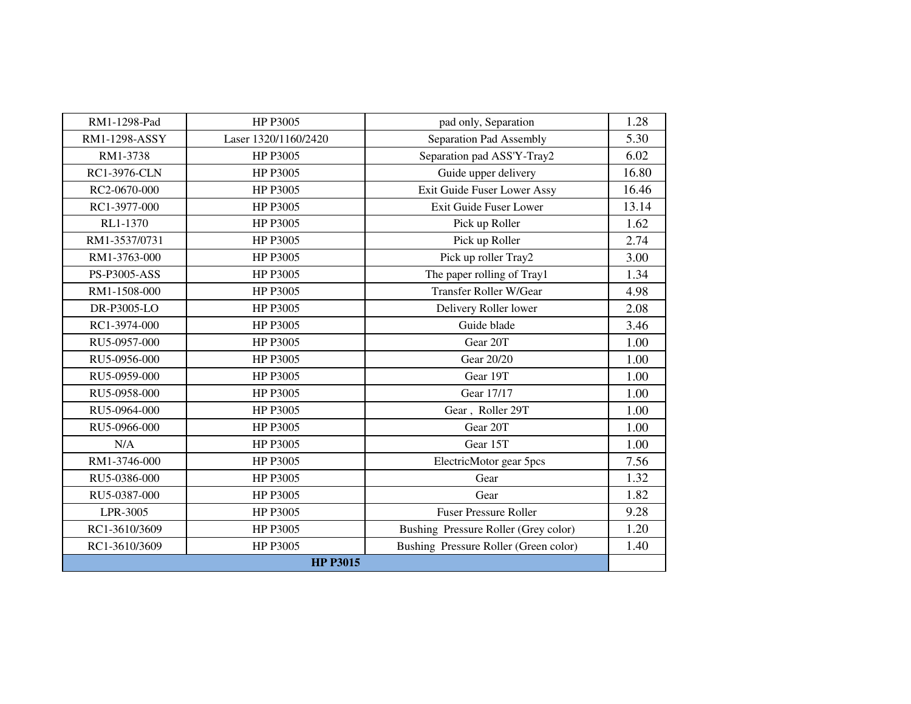| RM1-1298-Pad | HP P3005 | pad only, Separation | 1.28 |
|---|---|---|---|
| RM1-1298-ASSY | Laser 1320/1160/2420 | Separation Pad Assembly | 5.30 |
| RM1-3738 | HP P3005 | Separation pad ASS'Y-Tray2 | 6.02 |
| RC1-3976-CLN | HP P3005 | Guide upper delivery | 16.80 |
| RC2-0670-000 | HP P3005 | Exit Guide Fuser Lower Assy | 16.46 |
| RC1-3977-000 | HP P3005 | Exit Guide Fuser Lower | 13.14 |
| RL1-1370 | HP P3005 | Pick up Roller | 1.62 |
| RM1-3537/0731 | HP P3005 | Pick up Roller | 2.74 |
| RM1-3763-000 | HP P3005 | Pick up roller Tray2 | 3.00 |
| PS-P3005-ASS | HP P3005 | The paper rolling of Tray1 | 1.34 |
| RM1-1508-000 | HP P3005 | Transfer Roller W/Gear | 4.98 |
| DR-P3005-LO | HP P3005 | Delivery Roller lower | 2.08 |
| RC1-3974-000 | HP P3005 | Guide blade | 3.46 |
| RU5-0957-000 | HP P3005 | Gear 20T | 1.00 |
| RU5-0956-000 | HP P3005 | Gear 20/20 | 1.00 |
| RU5-0959-000 | HP P3005 | Gear 19T | 1.00 |
| RU5-0958-000 | HP P3005 | Gear 17/17 | 1.00 |
| RU5-0964-000 | HP P3005 | Gear , Roller 29T | 1.00 |
| RU5-0966-000 | HP P3005 | Gear 20T | 1.00 |
| N/A | HP P3005 | Gear 15T | 1.00 |
| RM1-3746-000 | HP P3005 | ElectricMotor gear 5pcs | 7.56 |
| RU5-0386-000 | HP P3005 | Gear | 1.32 |
| RU5-0387-000 | HP P3005 | Gear | 1.82 |
| LPR-3005 | HP P3005 | Fuser Pressure Roller | 9.28 |
| RC1-3610/3609 | HP P3005 | Bushing Pressure Roller (Grey color) | 1.20 |
| RC1-3610/3609 | HP P3005 | Bushing Pressure Roller (Green color) | 1.40 |
| **HP P3015** | | | |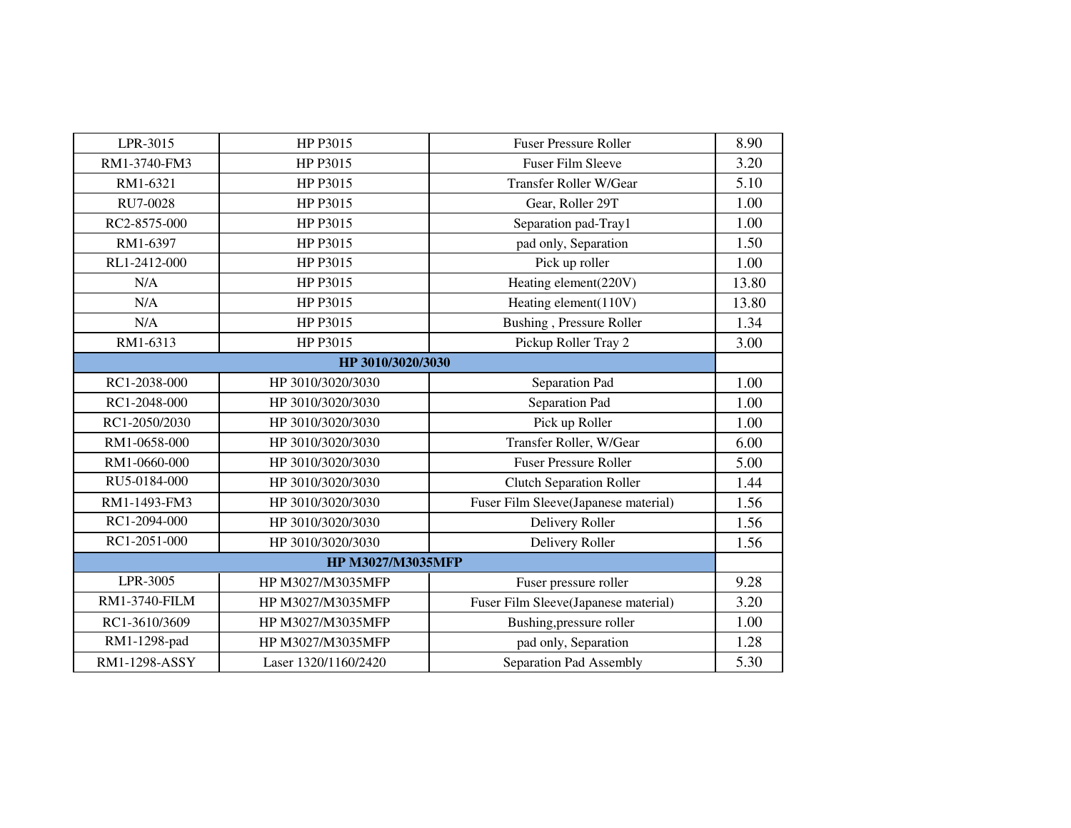| LPR-3015 | HP P3015 | Fuser Pressure Roller | 8.90 |
|---|---|---|---|
| RM1-3740-FM3 | HP P3015 | Fuser Film Sleeve | 3.20 |
| RM1-6321 | HP P3015 | Transfer Roller W/Gear | 5.10 |
| RU7-0028 | HP P3015 | Gear, Roller 29T | 1.00 |
| RC2-8575-000 | HP P3015 | Separation pad-Tray1 | 1.00 |
| RM1-6397 | HP P3015 | pad only, Separation | 1.50 |
| RL1-2412-000 | HP P3015 | Pick up roller | 1.00 |
| N/A | HP P3015 | Heating element(220V) | 13.80 |
| N/A | HP P3015 | Heating element(110V) | 13.80 |
| N/A | HP P3015 | Bushing , Pressure Roller | 1.34 |
| RM1-6313 | HP P3015 | Pickup Roller Tray 2 | 3.00 |
| **HP 3010/3020/3030** | | | |
| RC1-2038-000 | HP 3010/3020/3030 | Separation Pad | 1.00 |
| RC1-2048-000 | HP 3010/3020/3030 | Separation Pad | 1.00 |
| RC1-2050/2030 | HP 3010/3020/3030 | Pick up Roller | 1.00 |
| RM1-0658-000 | HP 3010/3020/3030 | Transfer Roller, W/Gear | 6.00 |
| RM1-0660-000 | HP 3010/3020/3030 | Fuser Pressure Roller | 5.00 |
| RU5-0184-000 | HP 3010/3020/3030 | Clutch Separation Roller | 1.44 |
| RM1-1493-FM3 | HP 3010/3020/3030 | Fuser Film Sleeve(Japanese material) | 1.56 |
| RC1-2094-000 | HP 3010/3020/3030 | Delivery Roller | 1.56 |
| RC1-2051-000 | HP 3010/3020/3030 | Delivery Roller | 1.56 |
| **HP M3027/M3035MFP** | | | |
| LPR-3005 | HP M3027/M3035MFP | Fuser pressure roller | 9.28 |
| RM1-3740-FILM | HP M3027/M3035MFP | Fuser Film Sleeve(Japanese material) | 3.20 |
| RC1-3610/3609 | HP M3027/M3035MFP | Bushing,pressure roller | 1.00 |
| RM1-1298-pad | HP M3027/M3035MFP | pad only, Separation | 1.28 |
| RM1-1298-ASSY | Laser 1320/1160/2420 | Separation Pad Assembly | 5.30 |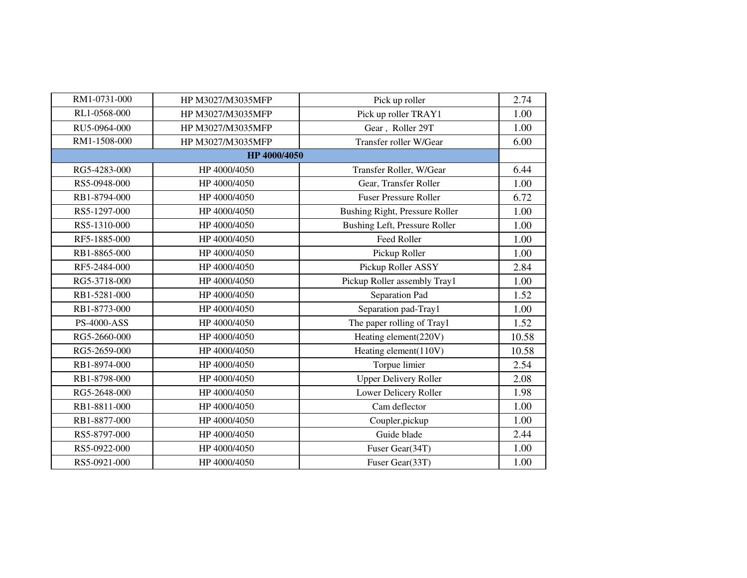| RM1-0731-000 | HP M3027/M3035MFP | Pick up roller | 2.74 |
|---|---|---|---|
| RL1-0568-000 | HP M3027/M3035MFP | Pick up roller TRAY1 | 1.00 |
| RU5-0964-000 | HP M3027/M3035MFP | Gear , Roller 29T | 1.00 |
| RM1-1508-000 | HP M3027/M3035MFP | Transfer roller W/Gear | 6.00 |
| **HP 4000/4050** | | | |
| RG5-4283-000 | HP 4000/4050 | Transfer Roller, W/Gear | 6.44 |
| RS5-0948-000 | HP 4000/4050 | Gear, Transfer Roller | 1.00 |
| RB1-8794-000 | HP 4000/4050 | Fuser Pressure Roller | 6.72 |
| RS5-1297-000 | HP 4000/4050 | Bushing Right, Pressure Roller | 1.00 |
| RS5-1310-000 | HP 4000/4050 | Bushing Left, Pressure Roller | 1.00 |
| RF5-1885-000 | HP 4000/4050 | Feed Roller | 1.00 |
| RB1-8865-000 | HP 4000/4050 | Pickup Roller | 1.00 |
| RF5-2484-000 | HP 4000/4050 | Pickup Roller ASSY | 2.84 |
| RG5-3718-000 | HP 4000/4050 | Pickup Roller assembly Tray1 | 1.00 |
| RB1-5281-000 | HP 4000/4050 | Separation Pad | 1.52 |
| RB1-8773-000 | HP 4000/4050 | Separation pad-Tray1 | 1.00 |
| PS-4000-ASS | HP 4000/4050 | The paper rolling of Tray1 | 1.52 |
| RG5-2660-000 | HP 4000/4050 | Heating element(220V) | 10.58 |
| RG5-2659-000 | HP 4000/4050 | Heating element(110V) | 10.58 |
| RB1-8974-000 | HP 4000/4050 | Torpue limier | 2.54 |
| RB1-8798-000 | HP 4000/4050 | Upper Delivery Roller | 2.08 |
| RG5-2648-000 | HP 4000/4050 | Lower Delicery Roller | 1.98 |
| RB1-8811-000 | HP 4000/4050 | Cam deflector | 1.00 |
| RB1-8877-000 | HP 4000/4050 | Coupler,pickup | 1.00 |
| RS5-8797-000 | HP 4000/4050 | Guide blade | 2.44 |
| RS5-0922-000 | HP 4000/4050 | Fuser Gear(34T) | 1.00 |
| RS5-0921-000 | HP 4000/4050 | Fuser Gear(33T) | 1.00 |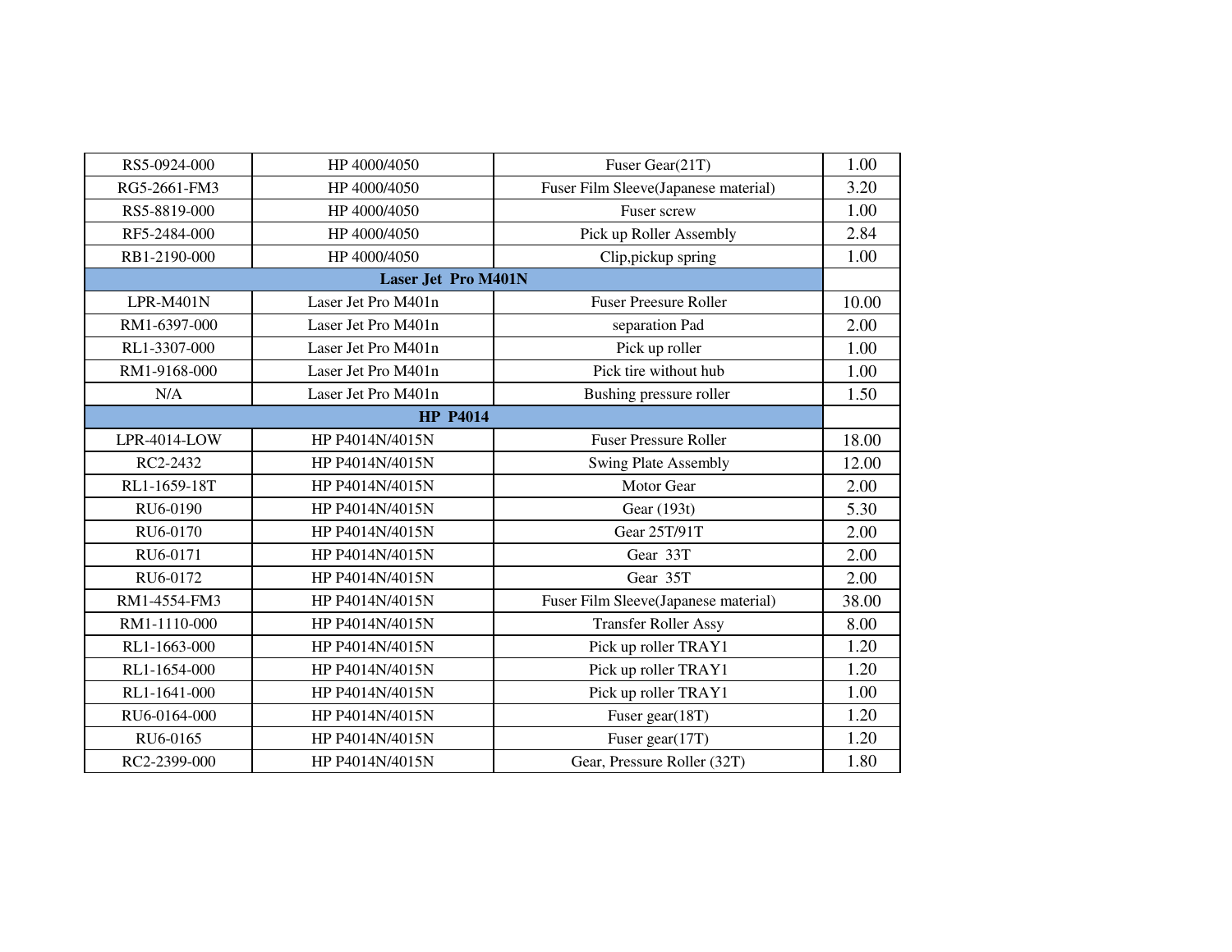| RS5-0924-000 | HP 4000/4050 | Fuser Gear(21T) | 1.00 |
|---|---|---|---|
| RG5-2661-FM3 | HP 4000/4050 | Fuser Film Sleeve(Japanese material) | 3.20 |
| RS5-8819-000 | HP 4000/4050 | Fuser screw | 1.00 |
| RF5-2484-000 | HP 4000/4050 | Pick up Roller Assembly | 2.84 |
| RB1-2190-000 | HP 4000/4050 | Clip,pickup spring | 1.00 |
| **Laser Jet Pro M401N** | | | |
| LPR-M401N | Laser Jet Pro M401n | Fuser Preesure Roller | 10.00 |
| RM1-6397-000 | Laser Jet Pro M401n | separation Pad | 2.00 |
| RL1-3307-000 | Laser Jet Pro M401n | Pick up roller | 1.00 |
| RM1-9168-000 | Laser Jet Pro M401n | Pick tire without hub | 1.00 |
| N/A | Laser Jet Pro M401n | Bushing pressure roller | 1.50 |
| **HP P4014** | | | |
| LPR-4014-LOW | HP P4014N/4015N | Fuser Pressure Roller | 18.00 |
| RC2-2432 | HP P4014N/4015N | Swing Plate Assembly | 12.00 |
| RL1-1659-18T | HP P4014N/4015N | Motor Gear | 2.00 |
| RU6-0190 | HP P4014N/4015N | Gear (193t) | 5.30 |
| RU6-0170 | HP P4014N/4015N | Gear 25T/91T | 2.00 |
| RU6-0171 | HP P4014N/4015N | Gear 33T | 2.00 |
| RU6-0172 | HP P4014N/4015N | Gear 35T | 2.00 |
| RM1-4554-FM3 | HP P4014N/4015N | Fuser Film Sleeve(Japanese material) | 38.00 |
| RM1-1110-000 | HP P4014N/4015N | Transfer Roller Assy | 8.00 |
| RL1-1663-000 | HP P4014N/4015N | Pick up roller TRAY1 | 1.20 |
| RL1-1654-000 | HP P4014N/4015N | Pick up roller TRAY1 | 1.20 |
| RL1-1641-000 | HP P4014N/4015N | Pick up roller TRAY1 | 1.00 |
| RU6-0164-000 | HP P4014N/4015N | Fuser gear(18T) | 1.20 |
| RU6-0165 | HP P4014N/4015N | Fuser gear(17T) | 1.20 |
| RC2-2399-000 | HP P4014N/4015N | Gear, Pressure Roller (32T) | 1.80 |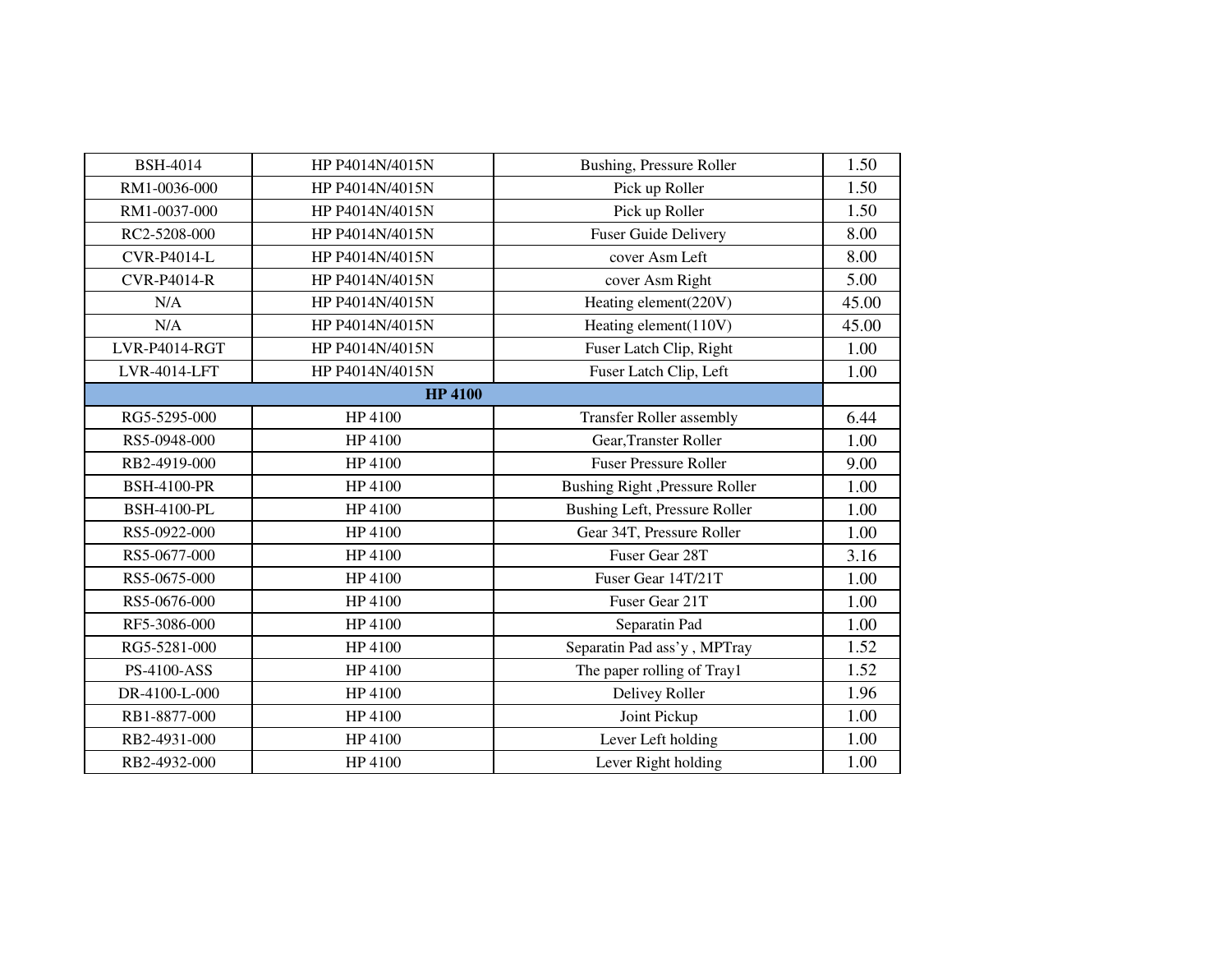| BSH-4014 | HP P4014N/4015N | Bushing, Pressure Roller | 1.50 |
|---|---|---|---|
| RM1-0036-000 | HP P4014N/4015N | Pick up Roller | 1.50 |
| RM1-0037-000 | HP P4014N/4015N | Pick up Roller | 1.50 |
| RC2-5208-000 | HP P4014N/4015N | Fuser Guide Delivery | 8.00 |
| CVR-P4014-L | HP P4014N/4015N | cover Asm Left | 8.00 |
| CVR-P4014-R | HP P4014N/4015N | cover Asm Right | 5.00 |
| N/A | HP P4014N/4015N | Heating element(220V) | 45.00 |
| N/A | HP P4014N/4015N | Heating element(110V) | 45.00 |
| LVR-P4014-RGT | HP P4014N/4015N | Fuser Latch Clip, Right | 1.00 |
| LVR-4014-LFT | HP P4014N/4015N | Fuser Latch Clip, Left | 1.00 |
| **HP 4100** | | | |
| RG5-5295-000 | HP 4100 | Transfer Roller assembly | 6.44 |
| RS5-0948-000 | HP 4100 | Gear,Transter Roller | 1.00 |
| RB2-4919-000 | HP 4100 | Fuser Pressure Roller | 9.00 |
| BSH-4100-PR | HP 4100 | Bushing Right ,Pressure Roller | 1.00 |
| BSH-4100-PL | HP 4100 | Bushing Left, Pressure Roller | 1.00 |
| RS5-0922-000 | HP 4100 | Gear 34T, Pressure Roller | 1.00 |
| RS5-0677-000 | HP 4100 | Fuser Gear 28T | 3.16 |
| RS5-0675-000 | HP 4100 | Fuser Gear 14T/21T | 1.00 |
| RS5-0676-000 | HP 4100 | Fuser Gear 21T | 1.00 |
| RF5-3086-000 | HP 4100 | Separatin Pad | 1.00 |
| RG5-5281-000 | HP 4100 | Separatin Pad ass'y , MPTray | 1.52 |
| PS-4100-ASS | HP 4100 | The paper rolling of Tray1 | 1.52 |
| DR-4100-L-000 | HP 4100 | Delivey Roller | 1.96 |
| RB1-8877-000 | HP 4100 | Joint Pickup | 1.00 |
| RB2-4931-000 | HP 4100 | Lever Left holding | 1.00 |
| RB2-4932-000 | HP 4100 | Lever Right holding | 1.00 |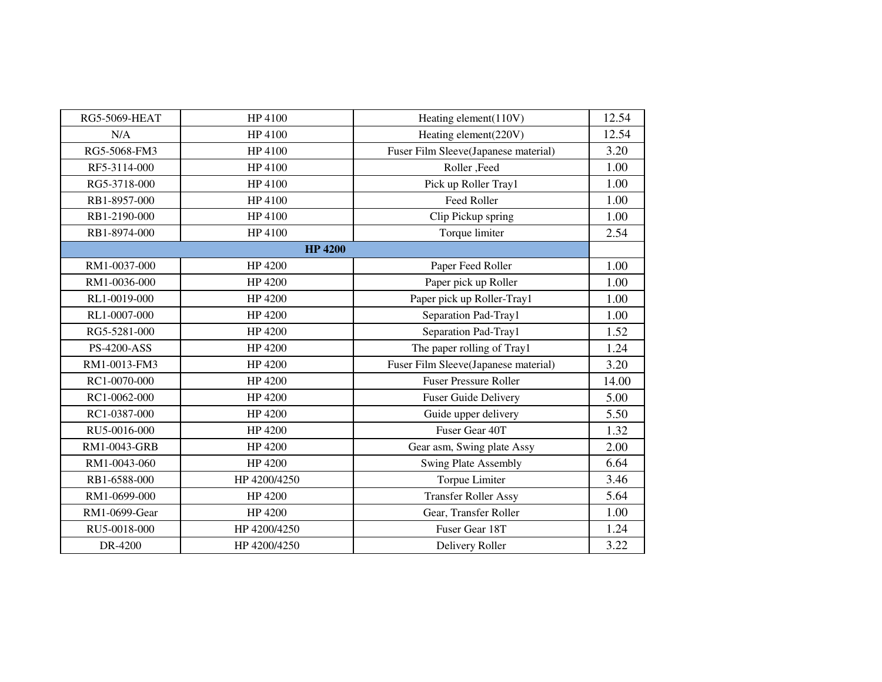| | | | |
|---|---|---|---|
| RG5-5069-HEAT | HP 4100 | Heating element(110V) | 12.54 |
| N/A | HP 4100 | Heating element(220V) | 12.54 |
| RG5-5068-FM3 | HP 4100 | Fuser Film Sleeve(Japanese material) | 3.20 |
| RF5-3114-000 | HP 4100 | Roller ,Feed | 1.00 |
| RG5-3718-000 | HP 4100 | Pick up Roller Tray1 | 1.00 |
| RB1-8957-000 | HP 4100 | Feed Roller | 1.00 |
| RB1-2190-000 | HP 4100 | Clip Pickup spring | 1.00 |
| RB1-8974-000 | HP 4100 | Torque limiter | 2.54 |
| **HP 4200** | | | |
| RM1-0037-000 | HP 4200 | Paper Feed Roller | 1.00 |
| RM1-0036-000 | HP 4200 | Paper pick up Roller | 1.00 |
| RL1-0019-000 | HP 4200 | Paper pick up Roller-Tray1 | 1.00 |
| RL1-0007-000 | HP 4200 | Separation Pad-Tray1 | 1.00 |
| RG5-5281-000 | HP 4200 | Separation Pad-Tray1 | 1.52 |
| PS-4200-ASS | HP 4200 | The paper rolling of Tray1 | 1.24 |
| RM1-0013-FM3 | HP 4200 | Fuser Film Sleeve(Japanese material) | 3.20 |
| RC1-0070-000 | HP 4200 | Fuser Pressure Roller | 14.00 |
| RC1-0062-000 | HP 4200 | Fuser Guide Delivery | 5.00 |
| RC1-0387-000 | HP 4200 | Guide upper delivery | 5.50 |
| RU5-0016-000 | HP 4200 | Fuser Gear 40T | 1.32 |
| RM1-0043-GRB | HP 4200 | Gear asm, Swing plate Assy | 2.00 |
| RM1-0043-060 | HP 4200 | Swing Plate Assembly | 6.64 |
| RB1-6588-000 | HP 4200/4250 | Torpue Limiter | 3.46 |
| RM1-0699-000 | HP 4200 | Transfer Roller Assy | 5.64 |
| RM1-0699-Gear | HP 4200 | Gear, Transfer Roller | 1.00 |
| RU5-0018-000 | HP 4200/4250 | Fuser Gear 18T | 1.24 |
| DR-4200 | HP 4200/4250 | Delivery Roller | 3.22 |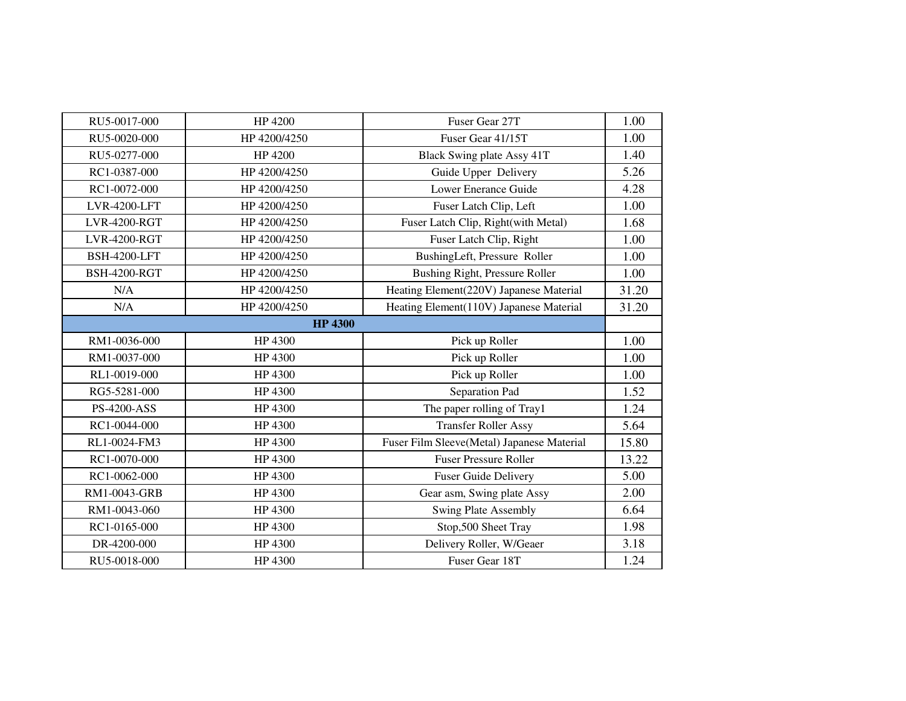| RU5-0017-000 | HP 4200 | Fuser Gear 27T | 1.00 |
|---|---|---|---|
| RU5-0020-000 | HP 4200/4250 | Fuser Gear 41/15T | 1.00 |
| RU5-0277-000 | HP 4200 | Black Swing plate Assy 41T | 1.40 |
| RC1-0387-000 | HP 4200/4250 | Guide Upper Delivery | 5.26 |
| RC1-0072-000 | HP 4200/4250 | Lower Enerance Guide | 4.28 |
| LVR-4200-LFT | HP 4200/4250 | Fuser Latch Clip, Left | 1.00 |
| LVR-4200-RGT | HP 4200/4250 | Fuser Latch Clip, Right(with Metal) | 1.68 |
| LVR-4200-RGT | HP 4200/4250 | Fuser Latch Clip, Right | 1.00 |
| BSH-4200-LFT | HP 4200/4250 | BushingLeft, Pressure Roller | 1.00 |
| BSH-4200-RGT | HP 4200/4250 | Bushing Right, Pressure Roller | 1.00 |
| N/A | HP 4200/4250 | Heating Element(220V) Japanese Material | 31.20 |
| N/A | HP 4200/4250 | Heating Element(110V) Japanese Material | 31.20 |
| **HP 4300** | | | |
| RM1-0036-000 | HP 4300 | Pick up Roller | 1.00 |
| RM1-0037-000 | HP 4300 | Pick up Roller | 1.00 |
| RL1-0019-000 | HP 4300 | Pick up Roller | 1.00 |
| RG5-5281-000 | HP 4300 | Separation Pad | 1.52 |
| PS-4200-ASS | HP 4300 | The paper rolling of Tray1 | 1.24 |
| RC1-0044-000 | HP 4300 | Transfer Roller Assy | 5.64 |
| RL1-0024-FM3 | HP 4300 | Fuser Film Sleeve(Metal) Japanese Material | 15.80 |
| RC1-0070-000 | HP 4300 | Fuser Pressure Roller | 13.22 |
| RC1-0062-000 | HP 4300 | Fuser Guide Delivery | 5.00 |
| RM1-0043-GRB | HP 4300 | Gear asm, Swing plate Assy | 2.00 |
| RM1-0043-060 | HP 4300 | Swing Plate Assembly | 6.64 |
| RC1-0165-000 | HP 4300 | Stop,500 Sheet Tray | 1.98 |
| DR-4200-000 | HP 4300 | Delivery Roller, W/Geaer | 3.18 |
| RU5-0018-000 | HP 4300 | Fuser Gear 18T | 1.24 |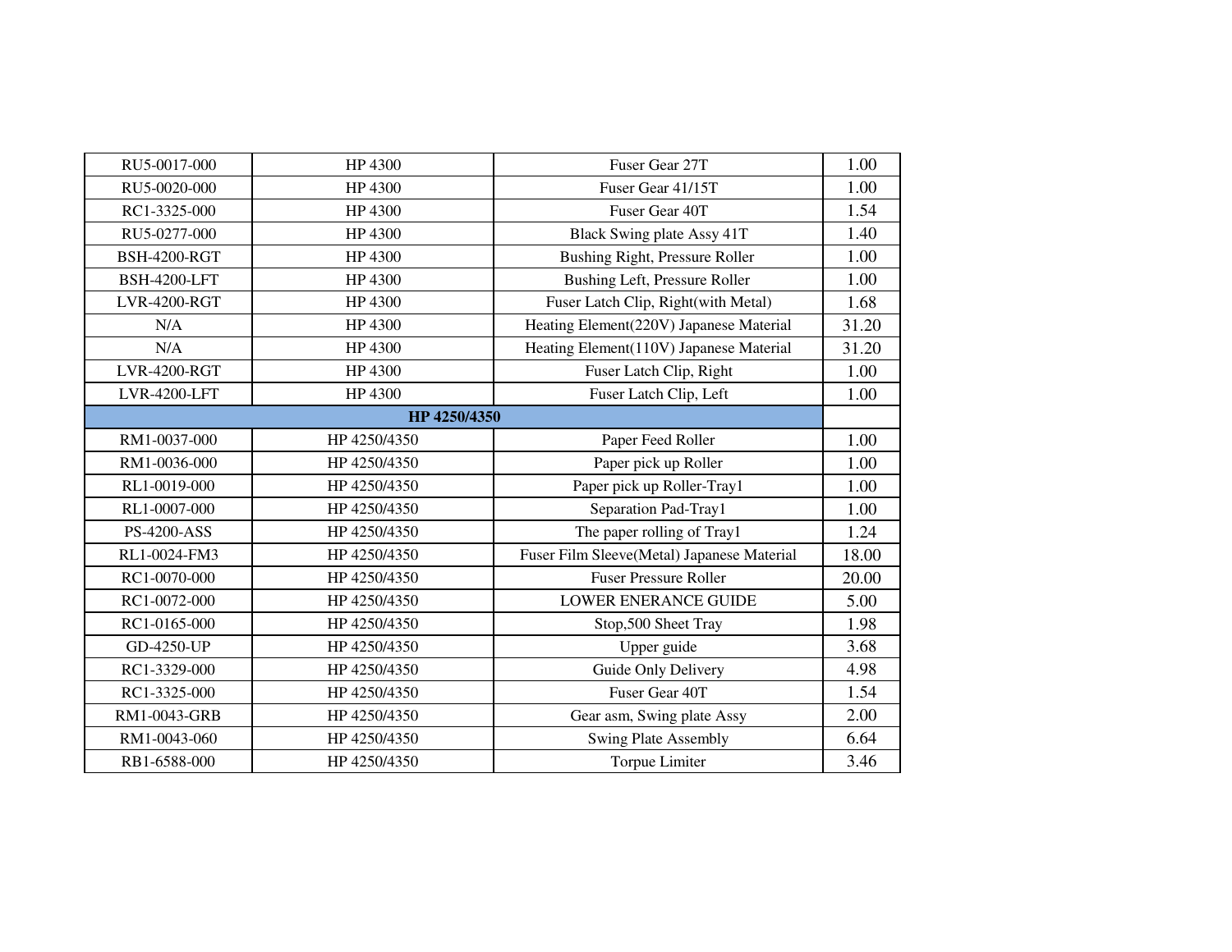| RU5-0017-000 | HP 4300 | Fuser Gear 27T | 1.00 |
|---|---|---|---|
| RU5-0020-000 | HP 4300 | Fuser Gear 41/15T | 1.00 |
| RC1-3325-000 | HP 4300 | Fuser Gear 40T | 1.54 |
| RU5-0277-000 | HP 4300 | Black Swing plate Assy 41T | 1.40 |
| BSH-4200-RGT | HP 4300 | Bushing Right, Pressure Roller | 1.00 |
| BSH-4200-LFT | HP 4300 | Bushing Left, Pressure Roller | 1.00 |
| LVR-4200-RGT | HP 4300 | Fuser Latch Clip, Right(with Metal) | 1.68 |
| N/A | HP 4300 | Heating Element(220V) Japanese Material | 31.20 |
| N/A | HP 4300 | Heating Element(110V) Japanese Material | 31.20 |
| LVR-4200-RGT | HP 4300 | Fuser Latch Clip, Right | 1.00 |
| LVR-4200-LFT | HP 4300 | Fuser Latch Clip, Left | 1.00 |
| **HP 4250/4350** | | | |
| RM1-0037-000 | HP 4250/4350 | Paper Feed Roller | 1.00 |
| RM1-0036-000 | HP 4250/4350 | Paper pick up Roller | 1.00 |
| RL1-0019-000 | HP 4250/4350 | Paper pick up Roller-Tray1 | 1.00 |
| RL1-0007-000 | HP 4250/4350 | Separation Pad-Tray1 | 1.00 |
| PS-4200-ASS | HP 4250/4350 | The paper rolling of Tray1 | 1.24 |
| RL1-0024-FM3 | HP 4250/4350 | Fuser Film Sleeve(Metal) Japanese Material | 18.00 |
| RC1-0070-000 | HP 4250/4350 | Fuser Pressure Roller | 20.00 |
| RC1-0072-000 | HP 4250/4350 | LOWER ENERANCE GUIDE | 5.00 |
| RC1-0165-000 | HP 4250/4350 | Stop,500 Sheet Tray | 1.98 |
| GD-4250-UP | HP 4250/4350 | Upper guide | 3.68 |
| RC1-3329-000 | HP 4250/4350 | Guide Only Delivery | 4.98 |
| RC1-3325-000 | HP 4250/4350 | Fuser Gear 40T | 1.54 |
| RM1-0043-GRB | HP 4250/4350 | Gear asm, Swing plate Assy | 2.00 |
| RM1-0043-060 | HP 4250/4350 | Swing Plate Assembly | 6.64 |
| RB1-6588-000 | HP 4250/4350 | Torpue Limiter | 3.46 |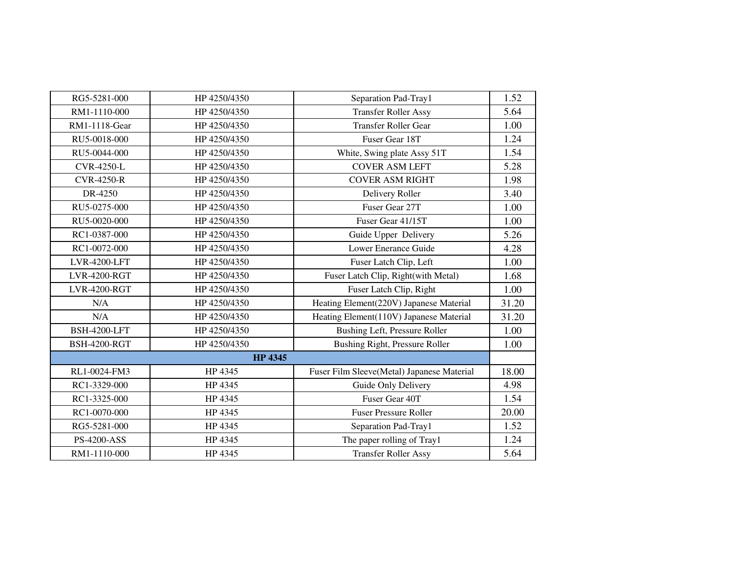| RG5-5281-000 | HP 4250/4350 | Separation Pad-Tray1 | 1.52 |
|---|---|---|---|
| RM1-1110-000 | HP 4250/4350 | Transfer Roller Assy | 5.64 |
| RM1-1118-Gear | HP 4250/4350 | Transfer Roller Gear | 1.00 |
| RU5-0018-000 | HP 4250/4350 | Fuser Gear 18T | 1.24 |
| RU5-0044-000 | HP 4250/4350 | White, Swing plate Assy 51T | 1.54 |
| CVR-4250-L | HP 4250/4350 | COVER ASM LEFT | 5.28 |
| CVR-4250-R | HP 4250/4350 | COVER ASM RIGHT | 1.98 |
| DR-4250 | HP 4250/4350 | Delivery Roller | 3.40 |
| RU5-0275-000 | HP 4250/4350 | Fuser Gear 27T | 1.00 |
| RU5-0020-000 | HP 4250/4350 | Fuser Gear 41/15T | 1.00 |
| RC1-0387-000 | HP 4250/4350 | Guide Upper Delivery | 5.26 |
| RC1-0072-000 | HP 4250/4350 | Lower Enerance Guide | 4.28 |
| LVR-4200-LFT | HP 4250/4350 | Fuser Latch Clip, Left | 1.00 |
| LVR-4200-RGT | HP 4250/4350 | Fuser Latch Clip, Right(with Metal) | 1.68 |
| LVR-4200-RGT | HP 4250/4350 | Fuser Latch Clip, Right | 1.00 |
| N/A | HP 4250/4350 | Heating Element(220V) Japanese Material | 31.20 |
| N/A | HP 4250/4350 | Heating Element(110V) Japanese Material | 31.20 |
| BSH-4200-LFT | HP 4250/4350 | Bushing Left, Pressure Roller | 1.00 |
| BSH-4200-RGT | HP 4250/4350 | Bushing Right, Pressure Roller | 1.00 |
| **HP 4345** | | | |
| RL1-0024-FM3 | HP 4345 | Fuser Film Sleeve(Metal) Japanese Material | 18.00 |
| RC1-3329-000 | HP 4345 | Guide Only Delivery | 4.98 |
| RC1-3325-000 | HP 4345 | Fuser Gear 40T | 1.54 |
| RC1-0070-000 | HP 4345 | Fuser Pressure Roller | 20.00 |
| RG5-5281-000 | HP 4345 | Separation Pad-Tray1 | 1.52 |
| PS-4200-ASS | HP 4345 | The paper rolling of Tray1 | 1.24 |
| RM1-1110-000 | HP 4345 | Transfer Roller Assy | 5.64 |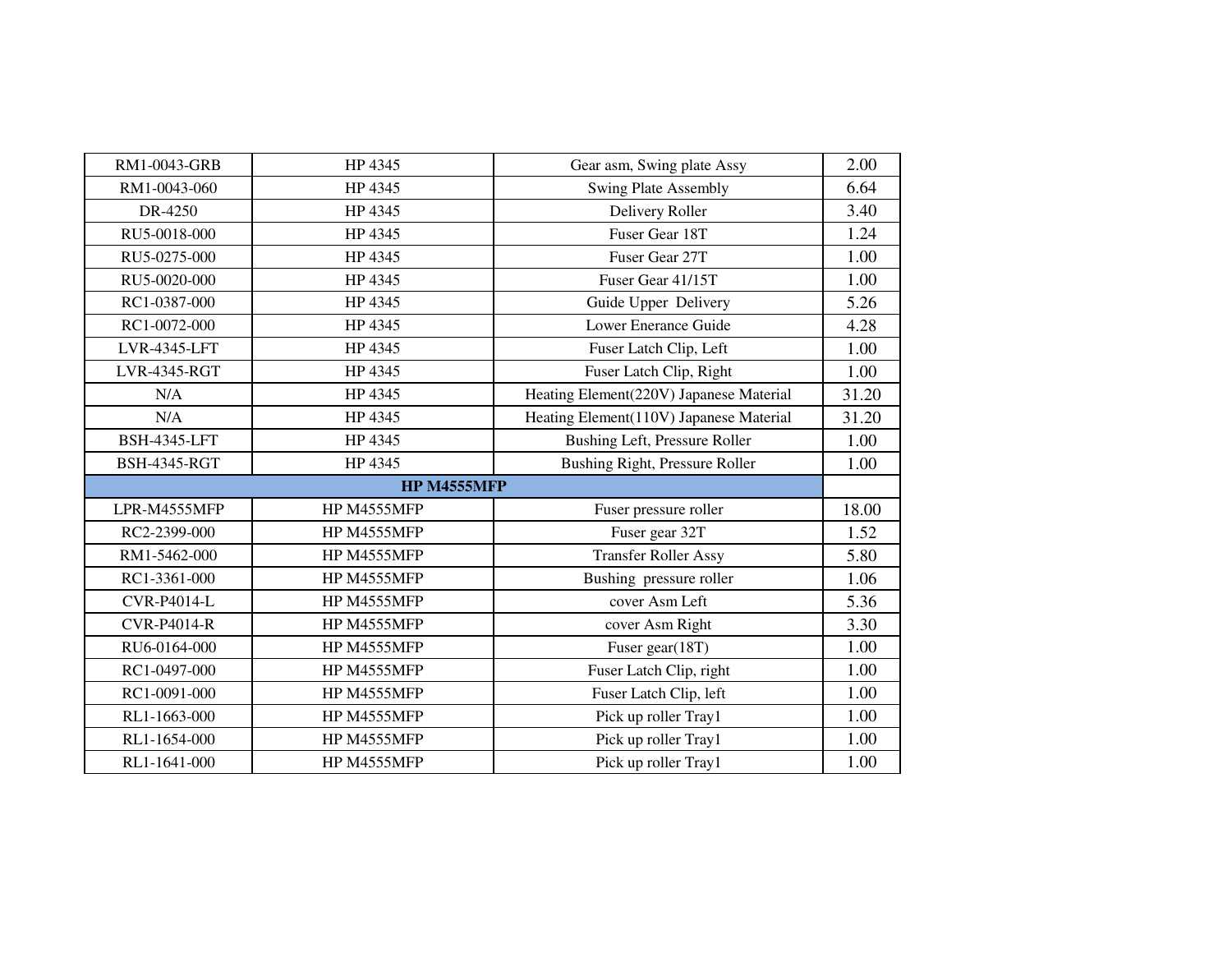| RM1-0043-GRB | HP 4345 | Gear asm, Swing plate Assy | 2.00 |
|---|---|---|---|
| RM1-0043-060 | HP 4345 | Swing Plate Assembly | 6.64 |
| DR-4250 | HP 4345 | Delivery Roller | 3.40 |
| RU5-0018-000 | HP 4345 | Fuser Gear 18T | 1.24 |
| RU5-0275-000 | HP 4345 | Fuser Gear 27T | 1.00 |
| RU5-0020-000 | HP 4345 | Fuser Gear 41/15T | 1.00 |
| RC1-0387-000 | HP 4345 | Guide Upper Delivery | 5.26 |
| RC1-0072-000 | HP 4345 | Lower Enerance Guide | 4.28 |
| LVR-4345-LFT | HP 4345 | Fuser Latch Clip, Left | 1.00 |
| LVR-4345-RGT | HP 4345 | Fuser Latch Clip, Right | 1.00 |
| N/A | HP 4345 | Heating Element(220V) Japanese Material | 31.20 |
| N/A | HP 4345 | Heating Element(110V) Japanese Material | 31.20 |
| BSH-4345-LFT | HP 4345 | Bushing Left, Pressure Roller | 1.00 |
| BSH-4345-RGT | HP 4345 | Bushing Right, Pressure Roller | 1.00 |
| **HP M4555MFP** | | | |
| LPR-M4555MFP | HP M4555MFP | Fuser pressure roller | 18.00 |
| RC2-2399-000 | HP M4555MFP | Fuser gear 32T | 1.52 |
| RM1-5462-000 | HP M4555MFP | Transfer Roller Assy | 5.80 |
| RC1-3361-000 | HP M4555MFP | Bushing pressure roller | 1.06 |
| CVR-P4014-L | HP M4555MFP | cover Asm Left | 5.36 |
| CVR-P4014-R | HP M4555MFP | cover Asm Right | 3.30 |
| RU6-0164-000 | HP M4555MFP | Fuser gear(18T) | 1.00 |
| RC1-0497-000 | HP M4555MFP | Fuser Latch Clip, right | 1.00 |
| RC1-0091-000 | HP M4555MFP | Fuser Latch Clip, left | 1.00 |
| RL1-1663-000 | HP M4555MFP | Pick up roller Tray1 | 1.00 |
| RL1-1654-000 | HP M4555MFP | Pick up roller Tray1 | 1.00 |
| RL1-1641-000 | HP M4555MFP | Pick up roller Tray1 | 1.00 |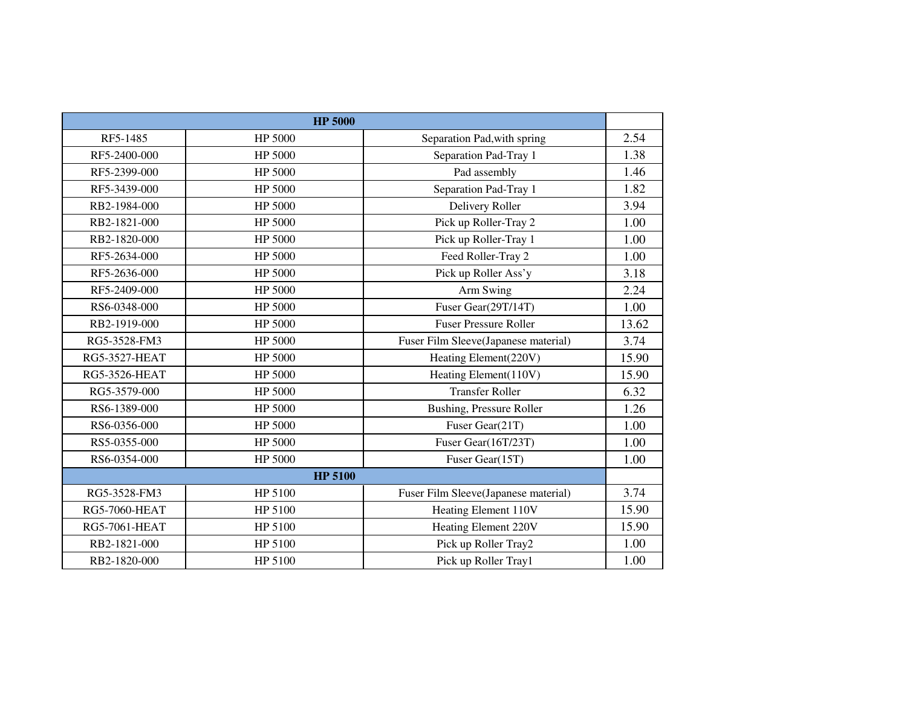| HP 5000 | | | |
|---|---|---|---|
| RF5-1485 | HP 5000 | Separation Pad,with spring | 2.54 |
| RF5-2400-000 | HP 5000 | Separation Pad-Tray 1 | 1.38 |
| RF5-2399-000 | HP 5000 | Pad assembly | 1.46 |
| RF5-3439-000 | HP 5000 | Separation Pad-Tray 1 | 1.82 |
| RB2-1984-000 | HP 5000 | Delivery Roller | 3.94 |
| RB2-1821-000 | HP 5000 | Pick up Roller-Tray 2 | 1.00 |
| RB2-1820-000 | HP 5000 | Pick up Roller-Tray 1 | 1.00 |
| RF5-2634-000 | HP 5000 | Feed Roller-Tray 2 | 1.00 |
| RF5-2636-000 | HP 5000 | Pick up Roller Ass'y | 3.18 |
| RF5-2409-000 | HP 5000 | Arm Swing | 2.24 |
| RS6-0348-000 | HP 5000 | Fuser Gear(29T/14T) | 1.00 |
| RB2-1919-000 | HP 5000 | Fuser Pressure Roller | 13.62 |
| RG5-3528-FM3 | HP 5000 | Fuser Film Sleeve(Japanese material) | 3.74 |
| RG5-3527-HEAT | HP 5000 | Heating Element(220V) | 15.90 |
| RG5-3526-HEAT | HP 5000 | Heating Element(110V) | 15.90 |
| RG5-3579-000 | HP 5000 | Transfer Roller | 6.32 |
| RS6-1389-000 | HP 5000 | Bushing, Pressure Roller | 1.26 |
| RS6-0356-000 | HP 5000 | Fuser Gear(21T) | 1.00 |
| RS5-0355-000 | HP 5000 | Fuser Gear(16T/23T) | 1.00 |
| RS6-0354-000 | HP 5000 | Fuser Gear(15T) | 1.00 |
| **HP 5100** | | | |
| RG5-3528-FM3 | HP 5100 | Fuser Film Sleeve(Japanese material) | 3.74 |
| RG5-7060-HEAT | HP 5100 | Heating Element 110V | 15.90 |
| RG5-7061-HEAT | HP 5100 | Heating Element 220V | 15.90 |
| RB2-1821-000 | HP 5100 | Pick up Roller Tray2 | 1.00 |
| RB2-1820-000 | HP 5100 | Pick up Roller Tray1 | 1.00 |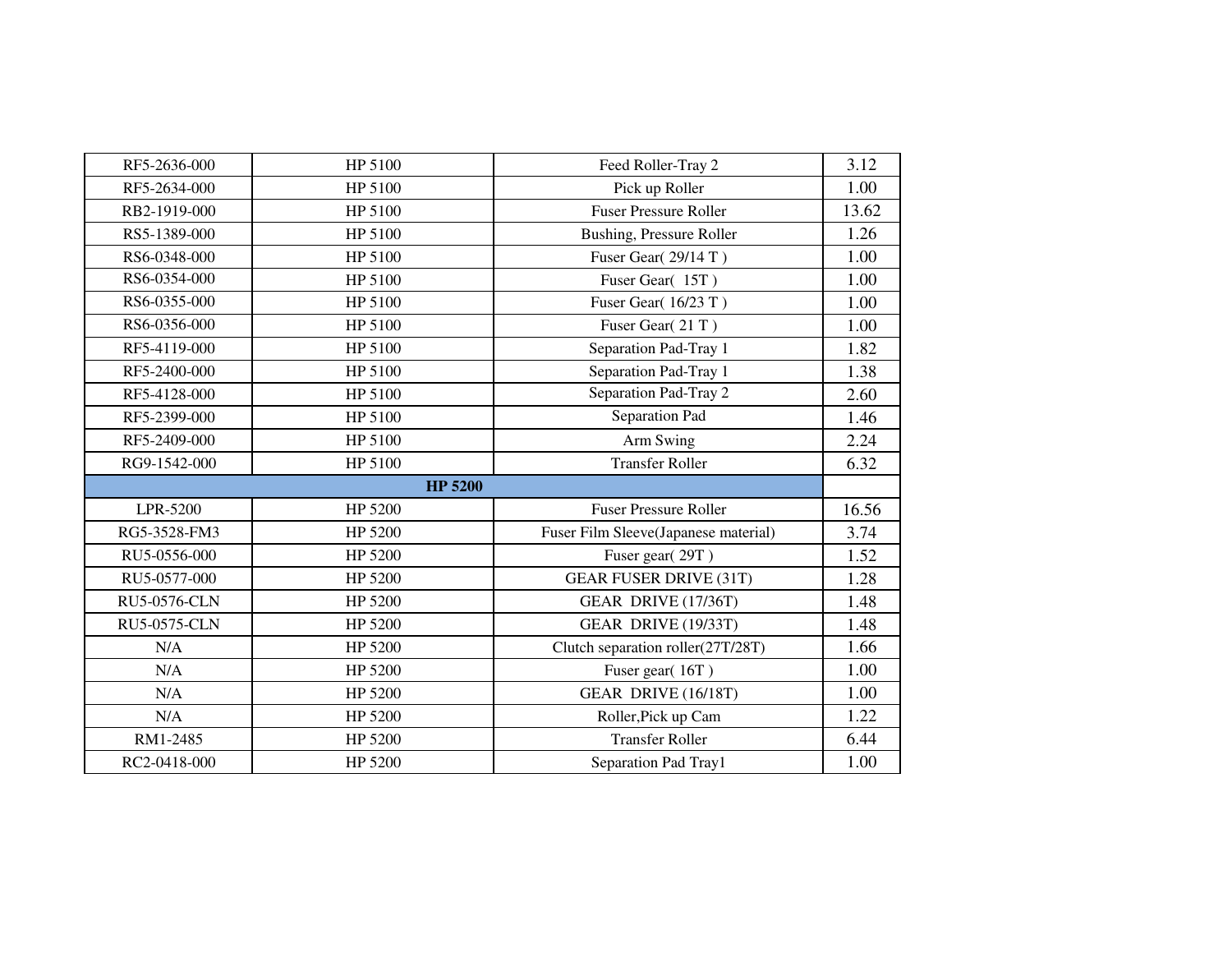| RF5-2636-000 | HP 5100 | Feed Roller-Tray 2 | 3.12 |
|---|---|---|---|
| RF5-2634-000 | HP 5100 | Pick up Roller | 1.00 |
| RB2-1919-000 | HP 5100 | Fuser Pressure Roller | 13.62 |
| RS5-1389-000 | HP 5100 | Bushing, Pressure Roller | 1.26 |
| RS6-0348-000 | HP 5100 | Fuser Gear( 29/14 T ) | 1.00 |
| RS6-0354-000 | HP 5100 | Fuser Gear( 15T ) | 1.00 |
| RS6-0355-000 | HP 5100 | Fuser Gear( 16/23 T ) | 1.00 |
| RS6-0356-000 | HP 5100 | Fuser Gear( 21 T ) | 1.00 |
| RF5-4119-000 | HP 5100 | Separation Pad-Tray 1 | 1.82 |
| RF5-2400-000 | HP 5100 | Separation Pad-Tray 1 | 1.38 |
| RF5-4128-000 | HP 5100 | Separation Pad-Tray 2 | 2.60 |
| RF5-2399-000 | HP 5100 | Separation Pad | 1.46 |
| RF5-2409-000 | HP 5100 | Arm Swing | 2.24 |
| RG9-1542-000 | HP 5100 | Transfer Roller | 6.32 |
| **HP 5200** | | | |
| LPR-5200 | HP 5200 | Fuser Pressure Roller | 16.56 |
| RG5-3528-FM3 | HP 5200 | Fuser Film Sleeve(Japanese material) | 3.74 |
| RU5-0556-000 | HP 5200 | Fuser gear( 29T ) | 1.52 |
| RU5-0577-000 | HP 5200 | GEAR FUSER DRIVE (31T) | 1.28 |
| RU5-0576-CLN | HP 5200 | GEAR DRIVE (17/36T) | 1.48 |
| RU5-0575-CLN | HP 5200 | GEAR DRIVE (19/33T) | 1.48 |
| N/A | HP 5200 | Clutch separation roller(27T/28T) | 1.66 |
| N/A | HP 5200 | Fuser gear( 16T ) | 1.00 |
| N/A | HP 5200 | GEAR DRIVE (16/18T) | 1.00 |
| N/A | HP 5200 | Roller,Pick up Cam | 1.22 |
| RM1-2485 | HP 5200 | Transfer Roller | 6.44 |
| RC2-0418-000 | HP 5200 | Separation Pad Tray1 | 1.00 |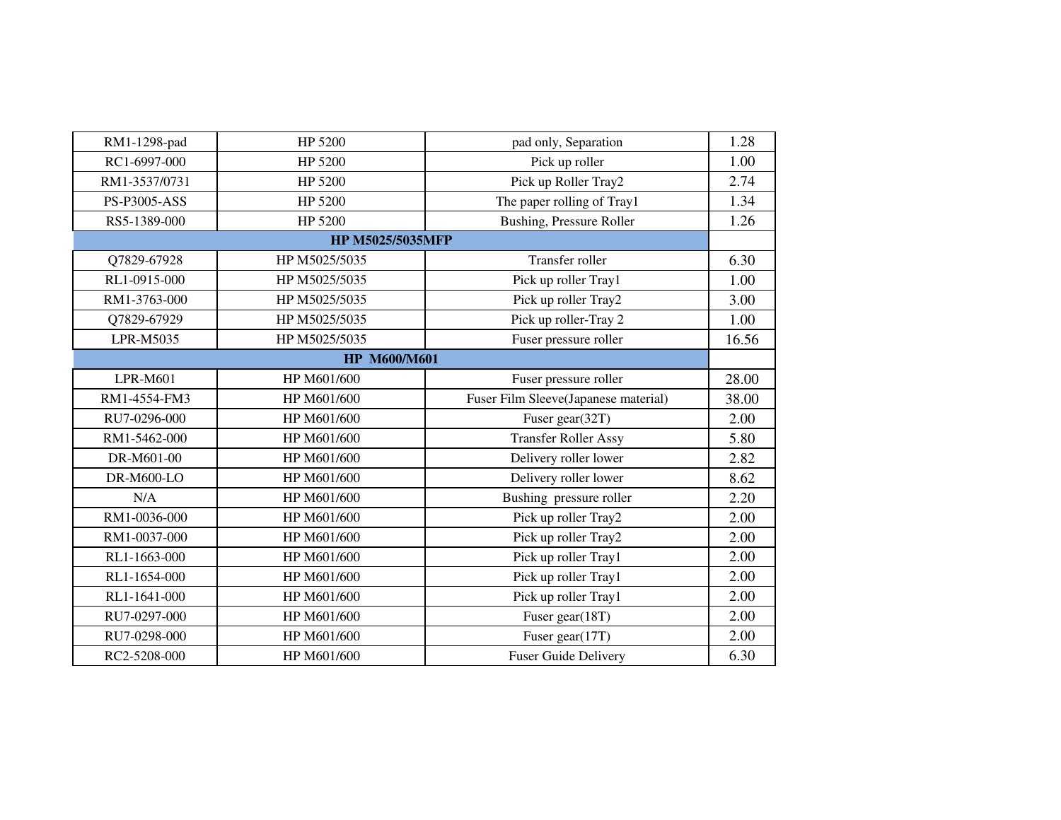| | | | |
|---|---|---|---|
| RM1-1298-pad | HP 5200 | pad only, Separation | 1.28 |
| RC1-6997-000 | HP 5200 | Pick up roller | 1.00 |
| RM1-3537/0731 | HP 5200 | Pick up Roller Tray2 | 2.74 |
| PS-P3005-ASS | HP 5200 | The paper rolling of Tray1 | 1.34 |
| RS5-1389-000 | HP 5200 | Bushing, Pressure Roller | 1.26 |
| **HP M5025/5035MFP** | | | |
| Q7829-67928 | HP M5025/5035 | Transfer roller | 6.30 |
| RL1-0915-000 | HP M5025/5035 | Pick up roller Tray1 | 1.00 |
| RM1-3763-000 | HP M5025/5035 | Pick up roller Tray2 | 3.00 |
| Q7829-67929 | HP M5025/5035 | Pick up roller-Tray 2 | 1.00 |
| LPR-M5035 | HP M5025/5035 | Fuser pressure roller | 16.56 |
| **HP M600/M601** | | | |
| LPR-M601 | HP M601/600 | Fuser pressure roller | 28.00 |
| RM1-4554-FM3 | HP M601/600 | Fuser Film Sleeve(Japanese material) | 38.00 |
| RU7-0296-000 | HP M601/600 | Fuser gear(32T) | 2.00 |
| RM1-5462-000 | HP M601/600 | Transfer Roller Assy | 5.80 |
| DR-M601-00 | HP M601/600 | Delivery roller lower | 2.82 |
| DR-M600-LO | HP M601/600 | Delivery roller lower | 8.62 |
| N/A | HP M601/600 | Bushing pressure roller | 2.20 |
| RM1-0036-000 | HP M601/600 | Pick up roller Tray2 | 2.00 |
| RM1-0037-000 | HP M601/600 | Pick up roller Tray2 | 2.00 |
| RL1-1663-000 | HP M601/600 | Pick up roller Tray1 | 2.00 |
| RL1-1654-000 | HP M601/600 | Pick up roller Tray1 | 2.00 |
| RL1-1641-000 | HP M601/600 | Pick up roller Tray1 | 2.00 |
| RU7-0297-000 | HP M601/600 | Fuser gear(18T) | 2.00 |
| RU7-0298-000 | HP M601/600 | Fuser gear(17T) | 2.00 |
| RC2-5208-000 | HP M601/600 | Fuser Guide Delivery | 6.30 |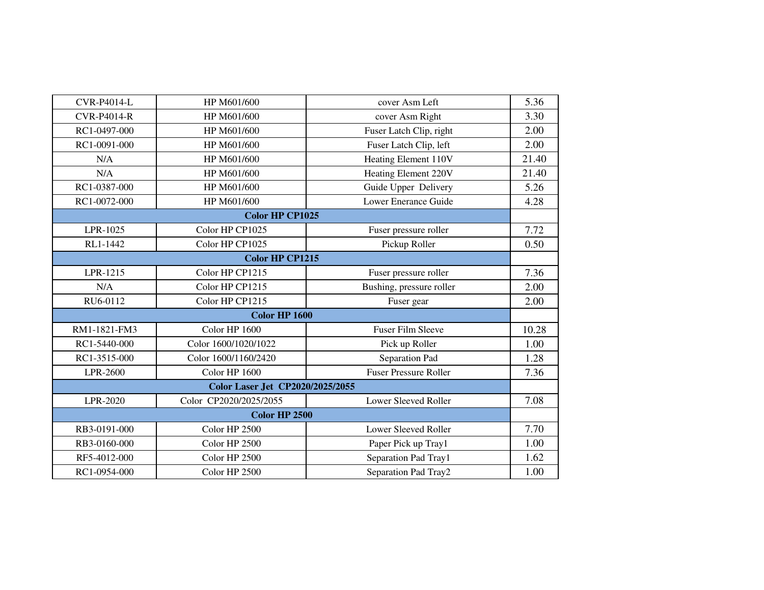| CVR-P4014-L | HP M601/600 | cover Asm Left | 5.36 |
|---|---|---|---|
| CVR-P4014-R | HP M601/600 | cover Asm Right | 3.30 |
| RC1-0497-000 | HP M601/600 | Fuser Latch Clip, right | 2.00 |
| RC1-0091-000 | HP M601/600 | Fuser Latch Clip, left | 2.00 |
| N/A | HP M601/600 | Heating Element 110V | 21.40 |
| N/A | HP M601/600 | Heating Element 220V | 21.40 |
| RC1-0387-000 | HP M601/600 | Guide Upper Delivery | 5.26 |
| RC1-0072-000 | HP M601/600 | Lower Enerance Guide | 4.28 |
| **Color HP CP1025** | | | |
| LPR-1025 | Color HP CP1025 | Fuser pressure roller | 7.72 |
| RL1-1442 | Color HP CP1025 | Pickup Roller | 0.50 |
| **Color HP CP1215** | | | |
| LPR-1215 | Color HP CP1215 | Fuser pressure roller | 7.36 |
| N/A | Color HP CP1215 | Bushing, pressure roller | 2.00 |
| RU6-0112 | Color HP CP1215 | Fuser gear | 2.00 |
| **Color HP 1600** | | | |
| RM1-1821-FM3 | Color HP 1600 | Fuser Film Sleeve | 10.28 |
| RC1-5440-000 | Color 1600/1020/1022 | Pick up Roller | 1.00 |
| RC1-3515-000 | Color 1600/1160/2420 | Separation Pad | 1.28 |
| LPR-2600 | Color HP 1600 | Fuser Pressure Roller | 7.36 |
| **Color Laser Jet CP2020/2025/2055** | | | |
| LPR-2020 | Color CP2020/2025/2055 | Lower Sleeved Roller | 7.08 |
| **Color HP 2500** | | | |
| RB3-0191-000 | Color HP 2500 | Lower Sleeved Roller | 7.70 |
| RB3-0160-000 | Color HP 2500 | Paper Pick up Tray1 | 1.00 |
| RF5-4012-000 | Color HP 2500 | Separation Pad Tray1 | 1.62 |
| RC1-0954-000 | Color HP 2500 | Separation Pad Tray2 | 1.00 |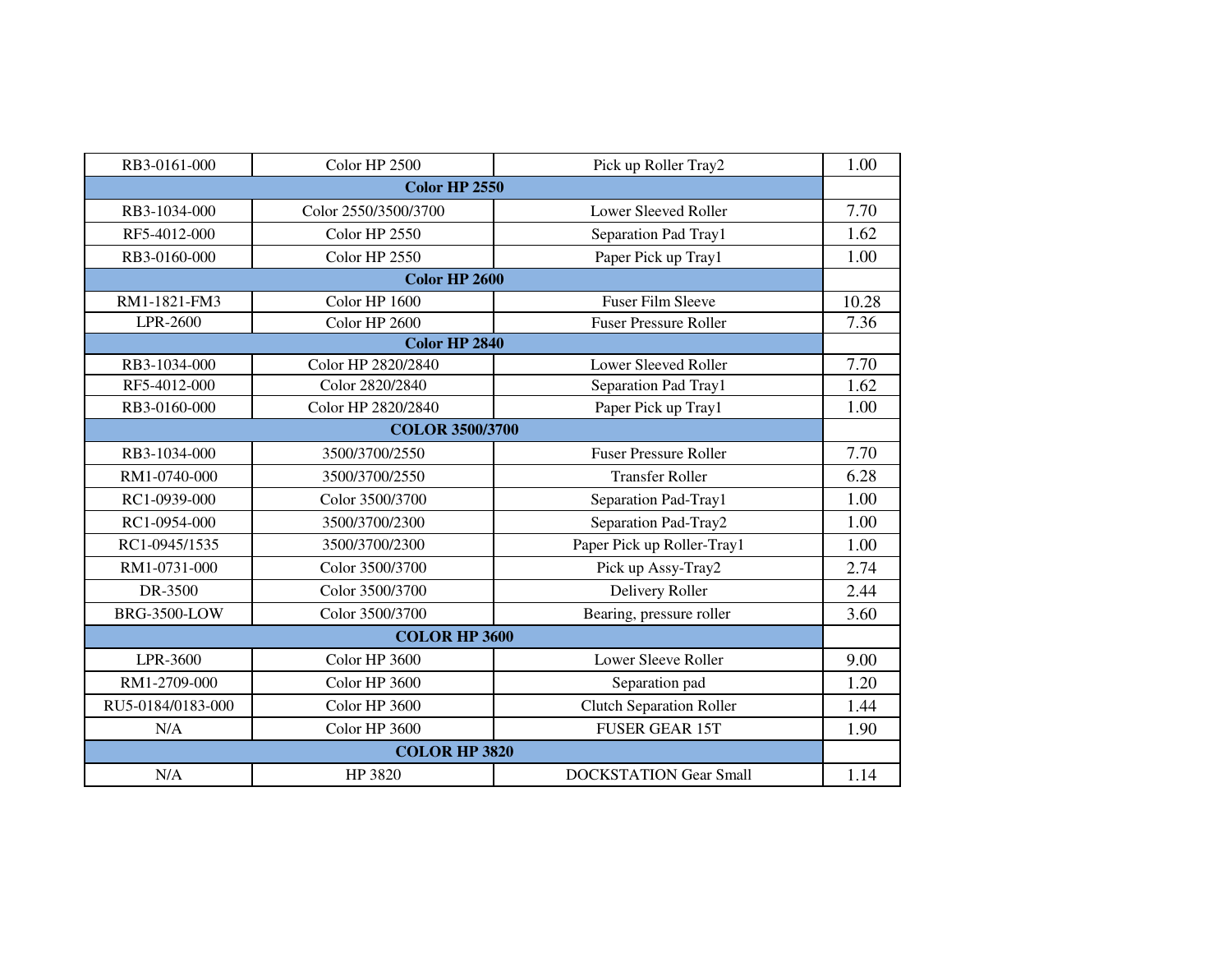| RB3-0161-000 | Color HP 2500 | Pick up Roller Tray2 | 1.00 |
|---|---|---|---|
| **Color HP 2550** | | | |
| RB3-1034-000 | Color 2550/3500/3700 | Lower Sleeved Roller | 7.70 |
| RF5-4012-000 | Color HP 2550 | Separation Pad Tray1 | 1.62 |
| RB3-0160-000 | Color HP 2550 | Paper Pick up Tray1 | 1.00 |
| **Color HP 2600** | | | |
| RM1-1821-FM3 | Color HP 1600 | Fuser Film Sleeve | 10.28 |
| LPR-2600 | Color HP 2600 | Fuser Pressure Roller | 7.36 |
| **Color HP 2840** | | | |
| RB3-1034-000 | Color HP 2820/2840 | Lower Sleeved Roller | 7.70 |
| RF5-4012-000 | Color 2820/2840 | Separation Pad Tray1 | 1.62 |
| RB3-0160-000 | Color HP 2820/2840 | Paper Pick up Tray1 | 1.00 |
| **COLOR 3500/3700** | | | |
| RB3-1034-000 | 3500/3700/2550 | Fuser Pressure Roller | 7.70 |
| RM1-0740-000 | 3500/3700/2550 | Transfer Roller | 6.28 |
| RC1-0939-000 | Color 3500/3700 | Separation Pad-Tray1 | 1.00 |
| RC1-0954-000 | 3500/3700/2300 | Separation Pad-Tray2 | 1.00 |
| RC1-0945/1535 | 3500/3700/2300 | Paper Pick up Roller-Tray1 | 1.00 |
| RM1-0731-000 | Color 3500/3700 | Pick up Assy-Tray2 | 2.74 |
| DR-3500 | Color 3500/3700 | Delivery Roller | 2.44 |
| BRG-3500-LOW | Color 3500/3700 | Bearing, pressure roller | 3.60 |
| **COLOR HP 3600** | | | |
| LPR-3600 | Color HP 3600 | Lower Sleeve Roller | 9.00 |
| RM1-2709-000 | Color HP 3600 | Separation pad | 1.20 |
| RU5-0184/0183-000 | Color HP 3600 | Clutch Separation Roller | 1.44 |
| N/A | Color HP 3600 | FUSER GEAR 15T | 1.90 |
| **COLOR HP 3820** | | | |
| N/A | HP 3820 | DOCKSTATION Gear Small | 1.14 |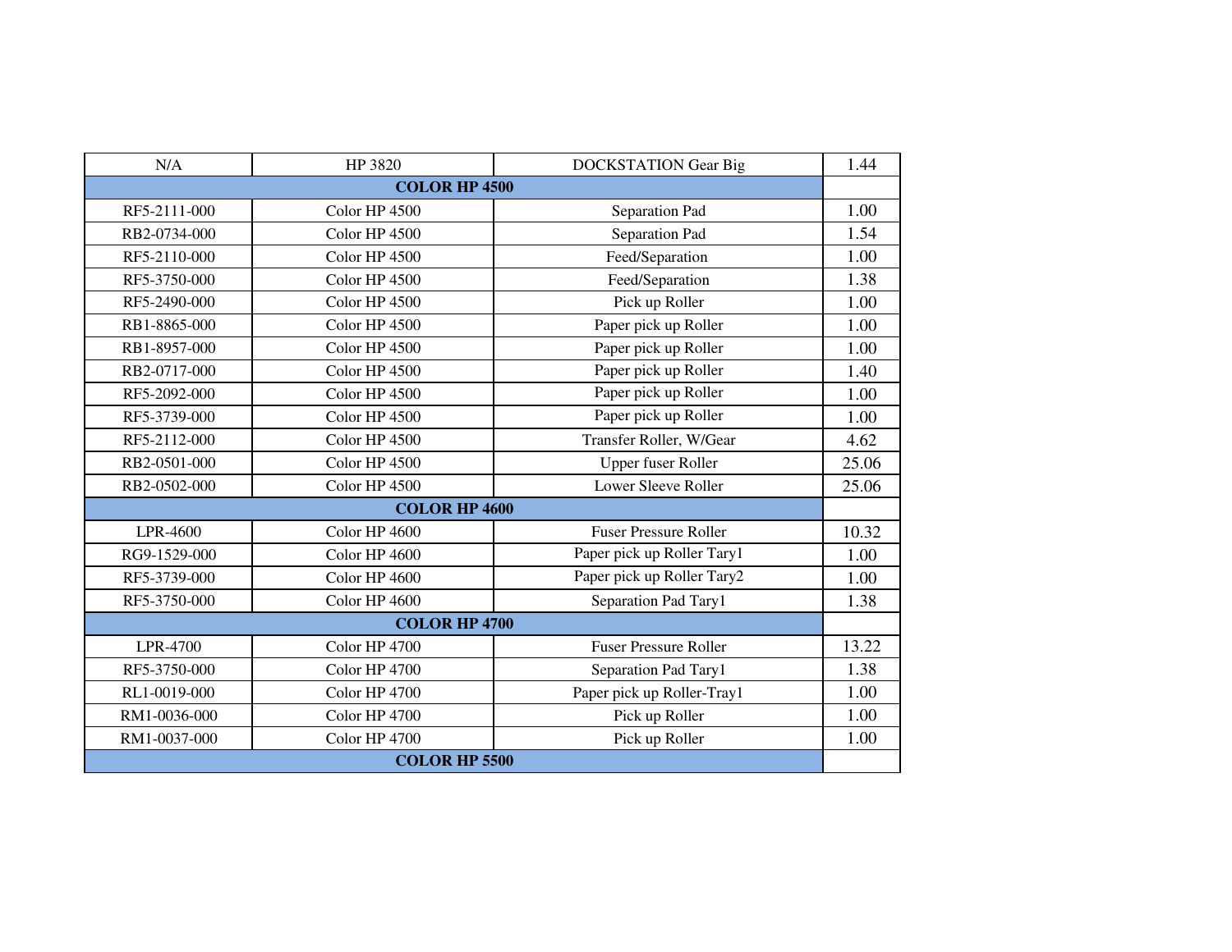| N/A | HP 3820 | DOCKSTATION Gear Big | 1.44 |
|---|---|---|---|
| **COLOR HP 4500** | | | |
| RF5-2111-000 | Color HP 4500 | Separation Pad | 1.00 |
| RB2-0734-000 | Color HP 4500 | Separation Pad | 1.54 |
| RF5-2110-000 | Color HP 4500 | Feed/Separation | 1.00 |
| RF5-3750-000 | Color HP 4500 | Feed/Separation | 1.38 |
| RF5-2490-000 | Color HP 4500 | Pick up Roller | 1.00 |
| RB1-8865-000 | Color HP 4500 | Paper pick up Roller | 1.00 |
| RB1-8957-000 | Color HP 4500 | Paper pick up Roller | 1.00 |
| RB2-0717-000 | Color HP 4500 | Paper pick up Roller | 1.40 |
| RF5-2092-000 | Color HP 4500 | Paper pick up Roller | 1.00 |
| RF5-3739-000 | Color HP 4500 | Paper pick up Roller | 1.00 |
| RF5-2112-000 | Color HP 4500 | Transfer Roller, W/Gear | 4.62 |
| RB2-0501-000 | Color HP 4500 | Upper fuser Roller | 25.06 |
| RB2-0502-000 | Color HP 4500 | Lower Sleeve Roller | 25.06 |
| **COLOR HP 4600** | | | |
| LPR-4600 | Color HP 4600 | Fuser Pressure Roller | 10.32 |
| RG9-1529-000 | Color HP 4600 | Paper pick up Roller Tary1 | 1.00 |
| RF5-3739-000 | Color HP 4600 | Paper pick up Roller Tary2 | 1.00 |
| RF5-3750-000 | Color HP 4600 | Separation Pad Tary1 | 1.38 |
| **COLOR HP 4700** | | | |
| LPR-4700 | Color HP 4700 | Fuser Pressure Roller | 13.22 |
| RF5-3750-000 | Color HP 4700 | Separation Pad Tary1 | 1.38 |
| RL1-0019-000 | Color HP 4700 | Paper pick up Roller-Tray1 | 1.00 |
| RM1-0036-000 | Color HP 4700 | Pick up Roller | 1.00 |
| RM1-0037-000 | Color HP 4700 | Pick up Roller | 1.00 |
| **COLOR HP 5500** | | | |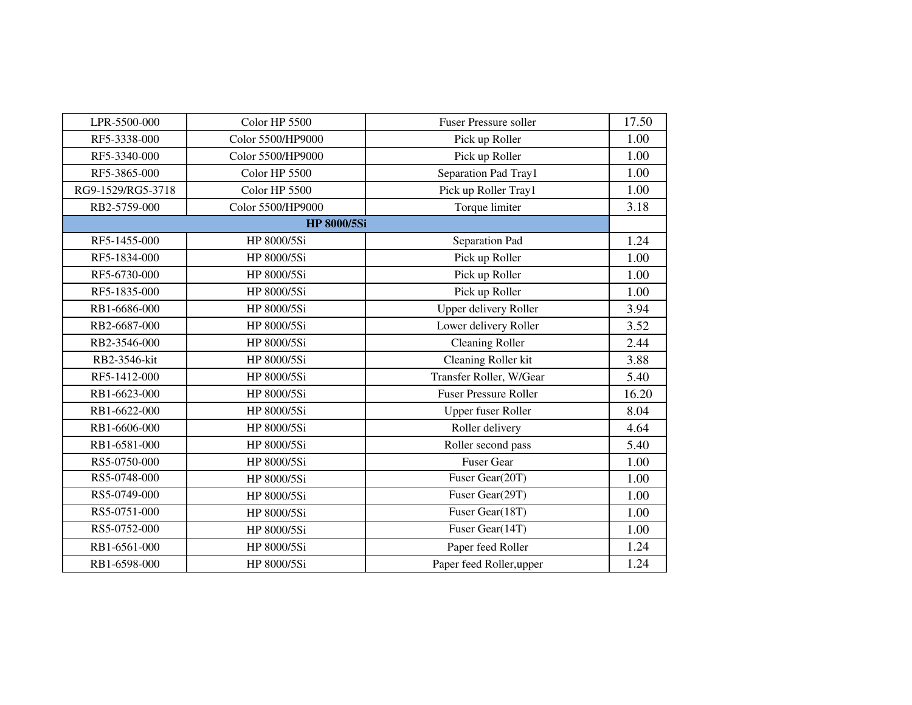| LPR-5500-000 | Color HP 5500 | Fuser Pressure soller | 17.50 |
| --- | --- | --- | --- |
| RF5-3338-000 | Color 5500/HP9000 | Pick up Roller | 1.00 |
| RF5-3340-000 | Color 5500/HP9000 | Pick up Roller | 1.00 |
| RF5-3865-000 | Color HP 5500 | Separation Pad Tray1 | 1.00 |
| RG9-1529/RG5-3718 | Color HP 5500 | Pick up Roller Tray1 | 1.00 |
| RB2-5759-000 | Color 5500/HP9000 | Torque limiter | 3.18 |
| **HP 8000/5Si** | | | |
| RF5-1455-000 | HP 8000/5Si | Separation Pad | 1.24 |
| RF5-1834-000 | HP 8000/5Si | Pick up Roller | 1.00 |
| RF5-6730-000 | HP 8000/5Si | Pick up Roller | 1.00 |
| RF5-1835-000 | HP 8000/5Si | Pick up Roller | 1.00 |
| RB1-6686-000 | HP 8000/5Si | Upper delivery Roller | 3.94 |
| RB2-6687-000 | HP 8000/5Si | Lower delivery Roller | 3.52 |
| RB2-3546-000 | HP 8000/5Si | Cleaning Roller | 2.44 |
| RB2-3546-kit | HP 8000/5Si | Cleaning Roller kit | 3.88 |
| RF5-1412-000 | HP 8000/5Si | Transfer Roller, W/Gear | 5.40 |
| RB1-6623-000 | HP 8000/5Si | Fuser Pressure Roller | 16.20 |
| RB1-6622-000 | HP 8000/5Si | Upper fuser Roller | 8.04 |
| RB1-6606-000 | HP 8000/5Si | Roller delivery | 4.64 |
| RB1-6581-000 | HP 8000/5Si | Roller second pass | 5.40 |
| RS5-0750-000 | HP 8000/5Si | Fuser Gear | 1.00 |
| RS5-0748-000 | HP 8000/5Si | Fuser Gear(20T) | 1.00 |
| RS5-0749-000 | HP 8000/5Si | Fuser Gear(29T) | 1.00 |
| RS5-0751-000 | HP 8000/5Si | Fuser Gear(18T) | 1.00 |
| RS5-0752-000 | HP 8000/5Si | Fuser Gear(14T) | 1.00 |
| RB1-6561-000 | HP 8000/5Si | Paper feed Roller | 1.24 |
| RB1-6598-000 | HP 8000/5Si | Paper feed Roller,upper | 1.24 |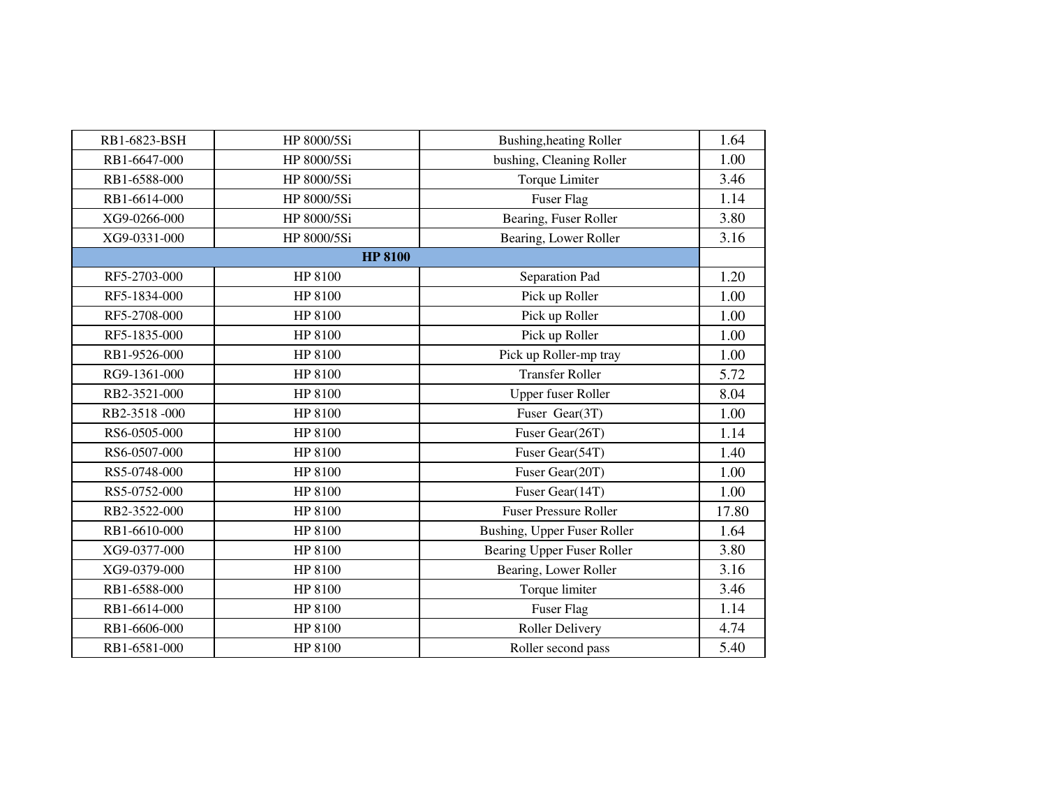| RB1-6823-BSH | HP 8000/5Si | Bushing,heating Roller | 1.64 |
|---|---|---|---|
| RB1-6647-000 | HP 8000/5Si | bushing, Cleaning Roller | 1.00 |
| RB1-6588-000 | HP 8000/5Si | Torque Limiter | 3.46 |
| RB1-6614-000 | HP 8000/5Si | Fuser Flag | 1.14 |
| XG9-0266-000 | HP 8000/5Si | Bearing, Fuser Roller | 3.80 |
| XG9-0331-000 | HP 8000/5Si | Bearing, Lower Roller | 3.16 |
| **HP 8100** | | | |
| RF5-2703-000 | HP 8100 | Separation Pad | 1.20 |
| RF5-1834-000 | HP 8100 | Pick up Roller | 1.00 |
| RF5-2708-000 | HP 8100 | Pick up Roller | 1.00 |
| RF5-1835-000 | HP 8100 | Pick up Roller | 1.00 |
| RB1-9526-000 | HP 8100 | Pick up Roller-mp tray | 1.00 |
| RG9-1361-000 | HP 8100 | Transfer Roller | 5.72 |
| RB2-3521-000 | HP 8100 | Upper fuser Roller | 8.04 |
| RB2-3518 -000 | HP 8100 | Fuser Gear(3T) | 1.00 |
| RS6-0505-000 | HP 8100 | Fuser Gear(26T) | 1.14 |
| RS6-0507-000 | HP 8100 | Fuser Gear(54T) | 1.40 |
| RS5-0748-000 | HP 8100 | Fuser Gear(20T) | 1.00 |
| RS5-0752-000 | HP 8100 | Fuser Gear(14T) | 1.00 |
| RB2-3522-000 | HP 8100 | Fuser Pressure Roller | 17.80 |
| RB1-6610-000 | HP 8100 | Bushing, Upper Fuser Roller | 1.64 |
| XG9-0377-000 | HP 8100 | Bearing Upper Fuser Roller | 3.80 |
| XG9-0379-000 | HP 8100 | Bearing, Lower Roller | 3.16 |
| RB1-6588-000 | HP 8100 | Torque limiter | 3.46 |
| RB1-6614-000 | HP 8100 | Fuser Flag | 1.14 |
| RB1-6606-000 | HP 8100 | Roller Delivery | 4.74 |
| RB1-6581-000 | HP 8100 | Roller second pass | 5.40 |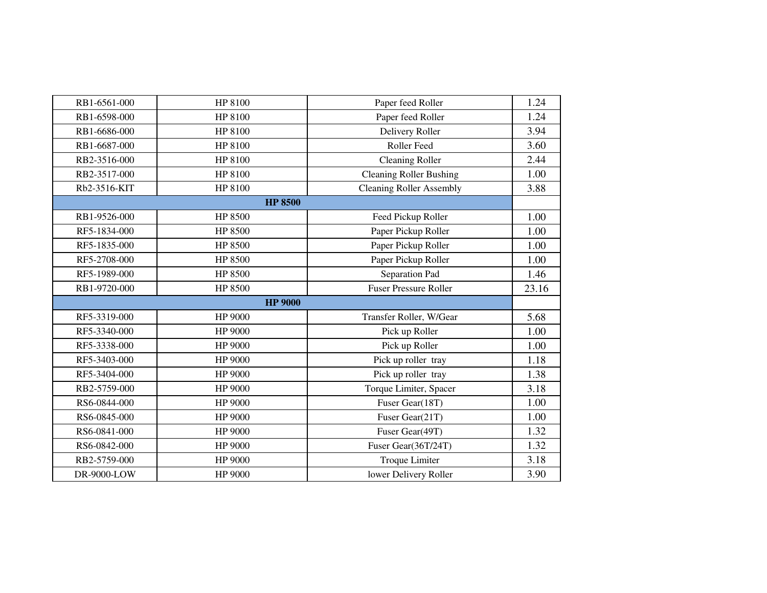| RB1-6561-000 | HP 8100 | Paper feed Roller | 1.24 |
|---|---|---|---|
| RB1-6598-000 | HP 8100 | Paper feed Roller | 1.24 |
| RB1-6686-000 | HP 8100 | Delivery Roller | 3.94 |
| RB1-6687-000 | HP 8100 | Roller Feed | 3.60 |
| RB2-3516-000 | HP 8100 | Cleaning Roller | 2.44 |
| RB2-3517-000 | HP 8100 | Cleaning Roller Bushing | 1.00 |
| Rb2-3516-KIT | HP 8100 | Cleaning Roller Assembly | 3.88 |
| **HP 8500** | | | |
| RB1-9526-000 | HP 8500 | Feed Pickup Roller | 1.00 |
| RF5-1834-000 | HP 8500 | Paper Pickup Roller | 1.00 |
| RF5-1835-000 | HP 8500 | Paper Pickup Roller | 1.00 |
| RF5-2708-000 | HP 8500 | Paper Pickup Roller | 1.00 |
| RF5-1989-000 | HP 8500 | Separation Pad | 1.46 |
| RB1-9720-000 | HP 8500 | Fuser Pressure Roller | 23.16 |
| **HP 9000** | | | |
| RF5-3319-000 | HP 9000 | Transfer Roller, W/Gear | 5.68 |
| RF5-3340-000 | HP 9000 | Pick up Roller | 1.00 |
| RF5-3338-000 | HP 9000 | Pick up Roller | 1.00 |
| RF5-3403-000 | HP 9000 | Pick up roller tray | 1.18 |
| RF5-3404-000 | HP 9000 | Pick up roller tray | 1.38 |
| RB2-5759-000 | HP 9000 | Torque Limiter, Spacer | 3.18 |
| RS6-0844-000 | HP 9000 | Fuser Gear(18T) | 1.00 |
| RS6-0845-000 | HP 9000 | Fuser Gear(21T) | 1.00 |
| RS6-0841-000 | HP 9000 | Fuser Gear(49T) | 1.32 |
| RS6-0842-000 | HP 9000 | Fuser Gear(36T/24T) | 1.32 |
| RB2-5759-000 | HP 9000 | Troque Limiter | 3.18 |
| DR-9000-LOW | HP 9000 | lower Delivery Roller | 3.90 |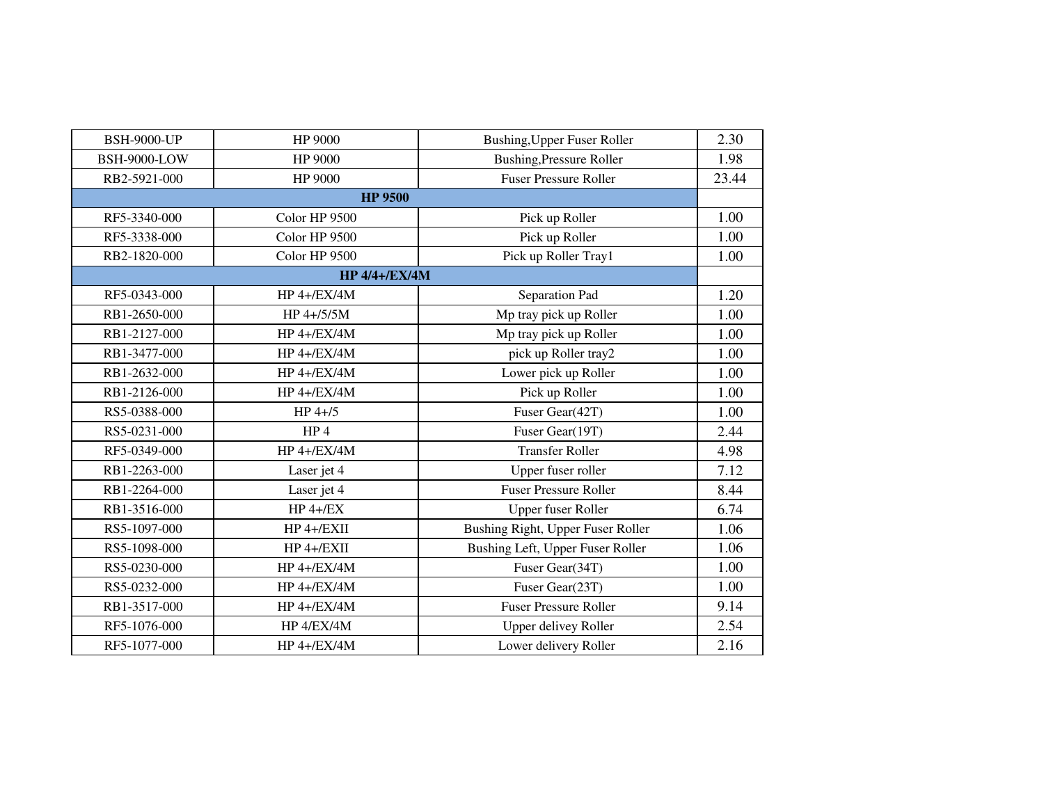| BSH-9000-UP | HP 9000 | Bushing,Upper Fuser Roller | 2.30 |
|---|---|---|---|
| BSH-9000-LOW | HP 9000 | Bushing,Pressure Roller | 1.98 |
| RB2-5921-000 | HP 9000 | Fuser Pressure Roller | 23.44 |
| **HP 9500** | | | |
| RF5-3340-000 | Color HP 9500 | Pick up Roller | 1.00 |
| RF5-3338-000 | Color HP 9500 | Pick up Roller | 1.00 |
| RB2-1820-000 | Color HP 9500 | Pick up Roller Tray1 | 1.00 |
| **HP 4/4+/EX/4M** | | | |
| RF5-0343-000 | HP 4+/EX/4M | Separation Pad | 1.20 |
| RB1-2650-000 | HP 4+/5/5M | Mp tray pick up Roller | 1.00 |
| RB1-2127-000 | HP 4+/EX/4M | Mp tray pick up Roller | 1.00 |
| RB1-3477-000 | HP 4+/EX/4M | pick up Roller tray2 | 1.00 |
| RB1-2632-000 | HP 4+/EX/4M | Lower pick up Roller | 1.00 |
| RB1-2126-000 | HP 4+/EX/4M | Pick up Roller | 1.00 |
| RS5-0388-000 | HP 4+/5 | Fuser Gear(42T) | 1.00 |
| RS5-0231-000 | HP 4 | Fuser Gear(19T) | 2.44 |
| RF5-0349-000 | HP 4+/EX/4M | Transfer Roller | 4.98 |
| RB1-2263-000 | Laser jet 4 | Upper fuser roller | 7.12 |
| RB1-2264-000 | Laser jet 4 | Fuser Pressure Roller | 8.44 |
| RB1-3516-000 | HP 4+/EX | Upper fuser Roller | 6.74 |
| RS5-1097-000 | HP 4+/EXII | Bushing Right, Upper Fuser Roller | 1.06 |
| RS5-1098-000 | HP 4+/EXII | Bushing Left, Upper Fuser Roller | 1.06 |
| RS5-0230-000 | HP 4+/EX/4M | Fuser Gear(34T) | 1.00 |
| RS5-0232-000 | HP 4+/EX/4M | Fuser Gear(23T) | 1.00 |
| RB1-3517-000 | HP 4+/EX/4M | Fuser Pressure Roller | 9.14 |
| RF5-1076-000 | HP 4/EX/4M | Upper delivey Roller | 2.54 |
| RF5-1077-000 | HP 4+/EX/4M | Lower delivery Roller | 2.16 |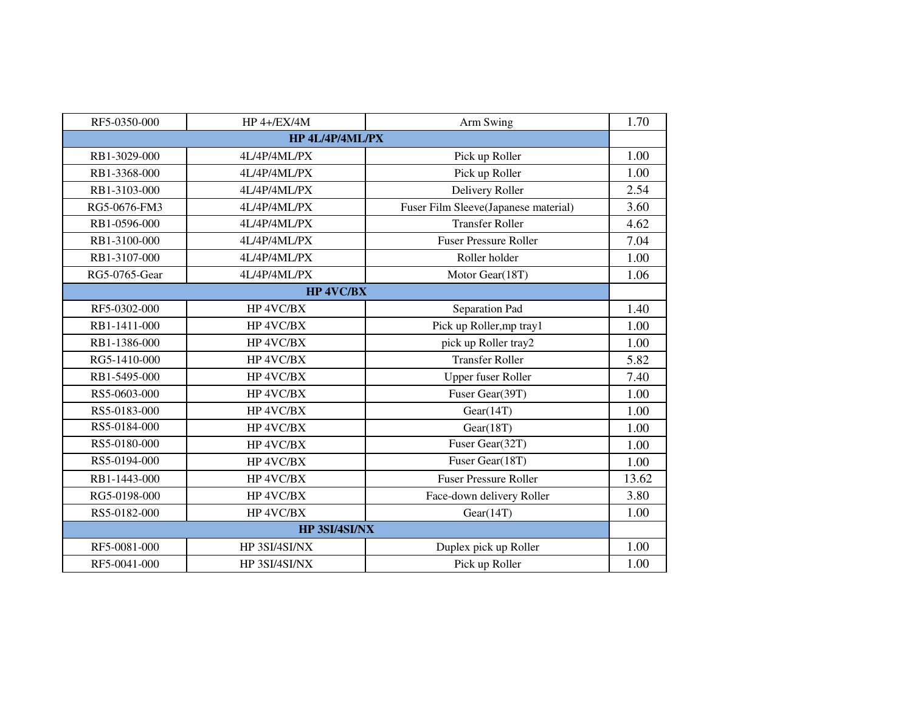| RF5-0350-000 | HP 4+/EX/4M | Arm Swing | 1.70 |
|---|---|---|---|
| **HP 4L/4P/4ML/PX** | | | |
| RB1-3029-000 | 4L/4P/4ML/PX | Pick up Roller | 1.00 |
| RB1-3368-000 | 4L/4P/4ML/PX | Pick up Roller | 1.00 |
| RB1-3103-000 | 4L/4P/4ML/PX | Delivery Roller | 2.54 |
| RG5-0676-FM3 | 4L/4P/4ML/PX | Fuser Film Sleeve(Japanese material) | 3.60 |
| RB1-0596-000 | 4L/4P/4ML/PX | Transfer Roller | 4.62 |
| RB1-3100-000 | 4L/4P/4ML/PX | Fuser Pressure Roller | 7.04 |
| RB1-3107-000 | 4L/4P/4ML/PX | Roller holder | 1.00 |
| RG5-0765-Gear | 4L/4P/4ML/PX | Motor Gear(18T) | 1.06 |
| **HP 4VC/BX** | | | |
| RF5-0302-000 | HP 4VC/BX | Separation Pad | 1.40 |
| RB1-1411-000 | HP 4VC/BX | Pick up Roller,mp tray1 | 1.00 |
| RB1-1386-000 | HP 4VC/BX | pick up Roller tray2 | 1.00 |
| RG5-1410-000 | HP 4VC/BX | Transfer Roller | 5.82 |
| RB1-5495-000 | HP 4VC/BX | Upper fuser Roller | 7.40 |
| RS5-0603-000 | HP 4VC/BX | Fuser Gear(39T) | 1.00 |
| RS5-0183-000 | HP 4VC/BX | Gear(14T) | 1.00 |
| RS5-0184-000 | HP 4VC/BX | Gear(18T) | 1.00 |
| RS5-0180-000 | HP 4VC/BX | Fuser Gear(32T) | 1.00 |
| RS5-0194-000 | HP 4VC/BX | Fuser Gear(18T) | 1.00 |
| RB1-1443-000 | HP 4VC/BX | Fuser Pressure Roller | 13.62 |
| RG5-0198-000 | HP 4VC/BX | Face-down delivery Roller | 3.80 |
| RS5-0182-000 | HP 4VC/BX | Gear(14T) | 1.00 |
| **HP 3SI/4SI/NX** | | | |
| RF5-0081-000 | HP 3SI/4SI/NX | Duplex pick up Roller | 1.00 |
| RF5-0041-000 | HP 3SI/4SI/NX | Pick up Roller | 1.00 |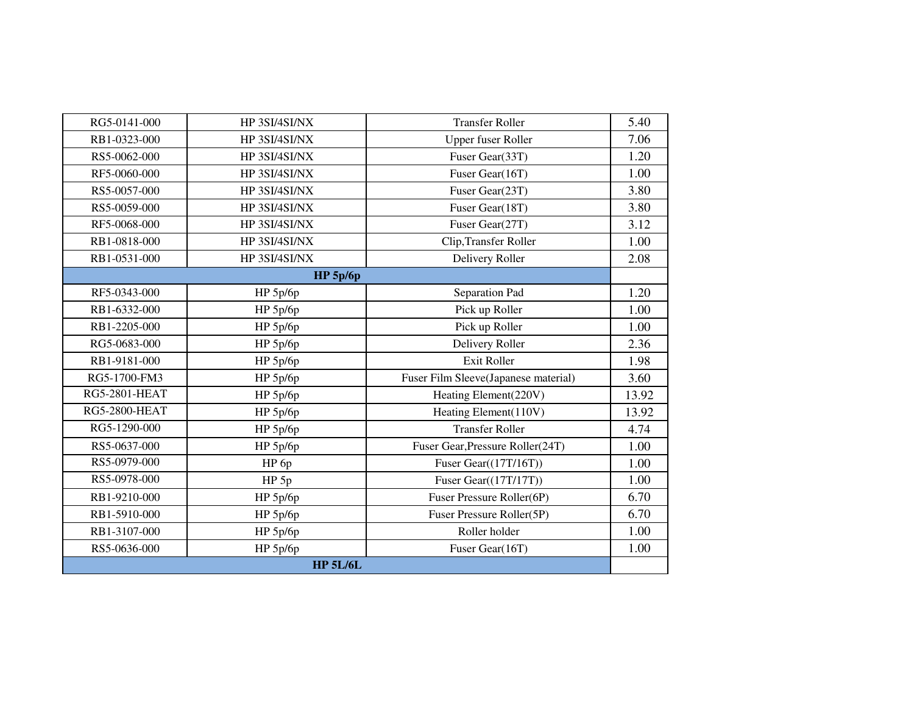| RG5-0141-000 | HP 3SI/4SI/NX | Transfer Roller | 5.40 |
|---|---|---|---|
| RB1-0323-000 | HP 3SI/4SI/NX | Upper fuser Roller | 7.06 |
| RS5-0062-000 | HP 3SI/4SI/NX | Fuser Gear(33T) | 1.20 |
| RF5-0060-000 | HP 3SI/4SI/NX | Fuser Gear(16T) | 1.00 |
| RS5-0057-000 | HP 3SI/4SI/NX | Fuser Gear(23T) | 3.80 |
| RS5-0059-000 | HP 3SI/4SI/NX | Fuser Gear(18T) | 3.80 |
| RF5-0068-000 | HP 3SI/4SI/NX | Fuser Gear(27T) | 3.12 |
| RB1-0818-000 | HP 3SI/4SI/NX | Clip,Transfer Roller | 1.00 |
| RB1-0531-000 | HP 3SI/4SI/NX | Delivery Roller | 2.08 |
| **HP 5p/6p** | | | |
| RF5-0343-000 | HP 5p/6p | Separation Pad | 1.20 |
| RB1-6332-000 | HP 5p/6p | Pick up Roller | 1.00 |
| RB1-2205-000 | HP 5p/6p | Pick up Roller | 1.00 |
| RG5-0683-000 | HP 5p/6p | Delivery Roller | 2.36 |
| RB1-9181-000 | HP 5p/6p | Exit Roller | 1.98 |
| RG5-1700-FM3 | HP 5p/6p | Fuser Film Sleeve(Japanese material) | 3.60 |
| RG5-2801-HEAT | HP 5p/6p | Heating Element(220V) | 13.92 |
| RG5-2800-HEAT | HP 5p/6p | Heating Element(110V) | 13.92 |
| RG5-1290-000 | HP 5p/6p | Transfer Roller | 4.74 |
| RS5-0637-000 | HP 5p/6p | Fuser Gear,Pressure Roller(24T) | 1.00 |
| RS5-0979-000 | HP 6p | Fuser Gear((17T/16T)) | 1.00 |
| RS5-0978-000 | HP 5p | Fuser Gear((17T/17T)) | 1.00 |
| RB1-9210-000 | HP 5p/6p | Fuser Pressure Roller(6P) | 6.70 |
| RB1-5910-000 | HP 5p/6p | Fuser Pressure Roller(5P) | 6.70 |
| RB1-3107-000 | HP 5p/6p | Roller holder | 1.00 |
| RS5-0636-000 | HP 5p/6p | Fuser Gear(16T) | 1.00 |
| **HP 5L/6L** | | | |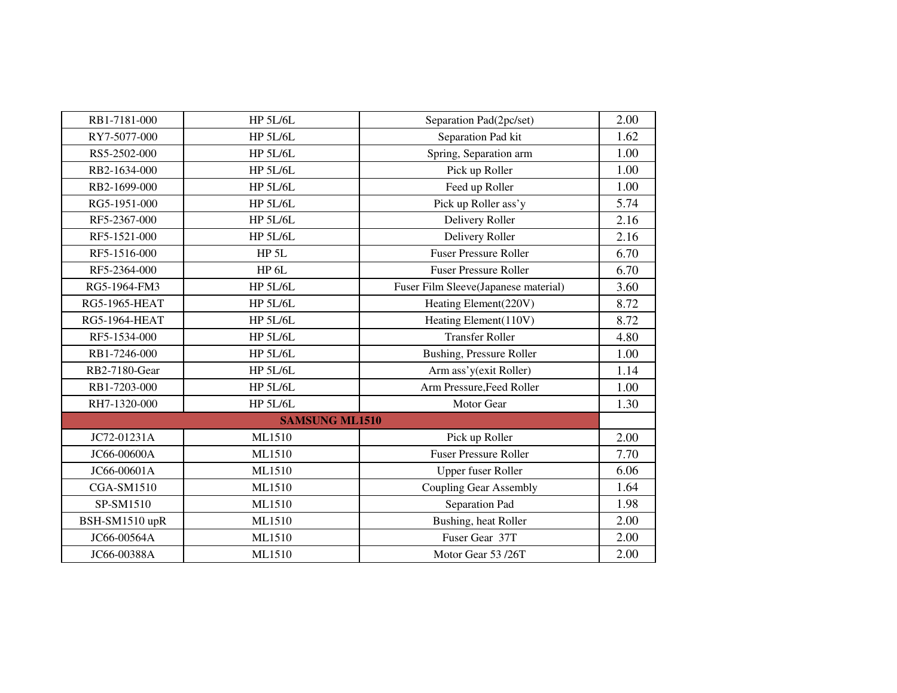| RB1-7181-000 | HP 5L/6L | Separation Pad(2pc/set) | 2.00 |
|---|---|---|---|
| RY7-5077-000 | HP 5L/6L | Separation Pad kit | 1.62 |
| RS5-2502-000 | HP 5L/6L | Spring, Separation arm | 1.00 |
| RB2-1634-000 | HP 5L/6L | Pick up Roller | 1.00 |
| RB2-1699-000 | HP 5L/6L | Feed up Roller | 1.00 |
| RG5-1951-000 | HP 5L/6L | Pick up Roller ass'y | 5.74 |
| RF5-2367-000 | HP 5L/6L | Delivery Roller | 2.16 |
| RF5-1521-000 | HP 5L/6L | Delivery Roller | 2.16 |
| RF5-1516-000 | HP 5L | Fuser Pressure Roller | 6.70 |
| RF5-2364-000 | HP 6L | Fuser Pressure Roller | 6.70 |
| RG5-1964-FM3 | HP 5L/6L | Fuser Film Sleeve(Japanese material) | 3.60 |
| RG5-1965-HEAT | HP 5L/6L | Heating Element(220V) | 8.72 |
| RG5-1964-HEAT | HP 5L/6L | Heating Element(110V) | 8.72 |
| RF5-1534-000 | HP 5L/6L | Transfer Roller | 4.80 |
| RB1-7246-000 | HP 5L/6L | Bushing, Pressure Roller | 1.00 |
| RB2-7180-Gear | HP 5L/6L | Arm ass'y(exit Roller) | 1.14 |
| RB1-7203-000 | HP 5L/6L | Arm Pressure,Feed Roller | 1.00 |
| RH7-1320-000 | HP 5L/6L | Motor Gear | 1.30 |
| **SAMSUNG ML1510** | | | |
| JC72-01231A | ML1510 | Pick up Roller | 2.00 |
| JC66-00600A | ML1510 | Fuser Pressure Roller | 7.70 |
| JC66-00601A | ML1510 | Upper fuser Roller | 6.06 |
| CGA-SM1510 | ML1510 | Coupling Gear Assembly | 1.64 |
| SP-SM1510 | ML1510 | Separation Pad | 1.98 |
| BSH-SM1510 upR | ML1510 | Bushing, heat Roller | 2.00 |
| JC66-00564A | ML1510 | Fuser Gear 37T | 2.00 |
| JC66-00388A | ML1510 | Motor Gear 53 /26T | 2.00 |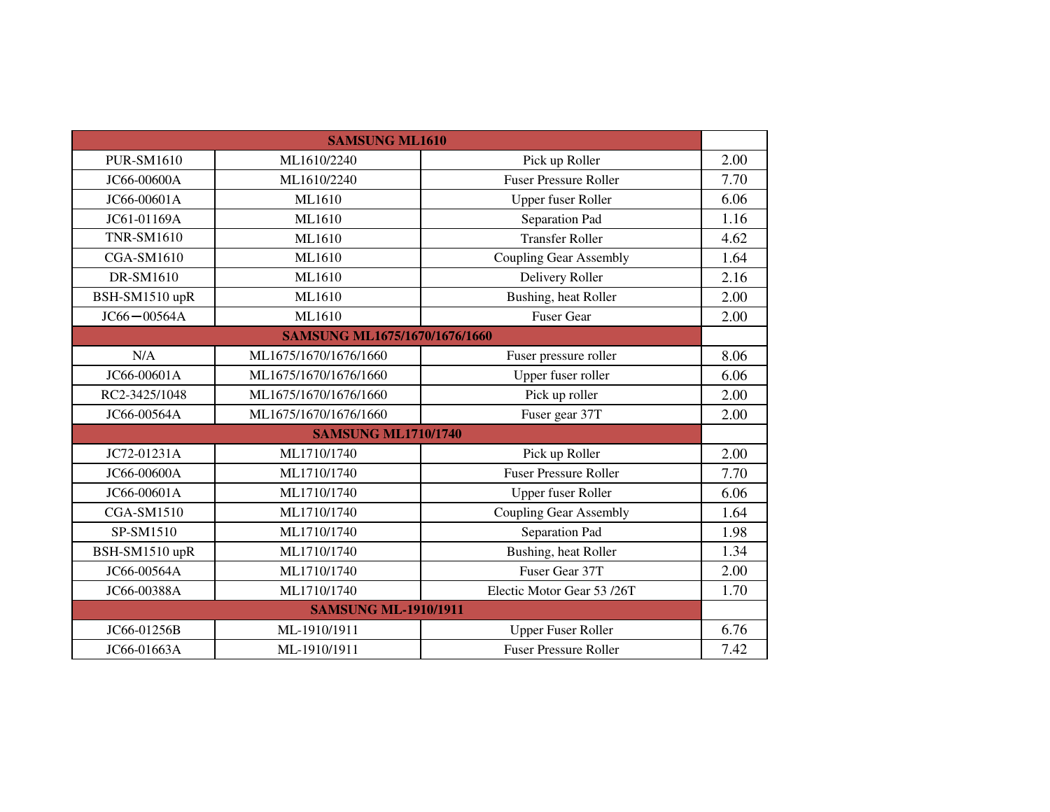| SAMSUNG ML1610 | | | |
|---|---|---|---|
| PUR-SM1610 | ML1610/2240 | Pick up Roller | 2.00 |
| JC66-00600A | ML1610/2240 | Fuser Pressure Roller | 7.70 |
| JC66-00601A | ML1610 | Upper fuser Roller | 6.06 |
| JC61-01169A | ML1610 | Separation Pad | 1.16 |
| TNR-SM1610 | ML1610 | Transfer Roller | 4.62 |
| CGA-SM1610 | ML1610 | Coupling Gear Assembly | 1.64 |
| DR-SM1610 | ML1610 | Delivery Roller | 2.16 |
| BSH-SM1510 upR | ML1610 | Bushing, heat Roller | 2.00 |
| JC66—00564A | ML1610 | Fuser Gear | 2.00 |
| SAMSUNG ML1675/1670/1676/1660 | | | |
| N/A | ML1675/1670/1676/1660 | Fuser pressure roller | 8.06 |
| JC66-00601A | ML1675/1670/1676/1660 | Upper fuser roller | 6.06 |
| RC2-3425/1048 | ML1675/1670/1676/1660 | Pick up roller | 2.00 |
| JC66-00564A | ML1675/1670/1676/1660 | Fuser gear 37T | 2.00 |
| SAMSUNG ML1710/1740 | | | |
| JC72-01231A | ML1710/1740 | Pick up Roller | 2.00 |
| JC66-00600A | ML1710/1740 | Fuser Pressure Roller | 7.70 |
| JC66-00601A | ML1710/1740 | Upper fuser Roller | 6.06 |
| CGA-SM1510 | ML1710/1740 | Coupling Gear Assembly | 1.64 |
| SP-SM1510 | ML1710/1740 | Separation Pad | 1.98 |
| BSH-SM1510 upR | ML1710/1740 | Bushing, heat Roller | 1.34 |
| JC66-00564A | ML1710/1740 | Fuser Gear 37T | 2.00 |
| JC66-00388A | ML1710/1740 | Electic Motor Gear 53 /26T | 1.70 |
| SAMSUNG ML-1910/1911 | | | |
| JC66-01256B | ML-1910/1911 | Upper Fuser Roller | 6.76 |
| JC66-01663A | ML-1910/1911 | Fuser Pressure Roller | 7.42 |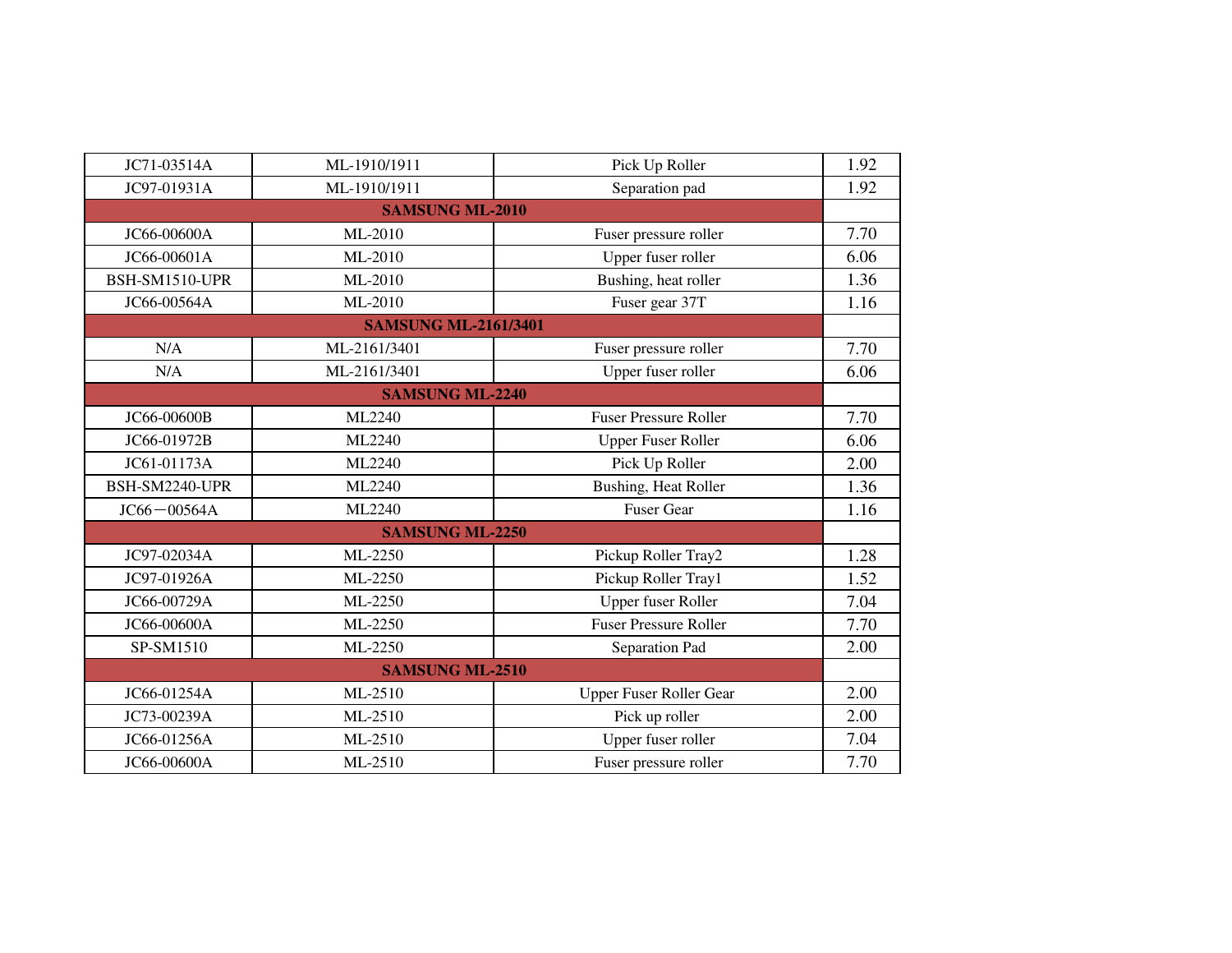| | | | |
|---|---|---|---|
| JC71-03514A | ML-1910/1911 | Pick Up Roller | 1.92 |
| JC97-01931A | ML-1910/1911 | Separation pad | 1.92 |
| **SAMSUNG ML-2010** | | | |
| JC66-00600A | ML-2010 | Fuser pressure roller | 7.70 |
| JC66-00601A | ML-2010 | Upper fuser roller | 6.06 |
| BSH-SM1510-UPR | ML-2010 | Bushing, heat roller | 1.36 |
| JC66-00564A | ML-2010 | Fuser gear 37T | 1.16 |
| **SAMSUNG ML-2161/3401** | | | |
| N/A | ML-2161/3401 | Fuser pressure roller | 7.70 |
| N/A | ML-2161/3401 | Upper fuser roller | 6.06 |
| **SAMSUNG ML-2240** | | | |
| JC66-00600B | ML2240 | Fuser Pressure Roller | 7.70 |
| JC66-01972B | ML2240 | Upper Fuser Roller | 6.06 |
| JC61-01173A | ML2240 | Pick Up Roller | 2.00 |
| BSH-SM2240-UPR | ML2240 | Bushing, Heat Roller | 1.36 |
| JC66－00564A | ML2240 | Fuser Gear | 1.16 |
| **SAMSUNG ML-2250** | | | |
| JC97-02034A | ML-2250 | Pickup Roller Tray2 | 1.28 |
| JC97-01926A | ML-2250 | Pickup Roller Tray1 | 1.52 |
| JC66-00729A | ML-2250 | Upper fuser Roller | 7.04 |
| JC66-00600A | ML-2250 | Fuser Pressure Roller | 7.70 |
| SP-SM1510 | ML-2250 | Separation Pad | 2.00 |
| **SAMSUNG ML-2510** | | | |
| JC66-01254A | ML-2510 | Upper Fuser Roller Gear | 2.00 |
| JC73-00239A | ML-2510 | Pick up roller | 2.00 |
| JC66-01256A | ML-2510 | Upper fuser roller | 7.04 |
| JC66-00600A | ML-2510 | Fuser pressure roller | 7.70 |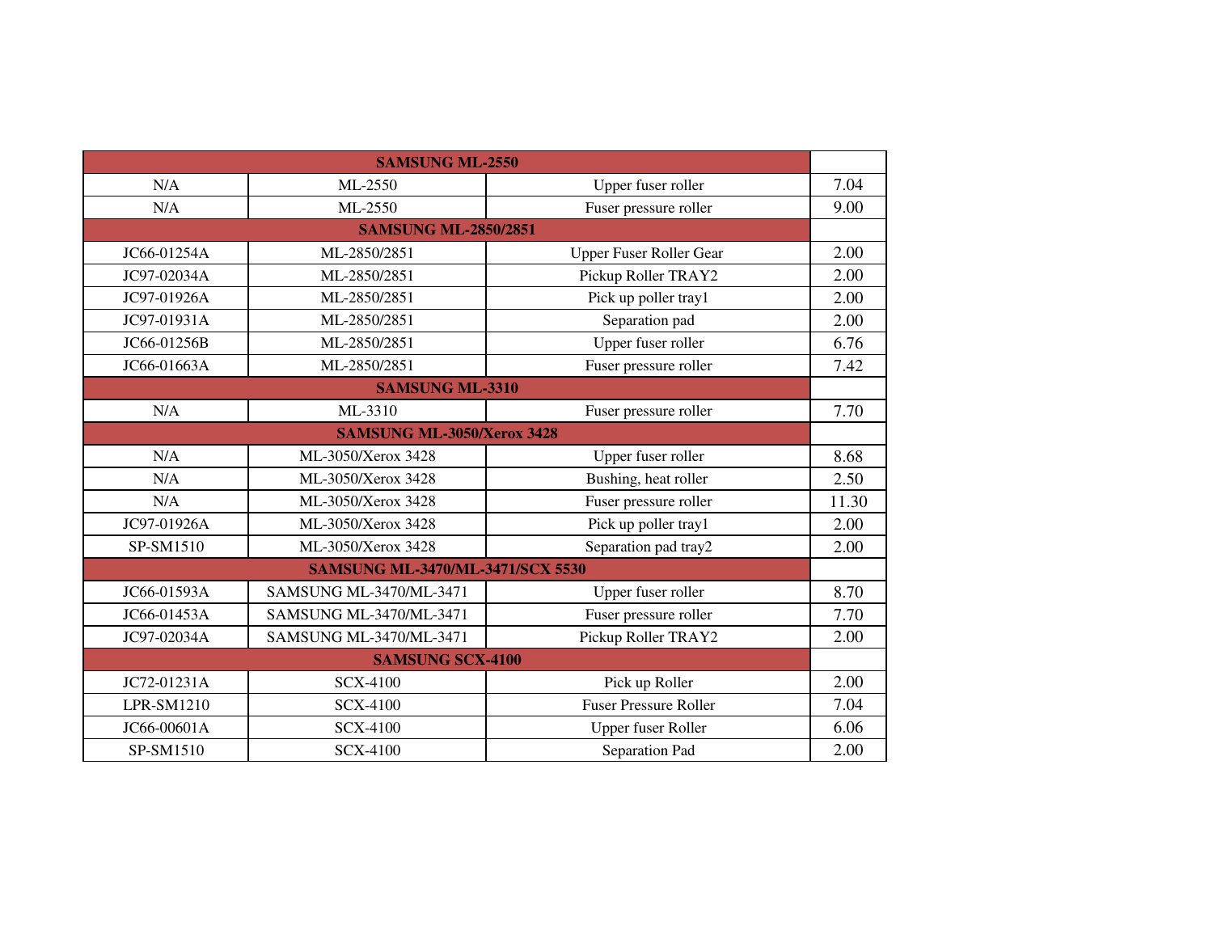| SAMSUNG ML-2550 | | | |
|---|---|---|---|
| N/A | ML-2550 | Upper fuser roller | 7.04 |
| N/A | ML-2550 | Fuser pressure roller | 9.00 |
| **SAMSUNG ML-2850/2851** | | | |
| JC66-01254A | ML-2850/2851 | Upper Fuser Roller Gear | 2.00 |
| JC97-02034A | ML-2850/2851 | Pickup Roller TRAY2 | 2.00 |
| JC97-01926A | ML-2850/2851 | Pick up poller tray1 | 2.00 |
| JC97-01931A | ML-2850/2851 | Separation pad | 2.00 |
| JC66-01256B | ML-2850/2851 | Upper fuser roller | 6.76 |
| JC66-01663A | ML-2850/2851 | Fuser pressure roller | 7.42 |
| **SAMSUNG ML-3310** | | | |
| N/A | ML-3310 | Fuser pressure roller | 7.70 |
| **SAMSUNG ML-3050/Xerox 3428** | | | |
| N/A | ML-3050/Xerox 3428 | Upper fuser roller | 8.68 |
| N/A | ML-3050/Xerox 3428 | Bushing, heat roller | 2.50 |
| N/A | ML-3050/Xerox 3428 | Fuser pressure roller | 11.30 |
| JC97-01926A | ML-3050/Xerox 3428 | Pick up poller tray1 | 2.00 |
| SP-SM1510 | ML-3050/Xerox 3428 | Separation pad tray2 | 2.00 |
| **SAMSUNG ML-3470/ML-3471/SCX 5530** | | | |
| JC66-01593A | SAMSUNG ML-3470/ML-3471 | Upper fuser roller | 8.70 |
| JC66-01453A | SAMSUNG ML-3470/ML-3471 | Fuser pressure roller | 7.70 |
| JC97-02034A | SAMSUNG ML-3470/ML-3471 | Pickup Roller TRAY2 | 2.00 |
| **SAMSUNG SCX-4100** | | | |
| JC72-01231A | SCX-4100 | Pick up Roller | 2.00 |
| LPR-SM1210 | SCX-4100 | Fuser Pressure Roller | 7.04 |
| JC66-00601A | SCX-4100 | Upper fuser Roller | 6.06 |
| SP-SM1510 | SCX-4100 | Separation Pad | 2.00 |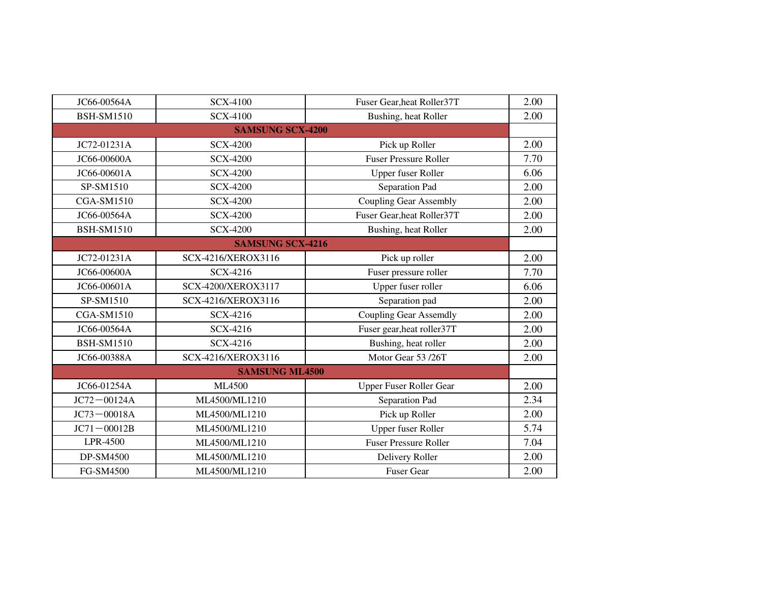| JC66-00564A | SCX-4100 | Fuser Gear,heat Roller37T | 2.00 |
|---|---|---|---|
| BSH-SM1510 | SCX-4100 | Bushing, heat Roller | 2.00 |
| **SAMSUNG SCX-4200** | | | |
| JC72-01231A | SCX-4200 | Pick up Roller | 2.00 |
| JC66-00600A | SCX-4200 | Fuser Pressure Roller | 7.70 |
| JC66-00601A | SCX-4200 | Upper fuser Roller | 6.06 |
| SP-SM1510 | SCX-4200 | Separation Pad | 2.00 |
| CGA-SM1510 | SCX-4200 | Coupling Gear Assembly | 2.00 |
| JC66-00564A | SCX-4200 | Fuser Gear,heat Roller37T | 2.00 |
| BSH-SM1510 | SCX-4200 | Bushing, heat Roller | 2.00 |
| **SAMSUNG SCX-4216** | | | |
| JC72-01231A | SCX-4216/XEROX3116 | Pick up roller | 2.00 |
| JC66-00600A | SCX-4216 | Fuser pressure roller | 7.70 |
| JC66-00601A | SCX-4200/XEROX3117 | Upper fuser roller | 6.06 |
| SP-SM1510 | SCX-4216/XEROX3116 | Separation pad | 2.00 |
| CGA-SM1510 | SCX-4216 | Coupling Gear Assemdly | 2.00 |
| JC66-00564A | SCX-4216 | Fuser gear,heat roller37T | 2.00 |
| BSH-SM1510 | SCX-4216 | Bushing, heat roller | 2.00 |
| JC66-00388A | SCX-4216/XEROX3116 | Motor Gear 53 /26T | 2.00 |
| **SAMSUNG ML4500** | | | |
| JC66-01254A | ML4500 | Upper Fuser Roller Gear | 2.00 |
| JC72－00124A | ML4500/ML1210 | Separation Pad | 2.34 |
| JC73－00018A | ML4500/ML1210 | Pick up Roller | 2.00 |
| JC71－00012B | ML4500/ML1210 | Upper fuser Roller | 5.74 |
| LPR-4500 | ML4500/ML1210 | Fuser Pressure Roller | 7.04 |
| DP-SM4500 | ML4500/ML1210 | Delivery Roller | 2.00 |
| FG-SM4500 | ML4500/ML1210 | Fuser Gear | 2.00 |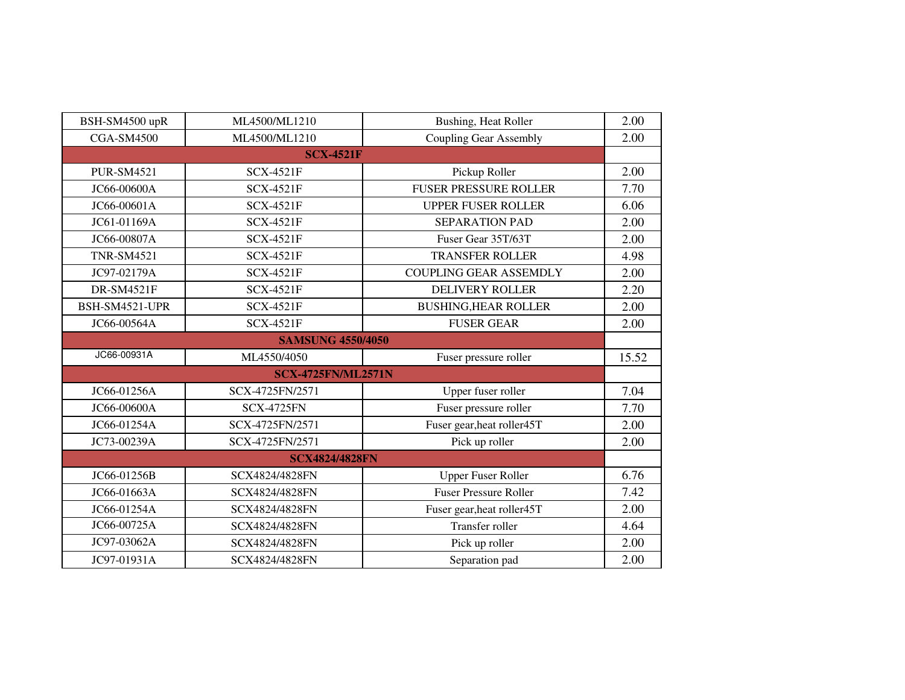| | | | |
|---|---|---|---|
| BSH-SM4500 upR | ML4500/ML1210 | Bushing, Heat Roller | 2.00 |
| CGA-SM4500 | ML4500/ML1210 | Coupling Gear Assembly | 2.00 |
| **SCX-4521F** | | | |
| PUR-SM4521 | SCX-4521F | Pickup Roller | 2.00 |
| JC66-00600A | SCX-4521F | FUSER PRESSURE ROLLER | 7.70 |
| JC66-00601A | SCX-4521F | UPPER FUSER ROLLER | 6.06 |
| JC61-01169A | SCX-4521F | SEPARATION PAD | 2.00 |
| JC66-00807A | SCX-4521F | Fuser Gear 35T/63T | 2.00 |
| TNR-SM4521 | SCX-4521F | TRANSFER ROLLER | 4.98 |
| JC97-02179A | SCX-4521F | COUPLING GEAR ASSEMDLY | 2.00 |
| DR-SM4521F | SCX-4521F | DELIVERY ROLLER | 2.20 |
| BSH-SM4521-UPR | SCX-4521F | BUSHING,HEAR ROLLER | 2.00 |
| JC66-00564A | SCX-4521F | FUSER GEAR | 2.00 |
| **SAMSUNG 4550/4050** | | | |
| JC66-00931A | ML4550/4050 | Fuser pressure roller | 15.52 |
| **SCX-4725FN/ML2571N** | | | |
| JC66-01256A | SCX-4725FN/2571 | Upper fuser roller | 7.04 |
| JC66-00600A | SCX-4725FN | Fuser pressure roller | 7.70 |
| JC66-01254A | SCX-4725FN/2571 | Fuser gear,heat roller45T | 2.00 |
| JC73-00239A | SCX-4725FN/2571 | Pick up roller | 2.00 |
| **SCX4824/4828FN** | | | |
| JC66-01256B | SCX4824/4828FN | Upper Fuser Roller | 6.76 |
| JC66-01663A | SCX4824/4828FN | Fuser Pressure Roller | 7.42 |
| JC66-01254A | SCX4824/4828FN | Fuser gear,heat roller45T | 2.00 |
| JC66-00725A | SCX4824/4828FN | Transfer roller | 4.64 |
| JC97-03062A | SCX4824/4828FN | Pick up roller | 2.00 |
| JC97-01931A | SCX4824/4828FN | Separation pad | 2.00 |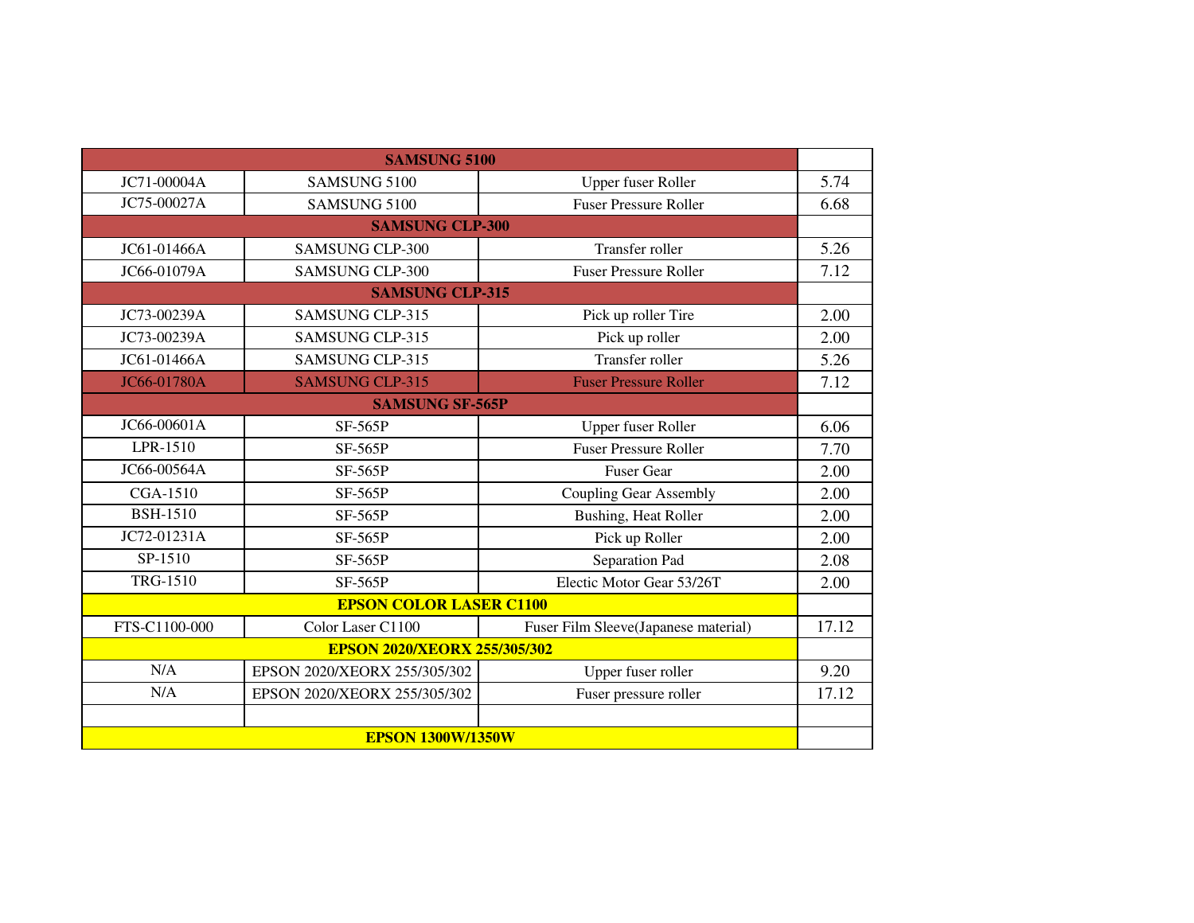| SAMSUNG 5100 | | | |
|---|---|---|---|
| JC71-00004A | SAMSUNG 5100 | Upper fuser Roller | 5.74 |
| JC75-00027A | SAMSUNG 5100 | Fuser Pressure Roller | 6.68 |
| **SAMSUNG CLP-300** | | | |
| JC61-01466A | SAMSUNG CLP-300 | Transfer roller | 5.26 |
| JC66-01079A | SAMSUNG CLP-300 | Fuser Pressure Roller | 7.12 |
| **SAMSUNG CLP-315** | | | |
| JC73-00239A | SAMSUNG CLP-315 | Pick up roller Tire | 2.00 |
| JC73-00239A | SAMSUNG CLP-315 | Pick up roller | 2.00 |
| JC61-01466A | SAMSUNG CLP-315 | Transfer roller | 5.26 |
| JC66-01780A | SAMSUNG CLP-315 | Fuser Pressure Roller | 7.12 |
| **SAMSUNG SF-565P** | | | |
| JC66-00601A | SF-565P | Upper fuser Roller | 6.06 |
| LPR-1510 | SF-565P | Fuser Pressure Roller | 7.70 |
| JC66-00564A | SF-565P | Fuser Gear | 2.00 |
| CGA-1510 | SF-565P | Coupling Gear Assembly | 2.00 |
| BSH-1510 | SF-565P | Bushing, Heat Roller | 2.00 |
| JC72-01231A | SF-565P | Pick up Roller | 2.00 |
| SP-1510 | SF-565P | Separation Pad | 2.08 |
| TRG-1510 | SF-565P | Electic Motor Gear 53/26T | 2.00 |
| **EPSON COLOR LASER C1100** | | | |
| FTS-C1100-000 | Color Laser C1100 | Fuser Film Sleeve(Japanese material) | 17.12 |
| **EPSON 2020/XEORX 255/305/302** | | | |
| N/A | EPSON 2020/XEORX 255/305/302 | Upper fuser roller | 9.20 |
| N/A | EPSON 2020/XEORX 255/305/302 | Fuser pressure roller | 17.12 |
| | | | |
| **EPSON 1300W/1350W** | | | |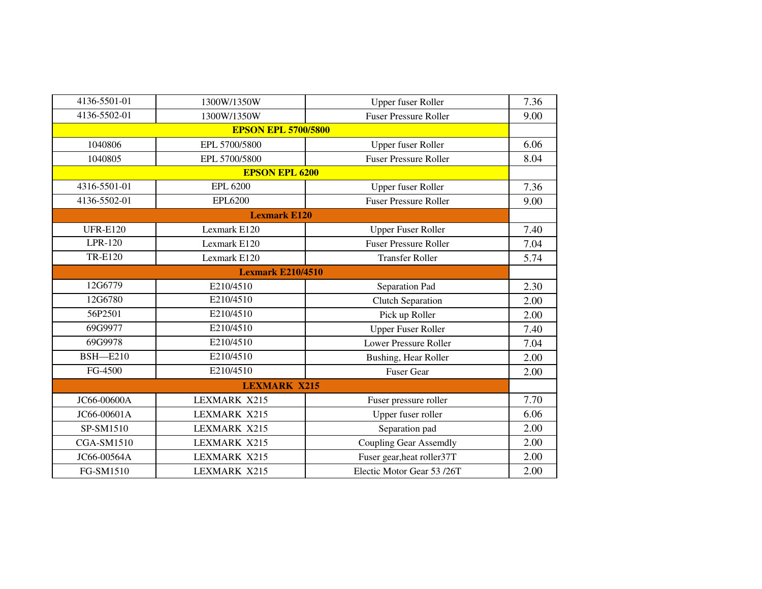| 4136-5501-01 | 1300W/1350W | Upper fuser Roller | 7.36 |
|---|---|---|---|
| 4136-5502-01 | 1300W/1350W | Fuser Pressure Roller | 9.00 |
| **EPSON EPL 5700/5800** | | | |
| 1040806 | EPL 5700/5800 | Upper fuser Roller | 6.06 |
| 1040805 | EPL 5700/5800 | Fuser Pressure Roller | 8.04 |
| **EPSON EPL 6200** | | | |
| 4316-5501-01 | EPL 6200 | Upper fuser Roller | 7.36 |
| 4136-5502-01 | EPL6200 | Fuser Pressure Roller | 9.00 |
| **Lexmark E120** | | | |
| UFR-E120 | Lexmark E120 | Upper Fuser Roller | 7.40 |
| LPR-120 | Lexmark E120 | Fuser Pressure Roller | 7.04 |
| TR-E120 | Lexmark E120 | Transfer Roller | 5.74 |
| **Lexmark E210/4510** | | | |
| 12G6779 | E210/4510 | Separation Pad | 2.30 |
| 12G6780 | E210/4510 | Clutch Separation | 2.00 |
| 56P2501 | E210/4510 | Pick up Roller | 2.00 |
| 69G9977 | E210/4510 | Upper Fuser Roller | 7.40 |
| 69G9978 | E210/4510 | Lower Pressure Roller | 7.04 |
| BSH—E210 | E210/4510 | Bushing, Hear Roller | 2.00 |
| FG-4500 | E210/4510 | Fuser Gear | 2.00 |
| **LEXMARK X215** | | | |
| JC66-00600A | LEXMARK X215 | Fuser pressure roller | 7.70 |
| JC66-00601A | LEXMARK X215 | Upper fuser roller | 6.06 |
| SP-SM1510 | LEXMARK X215 | Separation pad | 2.00 |
| CGA-SM1510 | LEXMARK X215 | Coupling Gear Assemdly | 2.00 |
| JC66-00564A | LEXMARK X215 | Fuser gear,heat roller37T | 2.00 |
| FG-SM1510 | LEXMARK X215 | Electic Motor Gear 53 /26T | 2.00 |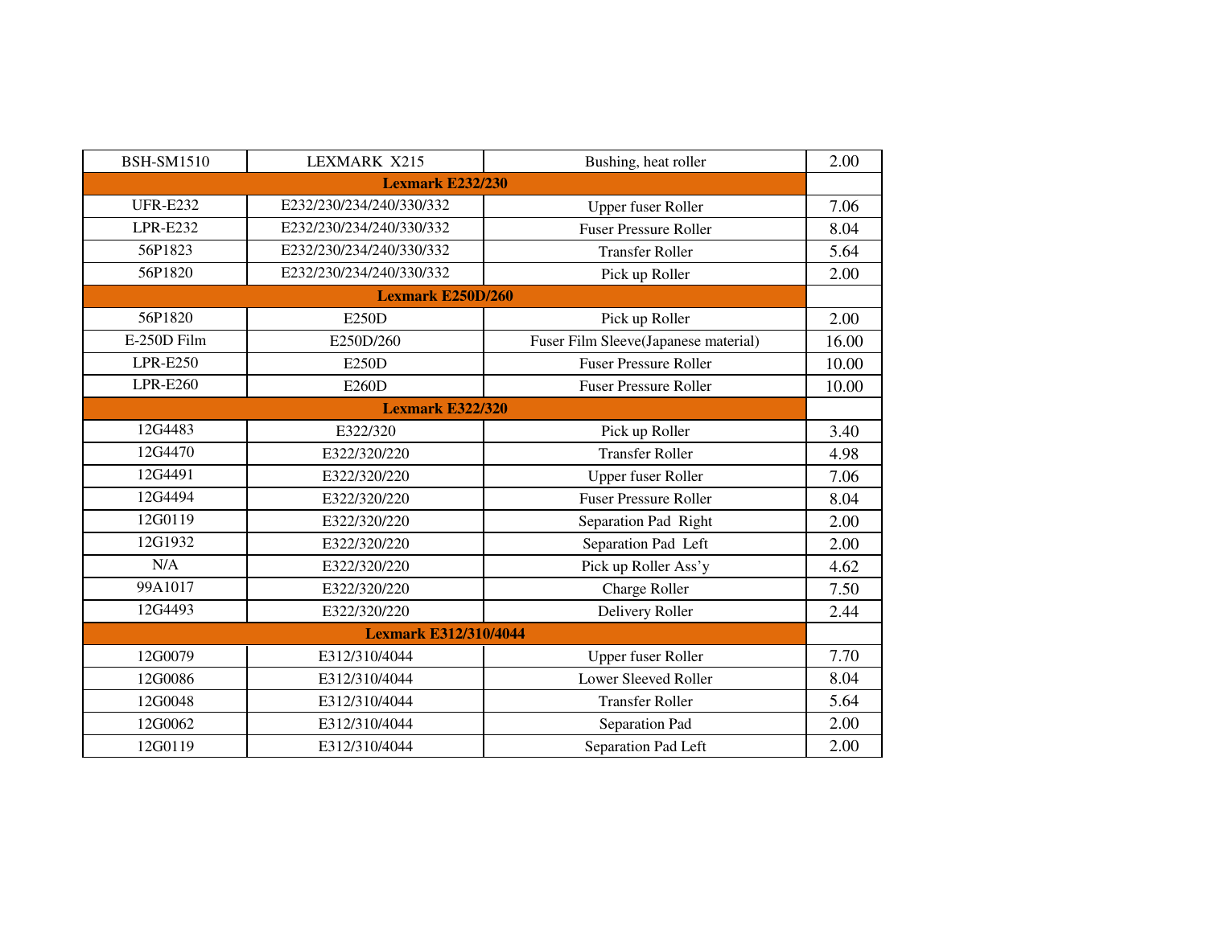| BSH-SM1510 | LEXMARK X215 | Bushing, heat roller | 2.00 |
|---|---|---|---|
| **Lexmark E232/230** | | | |
| UFR-E232 | E232/230/234/240/330/332 | Upper fuser Roller | 7.06 |
| LPR-E232 | E232/230/234/240/330/332 | Fuser Pressure Roller | 8.04 |
| 56P1823 | E232/230/234/240/330/332 | Transfer Roller | 5.64 |
| 56P1820 | E232/230/234/240/330/332 | Pick up Roller | 2.00 |
| **Lexmark E250D/260** | | | |
| 56P1820 | E250D | Pick up Roller | 2.00 |
| E-250D Film | E250D/260 | Fuser Film Sleeve(Japanese material) | 16.00 |
| LPR-E250 | E250D | Fuser Pressure Roller | 10.00 |
| LPR-E260 | E260D | Fuser Pressure Roller | 10.00 |
| **Lexmark E322/320** | | | |
| 12G4483 | E322/320 | Pick up Roller | 3.40 |
| 12G4470 | E322/320/220 | Transfer Roller | 4.98 |
| 12G4491 | E322/320/220 | Upper fuser Roller | 7.06 |
| 12G4494 | E322/320/220 | Fuser Pressure Roller | 8.04 |
| 12G0119 | E322/320/220 | Separation Pad Right | 2.00 |
| 12G1932 | E322/320/220 | Separation Pad Left | 2.00 |
| N/A | E322/320/220 | Pick up Roller Ass'y | 4.62 |
| 99A1017 | E322/320/220 | Charge Roller | 7.50 |
| 12G4493 | E322/320/220 | Delivery Roller | 2.44 |
| **Lexmark E312/310/4044** | | | |
| 12G0079 | E312/310/4044 | Upper fuser Roller | 7.70 |
| 12G0086 | E312/310/4044 | Lower Sleeved Roller | 8.04 |
| 12G0048 | E312/310/4044 | Transfer Roller | 5.64 |
| 12G0062 | E312/310/4044 | Separation Pad | 2.00 |
| 12G0119 | E312/310/4044 | Separation Pad Left | 2.00 |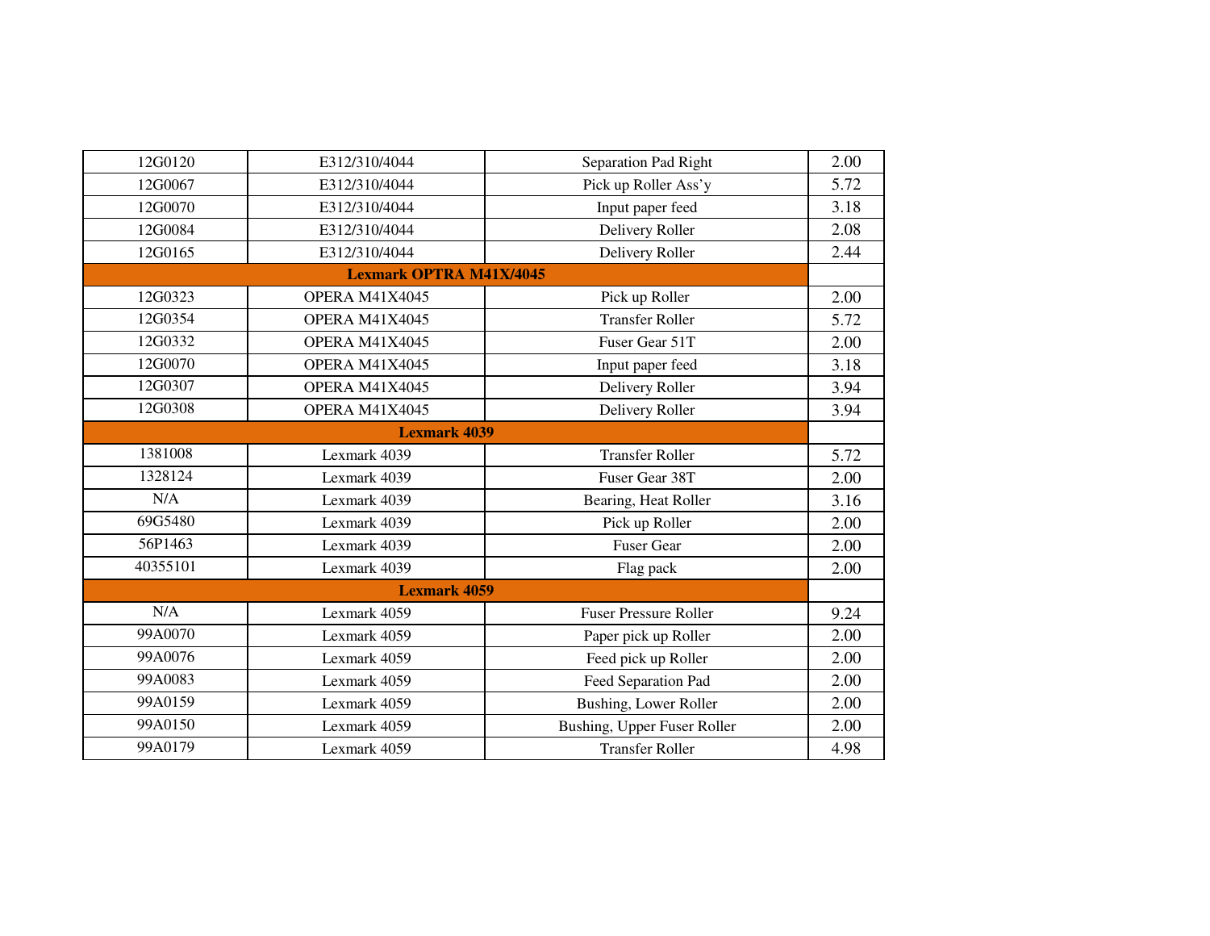| | | | |
|---|---|---|---|
| 12G0120 | E312/310/4044 | Separation Pad Right | 2.00 |
| 12G0067 | E312/310/4044 | Pick up Roller Ass'y | 5.72 |
| 12G0070 | E312/310/4044 | Input paper feed | 3.18 |
| 12G0084 | E312/310/4044 | Delivery Roller | 2.08 |
| 12G0165 | E312/310/4044 | Delivery Roller | 2.44 |
| **Lexmark OPTRA M41X/4045** | | | |
| 12G0323 | OPERA M41X4045 | Pick up Roller | 2.00 |
| 12G0354 | OPERA M41X4045 | Transfer Roller | 5.72 |
| 12G0332 | OPERA M41X4045 | Fuser Gear 51T | 2.00 |
| 12G0070 | OPERA M41X4045 | Input paper feed | 3.18 |
| 12G0307 | OPERA M41X4045 | Delivery Roller | 3.94 |
| 12G0308 | OPERA M41X4045 | Delivery Roller | 3.94 |
| **Lexmark 4039** | | | |
| 1381008 | Lexmark 4039 | Transfer Roller | 5.72 |
| 1328124 | Lexmark 4039 | Fuser Gear 38T | 2.00 |
| N/A | Lexmark 4039 | Bearing, Heat Roller | 3.16 |
| 69G5480 | Lexmark 4039 | Pick up Roller | 2.00 |
| 56P1463 | Lexmark 4039 | Fuser Gear | 2.00 |
| 40355101 | Lexmark 4039 | Flag pack | 2.00 |
| **Lexmark 4059** | | | |
| N/A | Lexmark 4059 | Fuser Pressure Roller | 9.24 |
| 99A0070 | Lexmark 4059 | Paper pick up Roller | 2.00 |
| 99A0076 | Lexmark 4059 | Feed pick up Roller | 2.00 |
| 99A0083 | Lexmark 4059 | Feed Separation Pad | 2.00 |
| 99A0159 | Lexmark 4059 | Bushing, Lower Roller | 2.00 |
| 99A0150 | Lexmark 4059 | Bushing, Upper Fuser Roller | 2.00 |
| 99A0179 | Lexmark 4059 | Transfer Roller | 4.98 |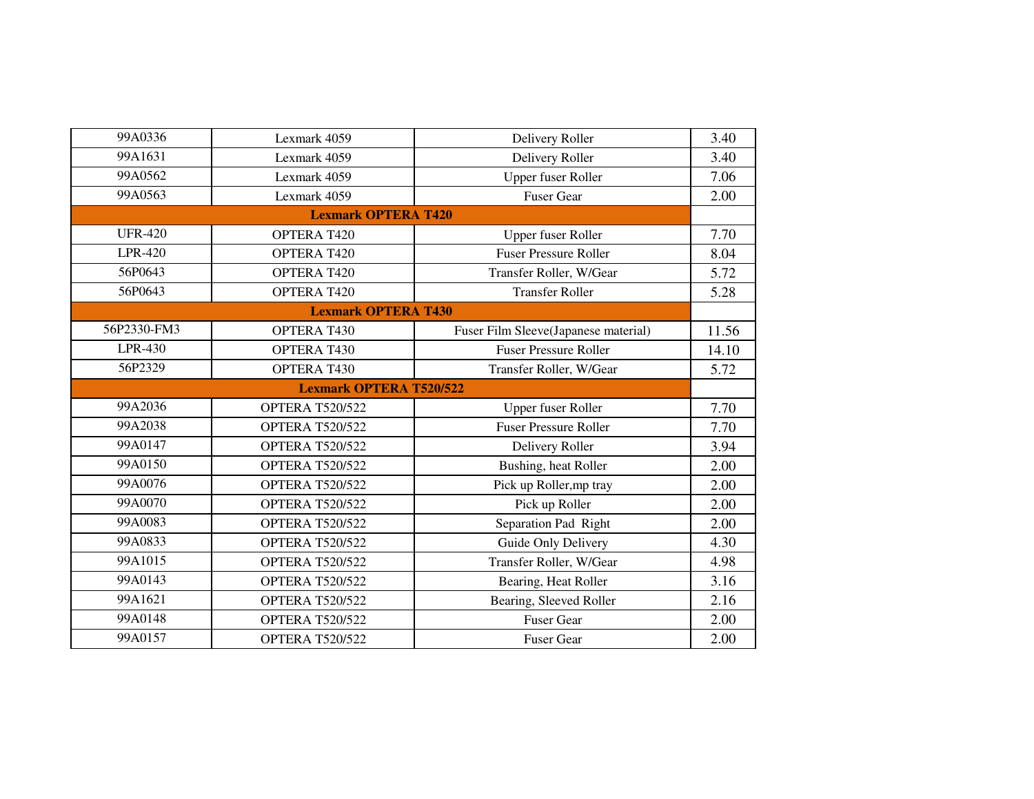| | | | |
|---|---|---|---|
| 99A0336 | Lexmark 4059 | Delivery Roller | 3.40 |
| 99A1631 | Lexmark 4059 | Delivery Roller | 3.40 |
| 99A0562 | Lexmark 4059 | Upper fuser Roller | 7.06 |
| 99A0563 | Lexmark 4059 | Fuser Gear | 2.00 |
| **Lexmark OPTERA T420** | | | |
| UFR-420 | OPTERA T420 | Upper fuser Roller | 7.70 |
| LPR-420 | OPTERA T420 | Fuser Pressure Roller | 8.04 |
| 56P0643 | OPTERA T420 | Transfer Roller, W/Gear | 5.72 |
| 56P0643 | OPTERA T420 | Transfer Roller | 5.28 |
| **Lexmark OPTERA T430** | | | |
| 56P2330-FM3 | OPTERA T430 | Fuser Film Sleeve(Japanese material) | 11.56 |
| LPR-430 | OPTERA T430 | Fuser Pressure Roller | 14.10 |
| 56P2329 | OPTERA T430 | Transfer Roller, W/Gear | 5.72 |
| **Lexmark OPTERA T520/522** | | | |
| 99A2036 | OPTERA T520/522 | Upper fuser Roller | 7.70 |
| 99A2038 | OPTERA T520/522 | Fuser Pressure Roller | 7.70 |
| 99A0147 | OPTERA T520/522 | Delivery Roller | 3.94 |
| 99A0150 | OPTERA T520/522 | Bushing, heat Roller | 2.00 |
| 99A0076 | OPTERA T520/522 | Pick up Roller,mp tray | 2.00 |
| 99A0070 | OPTERA T520/522 | Pick up Roller | 2.00 |
| 99A0083 | OPTERA T520/522 | Separation Pad Right | 2.00 |
| 99A0833 | OPTERA T520/522 | Guide Only Delivery | 4.30 |
| 99A1015 | OPTERA T520/522 | Transfer Roller, W/Gear | 4.98 |
| 99A0143 | OPTERA T520/522 | Bearing, Heat Roller | 3.16 |
| 99A1621 | OPTERA T520/522 | Bearing, Sleeved Roller | 2.16 |
| 99A0148 | OPTERA T520/522 | Fuser Gear | 2.00 |
| 99A0157 | OPTERA T520/522 | Fuser Gear | 2.00 |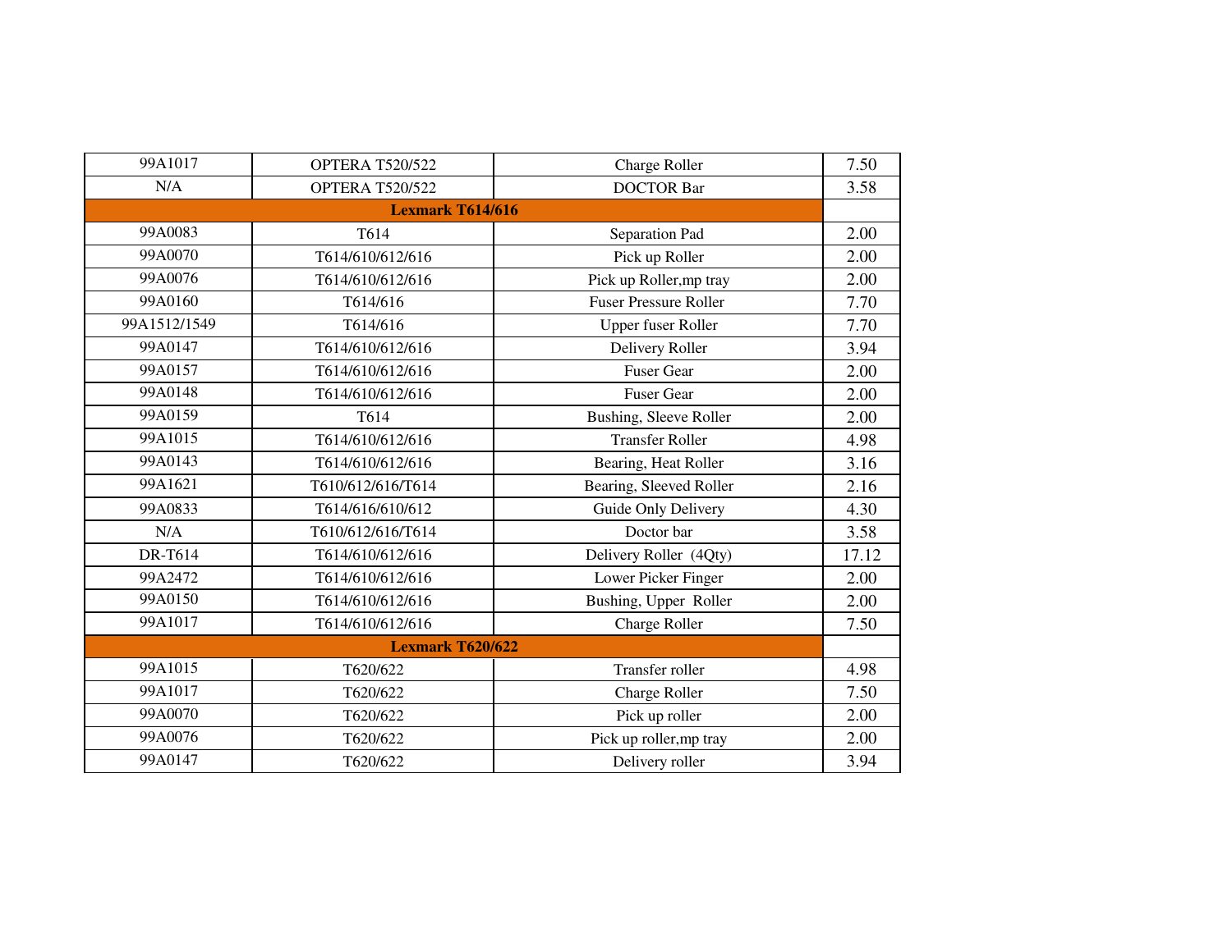| | | | |
|---|---|---|---|
| 99A1017 | OPTERA T520/522 | Charge Roller | 7.50 |
| N/A | OPTERA T520/522 | DOCTOR Bar | 3.58 |
| **Lexmark T614/616** | | | |
| 99A0083 | T614 | Separation Pad | 2.00 |
| 99A0070 | T614/610/612/616 | Pick up Roller | 2.00 |
| 99A0076 | T614/610/612/616 | Pick up Roller,mp tray | 2.00 |
| 99A0160 | T614/616 | Fuser Pressure Roller | 7.70 |
| 99A1512/1549 | T614/616 | Upper fuser Roller | 7.70 |
| 99A0147 | T614/610/612/616 | Delivery Roller | 3.94 |
| 99A0157 | T614/610/612/616 | Fuser Gear | 2.00 |
| 99A0148 | T614/610/612/616 | Fuser Gear | 2.00 |
| 99A0159 | T614 | Bushing, Sleeve Roller | 2.00 |
| 99A1015 | T614/610/612/616 | Transfer Roller | 4.98 |
| 99A0143 | T614/610/612/616 | Bearing, Heat Roller | 3.16 |
| 99A1621 | T610/612/616/T614 | Bearing, Sleeved Roller | 2.16 |
| 99A0833 | T614/616/610/612 | Guide Only Delivery | 4.30 |
| N/A | T610/612/616/T614 | Doctor bar | 3.58 |
| DR-T614 | T614/610/612/616 | Delivery Roller (4Qty) | 17.12 |
| 99A2472 | T614/610/612/616 | Lower Picker Finger | 2.00 |
| 99A0150 | T614/610/612/616 | Bushing, Upper Roller | 2.00 |
| 99A1017 | T614/610/612/616 | Charge Roller | 7.50 |
| **Lexmark T620/622** | | | |
| 99A1015 | T620/622 | Transfer roller | 4.98 |
| 99A1017 | T620/622 | Charge Roller | 7.50 |
| 99A0070 | T620/622 | Pick up roller | 2.00 |
| 99A0076 | T620/622 | Pick up roller,mp tray | 2.00 |
| 99A0147 | T620/622 | Delivery roller | 3.94 |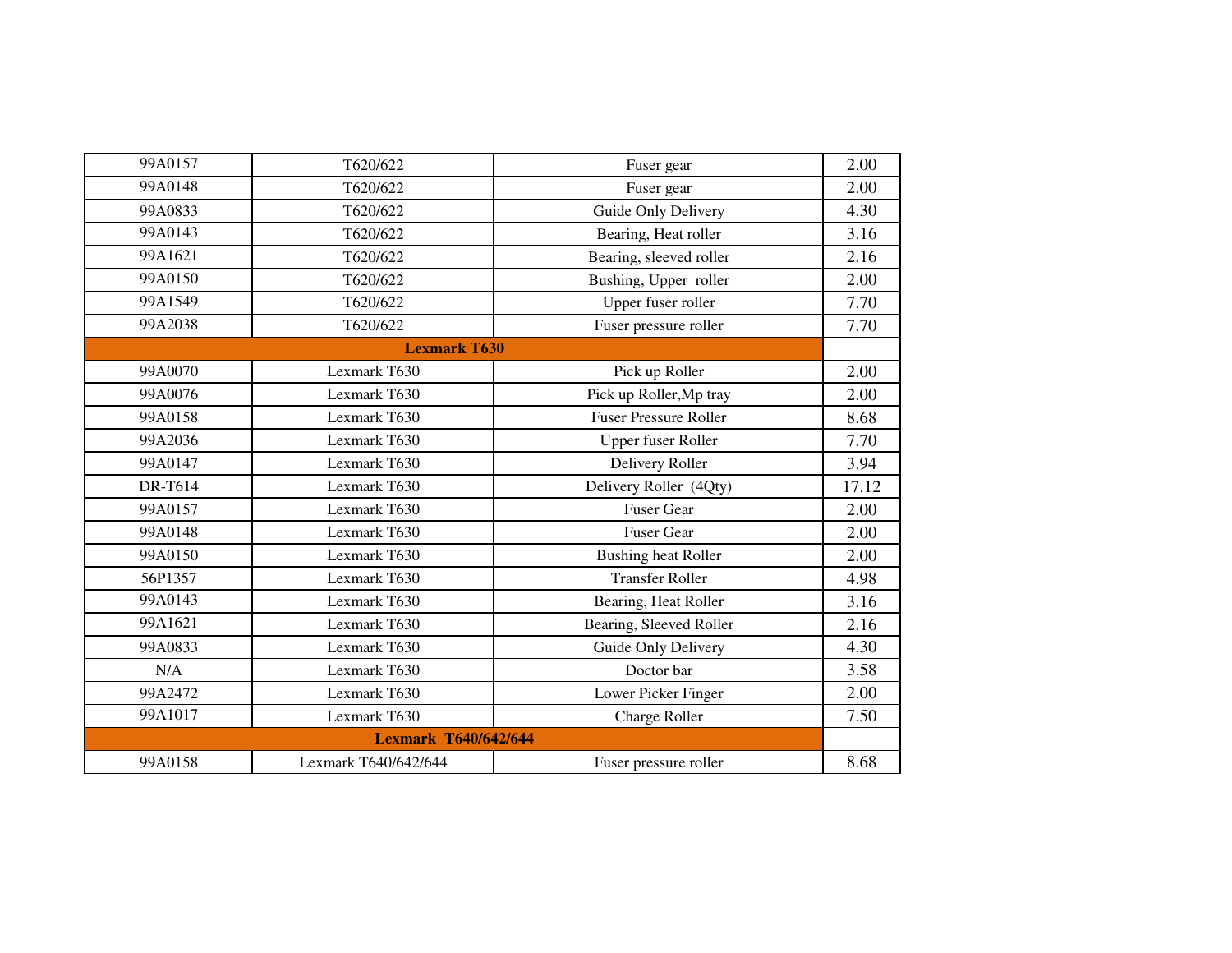| | | | |
|---|---|---|---|
| 99A0157 | T620/622 | Fuser gear | 2.00 |
| 99A0148 | T620/622 | Fuser gear | 2.00 |
| 99A0833 | T620/622 | Guide Only Delivery | 4.30 |
| 99A0143 | T620/622 | Bearing, Heat roller | 3.16 |
| 99A1621 | T620/622 | Bearing, sleeved roller | 2.16 |
| 99A0150 | T620/622 | Bushing, Upper roller | 2.00 |
| 99A1549 | T620/622 | Upper fuser roller | 7.70 |
| 99A2038 | T620/622 | Fuser pressure roller | 7.70 |
| **Lexmark T630** | | | |
| 99A0070 | Lexmark T630 | Pick up Roller | 2.00 |
| 99A0076 | Lexmark T630 | Pick up Roller,Mp tray | 2.00 |
| 99A0158 | Lexmark T630 | Fuser Pressure Roller | 8.68 |
| 99A2036 | Lexmark T630 | Upper fuser Roller | 7.70 |
| 99A0147 | Lexmark T630 | Delivery Roller | 3.94 |
| DR-T614 | Lexmark T630 | Delivery Roller (4Qty) | 17.12 |
| 99A0157 | Lexmark T630 | Fuser Gear | 2.00 |
| 99A0148 | Lexmark T630 | Fuser Gear | 2.00 |
| 99A0150 | Lexmark T630 | Bushing heat Roller | 2.00 |
| 56P1357 | Lexmark T630 | Transfer Roller | 4.98 |
| 99A0143 | Lexmark T630 | Bearing, Heat Roller | 3.16 |
| 99A1621 | Lexmark T630 | Bearing, Sleeved Roller | 2.16 |
| 99A0833 | Lexmark T630 | Guide Only Delivery | 4.30 |
| N/A | Lexmark T630 | Doctor bar | 3.58 |
| 99A2472 | Lexmark T630 | Lower Picker Finger | 2.00 |
| 99A1017 | Lexmark T630 | Charge Roller | 7.50 |
| **Lexmark T640/642/644** | | | |
| 99A0158 | Lexmark T640/642/644 | Fuser pressure roller | 8.68 |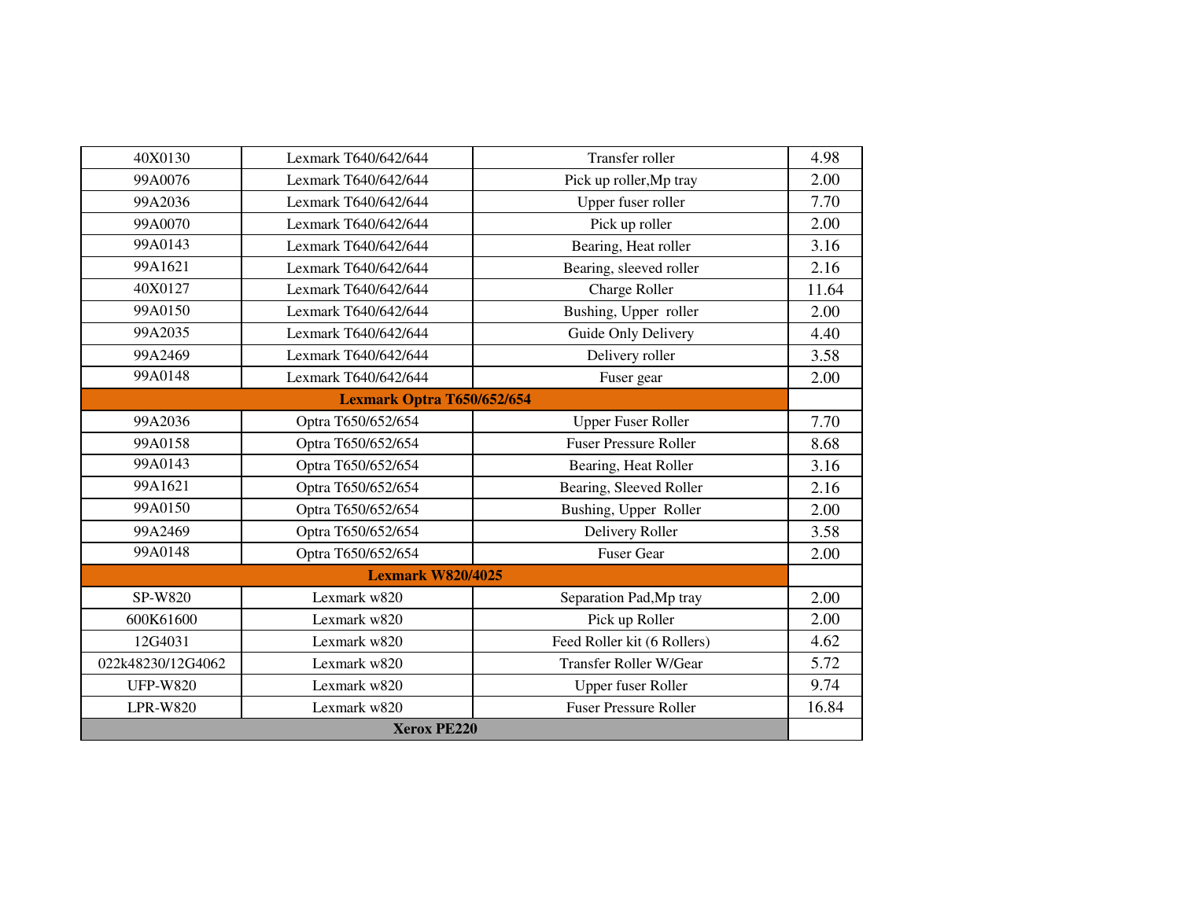| 40X0130 | Lexmark T640/642/644 | Transfer roller | 4.98 |
|---|---|---|---|
| 99A0076 | Lexmark T640/642/644 | Pick up roller,Mp tray | 2.00 |
| 99A2036 | Lexmark T640/642/644 | Upper fuser roller | 7.70 |
| 99A0070 | Lexmark T640/642/644 | Pick up roller | 2.00 |
| 99A0143 | Lexmark T640/642/644 | Bearing, Heat roller | 3.16 |
| 99A1621 | Lexmark T640/642/644 | Bearing, sleeved roller | 2.16 |
| 40X0127 | Lexmark T640/642/644 | Charge Roller | 11.64 |
| 99A0150 | Lexmark T640/642/644 | Bushing, Upper roller | 2.00 |
| 99A2035 | Lexmark T640/642/644 | Guide Only Delivery | 4.40 |
| 99A2469 | Lexmark T640/642/644 | Delivery roller | 3.58 |
| 99A0148 | Lexmark T640/642/644 | Fuser gear | 2.00 |
| **Lexmark Optra T650/652/654** | | | |
| 99A2036 | Optra T650/652/654 | Upper Fuser Roller | 7.70 |
| 99A0158 | Optra T650/652/654 | Fuser Pressure Roller | 8.68 |
| 99A0143 | Optra T650/652/654 | Bearing, Heat Roller | 3.16 |
| 99A1621 | Optra T650/652/654 | Bearing, Sleeved Roller | 2.16 |
| 99A0150 | Optra T650/652/654 | Bushing, Upper Roller | 2.00 |
| 99A2469 | Optra T650/652/654 | Delivery Roller | 3.58 |
| 99A0148 | Optra T650/652/654 | Fuser Gear | 2.00 |
| **Lexmark W820/4025** | | | |
| SP-W820 | Lexmark w820 | Separation Pad,Mp tray | 2.00 |
| 600K61600 | Lexmark w820 | Pick up Roller | 2.00 |
| 12G4031 | Lexmark w820 | Feed Roller kit (6 Rollers) | 4.62 |
| 022k48230/12G4062 | Lexmark w820 | Transfer Roller W/Gear | 5.72 |
| UFP-W820 | Lexmark w820 | Upper fuser Roller | 9.74 |
| LPR-W820 | Lexmark w820 | Fuser Pressure Roller | 16.84 |
| **Xerox PE220** | | | |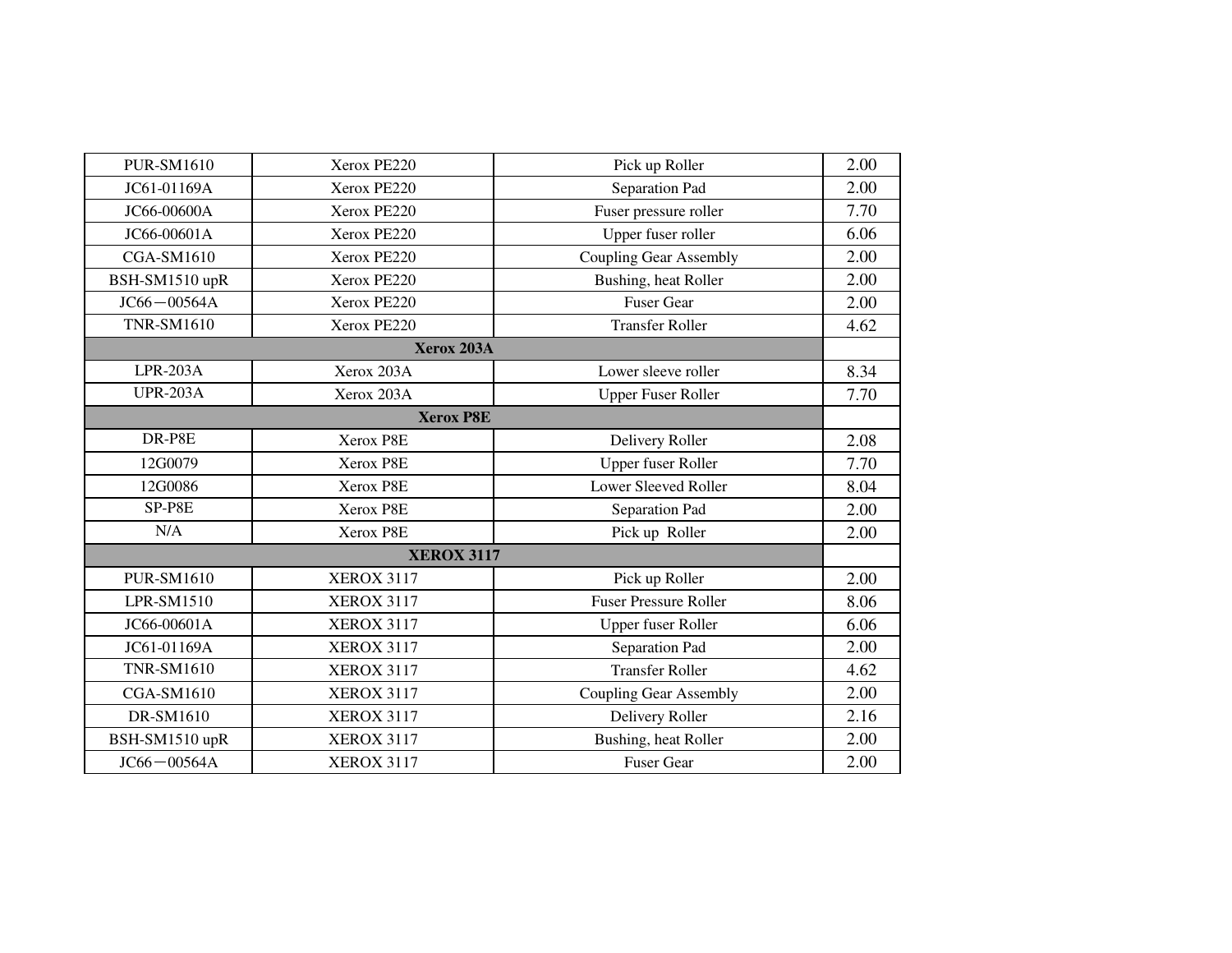| | | | |
|---|---|---|---|
| PUR-SM1610 | Xerox PE220 | Pick up Roller | 2.00 |
| JC61-01169A | Xerox PE220 | Separation Pad | 2.00 |
| JC66-00600A | Xerox PE220 | Fuser pressure roller | 7.70 |
| JC66-00601A | Xerox PE220 | Upper fuser roller | 6.06 |
| CGA-SM1610 | Xerox PE220 | Coupling Gear Assembly | 2.00 |
| BSH-SM1510 upR | Xerox PE220 | Bushing, heat Roller | 2.00 |
| JC66－00564A | Xerox PE220 | Fuser Gear | 2.00 |
| TNR-SM1610 | Xerox PE220 | Transfer Roller | 4.62 |
| **Xerox 203A** | | | |
| LPR-203A | Xerox 203A | Lower sleeve roller | 8.34 |
| UPR-203A | Xerox 203A | Upper Fuser Roller | 7.70 |
| **Xerox P8E** | | | |
| DR-P8E | Xerox P8E | Delivery Roller | 2.08 |
| 12G0079 | Xerox P8E | Upper fuser Roller | 7.70 |
| 12G0086 | Xerox P8E | Lower Sleeved Roller | 8.04 |
| SP-P8E | Xerox P8E | Separation Pad | 2.00 |
| N/A | Xerox P8E | Pick up Roller | 2.00 |
| **XEROX 3117** | | | |
| PUR-SM1610 | XEROX 3117 | Pick up Roller | 2.00 |
| LPR-SM1510 | XEROX 3117 | Fuser Pressure Roller | 8.06 |
| JC66-00601A | XEROX 3117 | Upper fuser Roller | 6.06 |
| JC61-01169A | XEROX 3117 | Separation Pad | 2.00 |
| TNR-SM1610 | XEROX 3117 | Transfer Roller | 4.62 |
| CGA-SM1610 | XEROX 3117 | Coupling Gear Assembly | 2.00 |
| DR-SM1610 | XEROX 3117 | Delivery Roller | 2.16 |
| BSH-SM1510 upR | XEROX 3117 | Bushing, heat Roller | 2.00 |
| JC66－00564A | XEROX 3117 | Fuser Gear | 2.00 |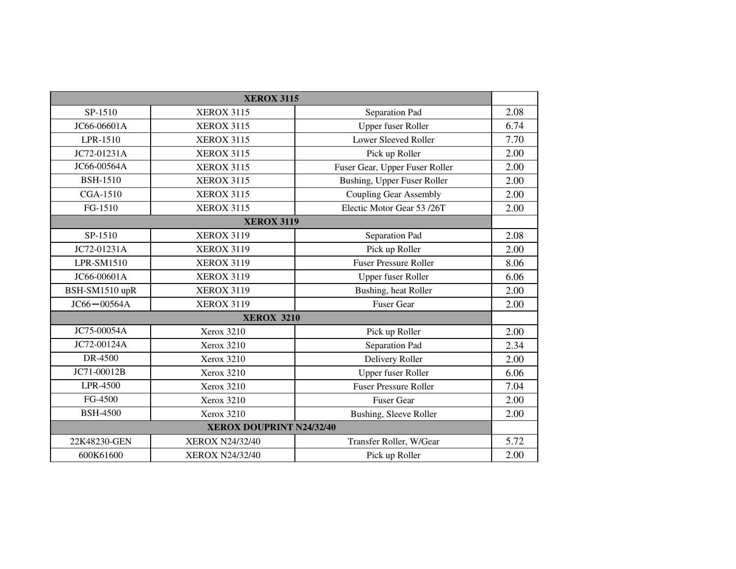| XEROX 3115 | | | |
|---|---|---|---|
| SP-1510 | XEROX 3115 | Separation Pad | 2.08 |
| JC66-06601A | XEROX 3115 | Upper fuser Roller | 6.74 |
| LPR-1510 | XEROX 3115 | Lower Sleeved Roller | 7.70 |
| JC72-01231A | XEROX 3115 | Pick up Roller | 2.00 |
| JC66-00564A | XEROX 3115 | Fuser Gear, Upper Fuser Roller | 2.00 |
| BSH-1510 | XEROX 3115 | Bushing, Upper Fuser Roller | 2.00 |
| CGA-1510 | XEROX 3115 | Coupling Gear Assembly | 2.00 |
| FG-1510 | XEROX 3115 | Electic Motor Gear 53 /26T | 2.00 |
| **XEROX 3119** | | | |
| SP-1510 | XEROX 3119 | Separation Pad | 2.08 |
| JC72-01231A | XEROX 3119 | Pick up Roller | 2.00 |
| LPR-SM1510 | XEROX 3119 | Fuser Pressure Roller | 8.06 |
| JC66-00601A | XEROX 3119 | Upper fuser Roller | 6.06 |
| BSH-SM1510 upR | XEROX 3119 | Bushing, heat Roller | 2.00 |
| JC66−00564A | XEROX 3119 | Fuser Gear | 2.00 |
| **XEROX 3210** | | | |
| JC75-00054A | Xerox 3210 | Pick up Roller | 2.00 |
| JC72-00124A | Xerox 3210 | Separation Pad | 2.34 |
| DR-4500 | Xerox 3210 | Delivery Roller | 2.00 |
| JC71-00012B | Xerox 3210 | Upper fuser Roller | 6.06 |
| LPR-4500 | Xerox 3210 | Fuser Pressure Roller | 7.04 |
| FG-4500 | Xerox 3210 | Fuser Gear | 2.00 |
| BSH-4500 | Xerox 3210 | Bushing, Sleeve Roller | 2.00 |
| **XEROX DOUPRINT N24/32/40** | | | |
| 22K48230-GEN | XEROX N24/32/40 | Transfer Roller, W/Gear | 5.72 |
| 600K61600 | XEROX N24/32/40 | Pick up Roller | 2.00 |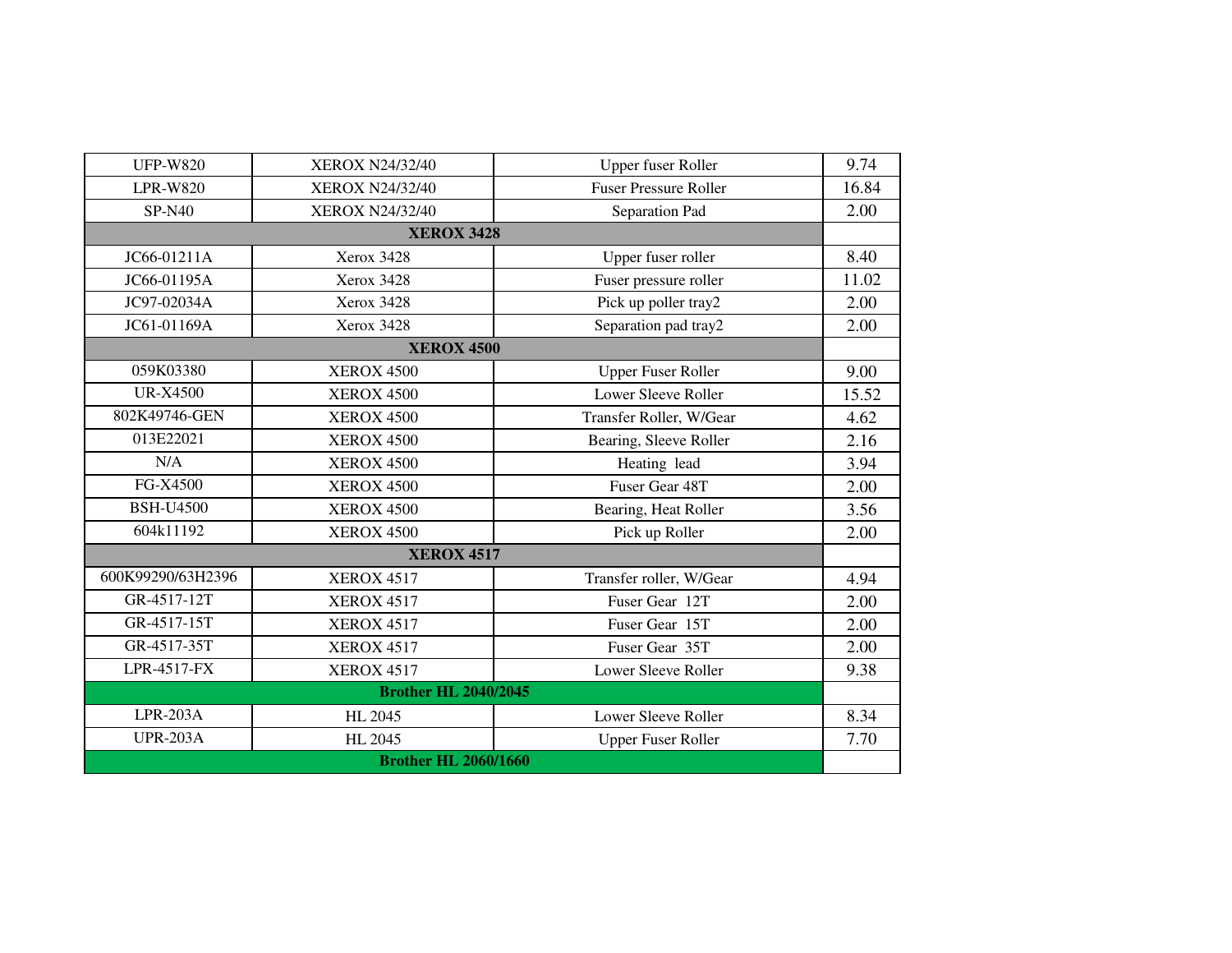| | | | |
|---|---|---|---|
| UFP-W820 | XEROX N24/32/40 | Upper fuser Roller | 9.74 |
| LPR-W820 | XEROX N24/32/40 | Fuser Pressure Roller | 16.84 |
| SP-N40 | XEROX N24/32/40 | Separation Pad | 2.00 |
| **XEROX 3428** | | | |
| JC66-01211A | Xerox 3428 | Upper fuser roller | 8.40 |
| JC66-01195A | Xerox 3428 | Fuser pressure roller | 11.02 |
| JC97-02034A | Xerox 3428 | Pick up poller tray2 | 2.00 |
| JC61-01169A | Xerox 3428 | Separation pad tray2 | 2.00 |
| **XEROX 4500** | | | |
| 059K03380 | XEROX 4500 | Upper Fuser Roller | 9.00 |
| UR-X4500 | XEROX 4500 | Lower Sleeve Roller | 15.52 |
| 802K49746-GEN | XEROX 4500 | Transfer Roller, W/Gear | 4.62 |
| 013E22021 | XEROX 4500 | Bearing, Sleeve Roller | 2.16 |
| N/A | XEROX 4500 | Heating lead | 3.94 |
| FG-X4500 | XEROX 4500 | Fuser Gear 48T | 2.00 |
| BSH-U4500 | XEROX 4500 | Bearing, Heat Roller | 3.56 |
| 604k11192 | XEROX 4500 | Pick up Roller | 2.00 |
| **XEROX 4517** | | | |
| 600K99290/63H2396 | XEROX 4517 | Transfer roller, W/Gear | 4.94 |
| GR-4517-12T | XEROX 4517 | Fuser Gear 12T | 2.00 |
| GR-4517-15T | XEROX 4517 | Fuser Gear 15T | 2.00 |
| GR-4517-35T | XEROX 4517 | Fuser Gear 35T | 2.00 |
| LPR-4517-FX | XEROX 4517 | Lower Sleeve Roller | 9.38 |
| **Brother HL 2040/2045** | | | |
| LPR-203A | HL 2045 | Lower Sleeve Roller | 8.34 |
| UPR-203A | HL 2045 | Upper Fuser Roller | 7.70 |
| **Brother HL 2060/1660** | | | |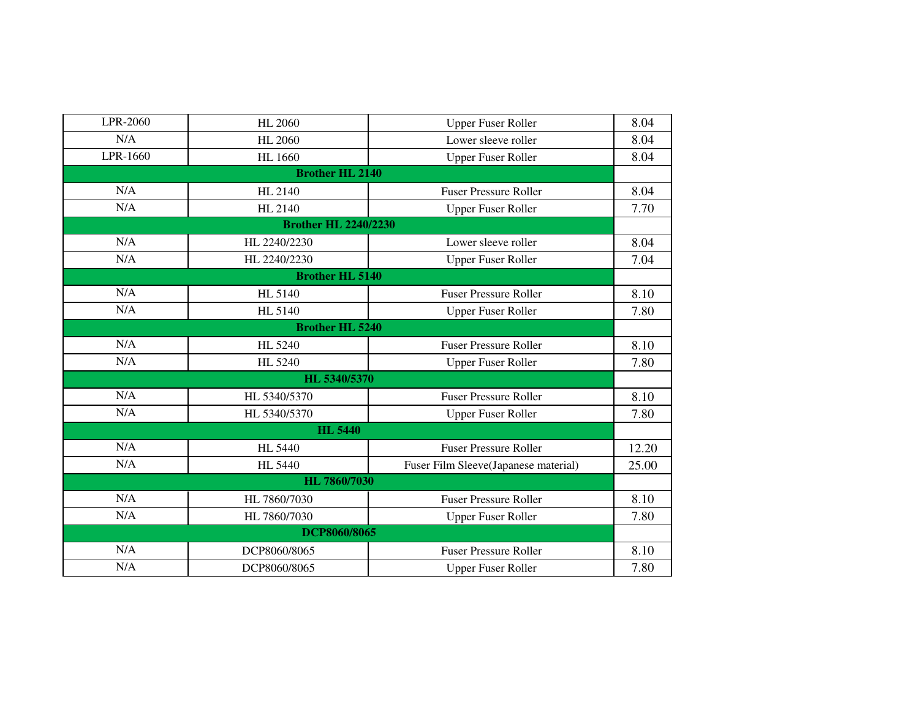| | | | |
|---|---|---|---|
| LPR-2060 | HL 2060 | Upper Fuser Roller | 8.04 |
| N/A | HL 2060 | Lower sleeve roller | 8.04 |
| LPR-1660 | HL 1660 | Upper Fuser Roller | 8.04 |
| **Brother HL 2140** | | | |
| N/A | HL 2140 | Fuser Pressure Roller | 8.04 |
| N/A | HL 2140 | Upper Fuser Roller | 7.70 |
| **Brother HL 2240/2230** | | | |
| N/A | HL 2240/2230 | Lower sleeve roller | 8.04 |
| N/A | HL 2240/2230 | Upper Fuser Roller | 7.04 |
| **Brother HL 5140** | | | |
| N/A | HL 5140 | Fuser Pressure Roller | 8.10 |
| N/A | HL 5140 | Upper Fuser Roller | 7.80 |
| **Brother HL 5240** | | | |
| N/A | HL 5240 | Fuser Pressure Roller | 8.10 |
| N/A | HL 5240 | Upper Fuser Roller | 7.80 |
| **HL 5340/5370** | | | |
| N/A | HL 5340/5370 | Fuser Pressure Roller | 8.10 |
| N/A | HL 5340/5370 | Upper Fuser Roller | 7.80 |
| **HL 5440** | | | |
| N/A | HL 5440 | Fuser Pressure Roller | 12.20 |
| N/A | HL 5440 | Fuser Film Sleeve(Japanese material) | 25.00 |
| **HL 7860/7030** | | | |
| N/A | HL 7860/7030 | Fuser Pressure Roller | 8.10 |
| N/A | HL 7860/7030 | Upper Fuser Roller | 7.80 |
| **DCP8060/8065** | | | |
| N/A | DCP8060/8065 | Fuser Pressure Roller | 8.10 |
| N/A | DCP8060/8065 | Upper Fuser Roller | 7.80 |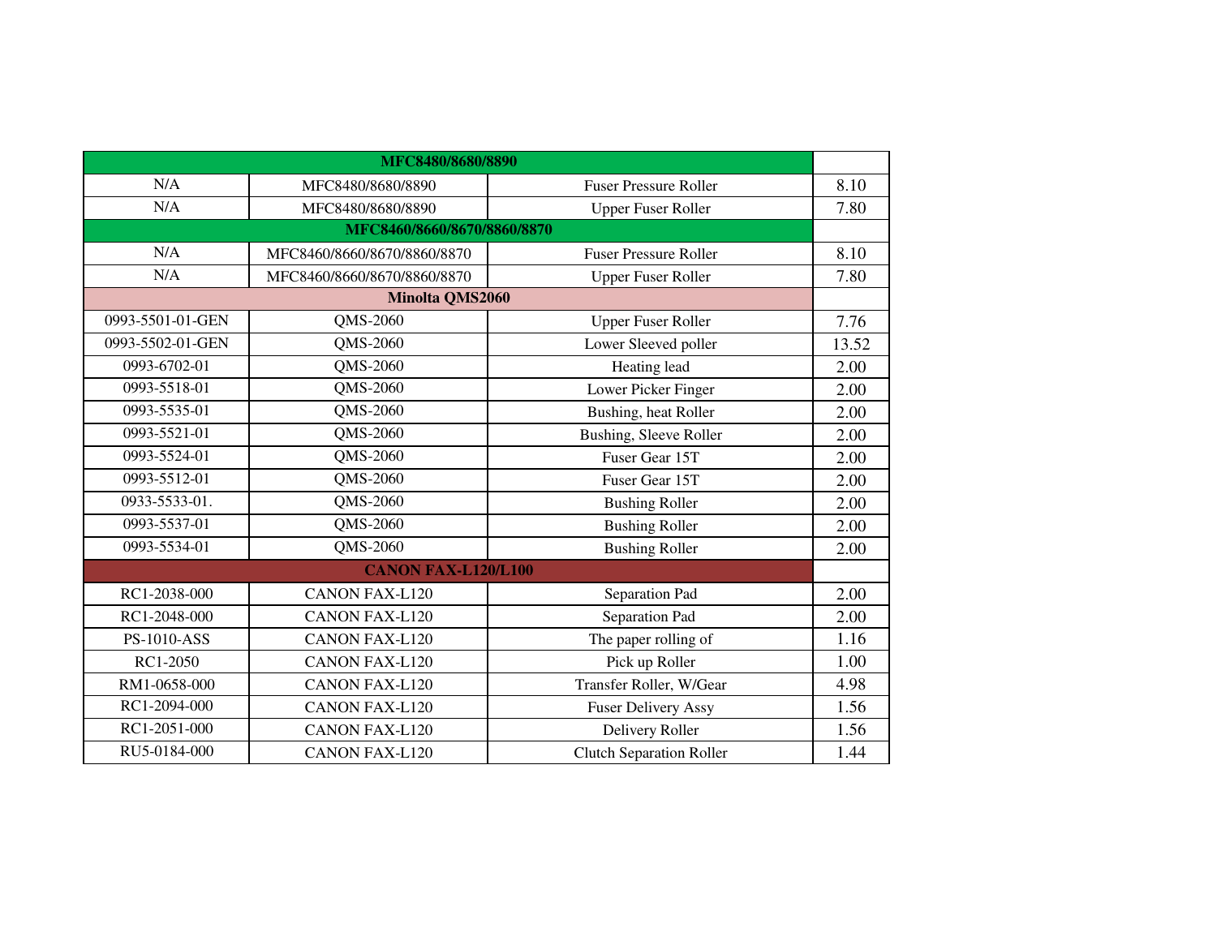| MFC8480/8680/8890 | | | |
|---|---|---|---|
| N/A | MFC8480/8680/8890 | Fuser Pressure Roller | 8.10 |
| N/A | MFC8480/8680/8890 | Upper Fuser Roller | 7.80 |
| **MFC8460/8660/8670/8860/8870** | | | |
| N/A | MFC8460/8660/8670/8860/8870 | Fuser Pressure Roller | 8.10 |
| N/A | MFC8460/8660/8670/8860/8870 | Upper Fuser Roller | 7.80 |
| **Minolta QMS2060** | | | |
| 0993-5501-01-GEN | QMS-2060 | Upper Fuser Roller | 7.76 |
| 0993-5502-01-GEN | QMS-2060 | Lower Sleeved poller | 13.52 |
| 0993-6702-01 | QMS-2060 | Heating lead | 2.00 |
| 0993-5518-01 | QMS-2060 | Lower Picker Finger | 2.00 |
| 0993-5535-01 | QMS-2060 | Bushing, heat Roller | 2.00 |
| 0993-5521-01 | QMS-2060 | Bushing, Sleeve Roller | 2.00 |
| 0993-5524-01 | QMS-2060 | Fuser Gear 15T | 2.00 |
| 0993-5512-01 | QMS-2060 | Fuser Gear 15T | 2.00 |
| 0933-5533-01. | QMS-2060 | Bushing Roller | 2.00 |
| 0993-5537-01 | QMS-2060 | Bushing Roller | 2.00 |
| 0993-5534-01 | QMS-2060 | Bushing Roller | 2.00 |
| **CANON FAX-L120/L100** | | | |
| RC1-2038-000 | CANON FAX-L120 | Separation Pad | 2.00 |
| RC1-2048-000 | CANON FAX-L120 | Separation Pad | 2.00 |
| PS-1010-ASS | CANON FAX-L120 | The paper rolling of | 1.16 |
| RC1-2050 | CANON FAX-L120 | Pick up Roller | 1.00 |
| RM1-0658-000 | CANON FAX-L120 | Transfer Roller, W/Gear | 4.98 |
| RC1-2094-000 | CANON FAX-L120 | Fuser Delivery Assy | 1.56 |
| RC1-2051-000 | CANON FAX-L120 | Delivery Roller | 1.56 |
| RU5-0184-000 | CANON FAX-L120 | Clutch Separation Roller | 1.44 |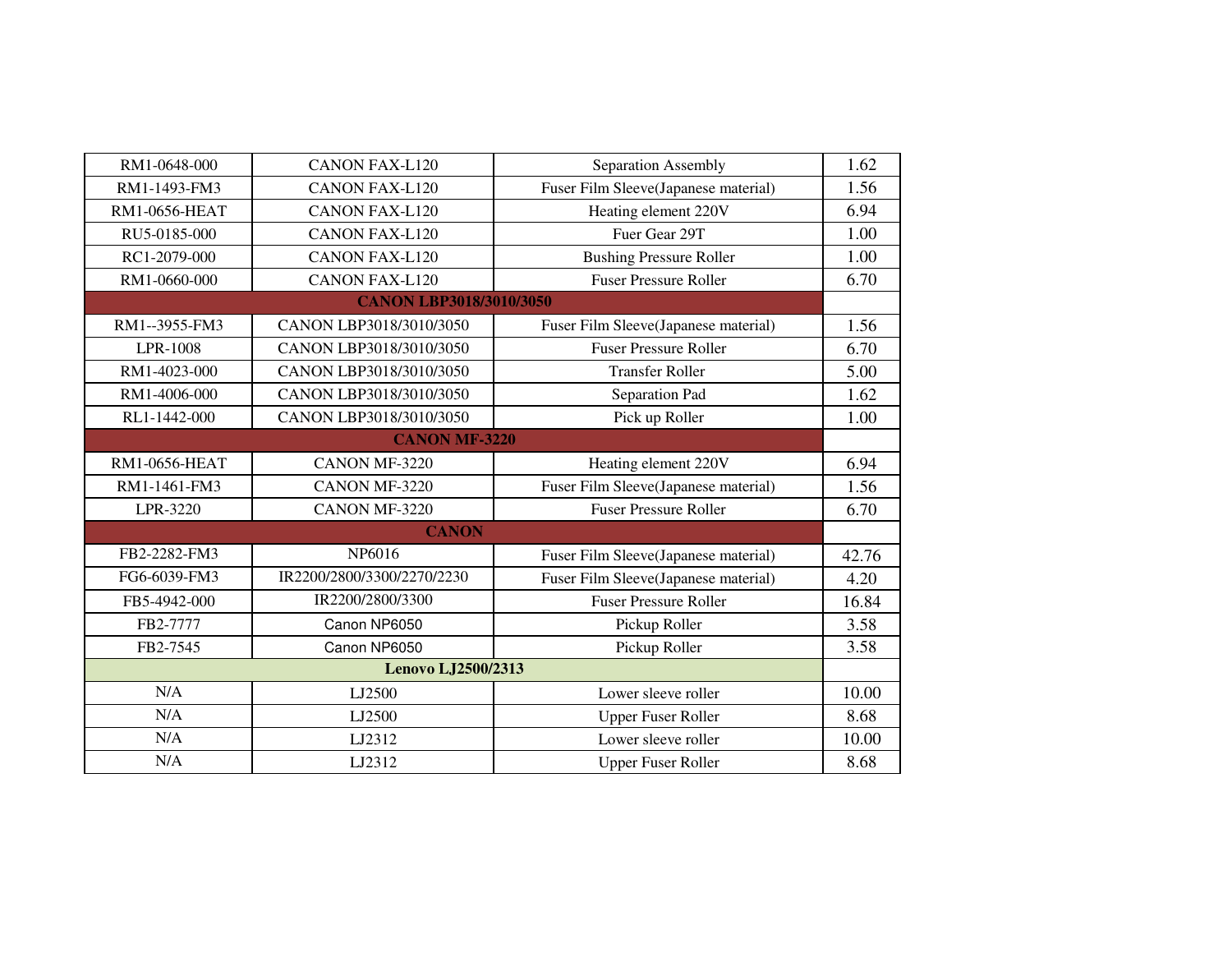| RM1-0648-000 | CANON FAX-L120 | Separation Assembly | 1.62 |
|---|---|---|---|
| RM1-1493-FM3 | CANON FAX-L120 | Fuser Film Sleeve(Japanese material) | 1.56 |
| RM1-0656-HEAT | CANON FAX-L120 | Heating element 220V | 6.94 |
| RU5-0185-000 | CANON FAX-L120 | Fuer Gear 29T | 1.00 |
| RC1-2079-000 | CANON FAX-L120 | Bushing Pressure Roller | 1.00 |
| RM1-0660-000 | CANON FAX-L120 | Fuser Pressure Roller | 6.70 |
| **CANON LBP3018/3010/3050** | | | |
| RM1--3955-FM3 | CANON LBP3018/3010/3050 | Fuser Film Sleeve(Japanese material) | 1.56 |
| LPR-1008 | CANON LBP3018/3010/3050 | Fuser Pressure Roller | 6.70 |
| RM1-4023-000 | CANON LBP3018/3010/3050 | Transfer Roller | 5.00 |
| RM1-4006-000 | CANON LBP3018/3010/3050 | Separation Pad | 1.62 |
| RL1-1442-000 | CANON LBP3018/3010/3050 | Pick up Roller | 1.00 |
| **CANON MF-3220** | | | |
| RM1-0656-HEAT | CANON MF-3220 | Heating element 220V | 6.94 |
| RM1-1461-FM3 | CANON MF-3220 | Fuser Film Sleeve(Japanese material) | 1.56 |
| LPR-3220 | CANON MF-3220 | Fuser Pressure Roller | 6.70 |
| **CANON** | | | |
| FB2-2282-FM3 | NP6016 | Fuser Film Sleeve(Japanese material) | 42.76 |
| FG6-6039-FM3 | IR2200/2800/3300/2270/2230 | Fuser Film Sleeve(Japanese material) | 4.20 |
| FB5-4942-000 | IR2200/2800/3300 | Fuser Pressure Roller | 16.84 |
| FB2-7777 | Canon NP6050 | Pickup Roller | 3.58 |
| FB2-7545 | Canon NP6050 | Pickup Roller | 3.58 |
| **Lenovo LJ2500/2313** | | | |
| N/A | LJ2500 | Lower sleeve roller | 10.00 |
| N/A | LJ2500 | Upper Fuser Roller | 8.68 |
| N/A | LJ2312 | Lower sleeve roller | 10.00 |
| N/A | LJ2312 | Upper Fuser Roller | 8.68 |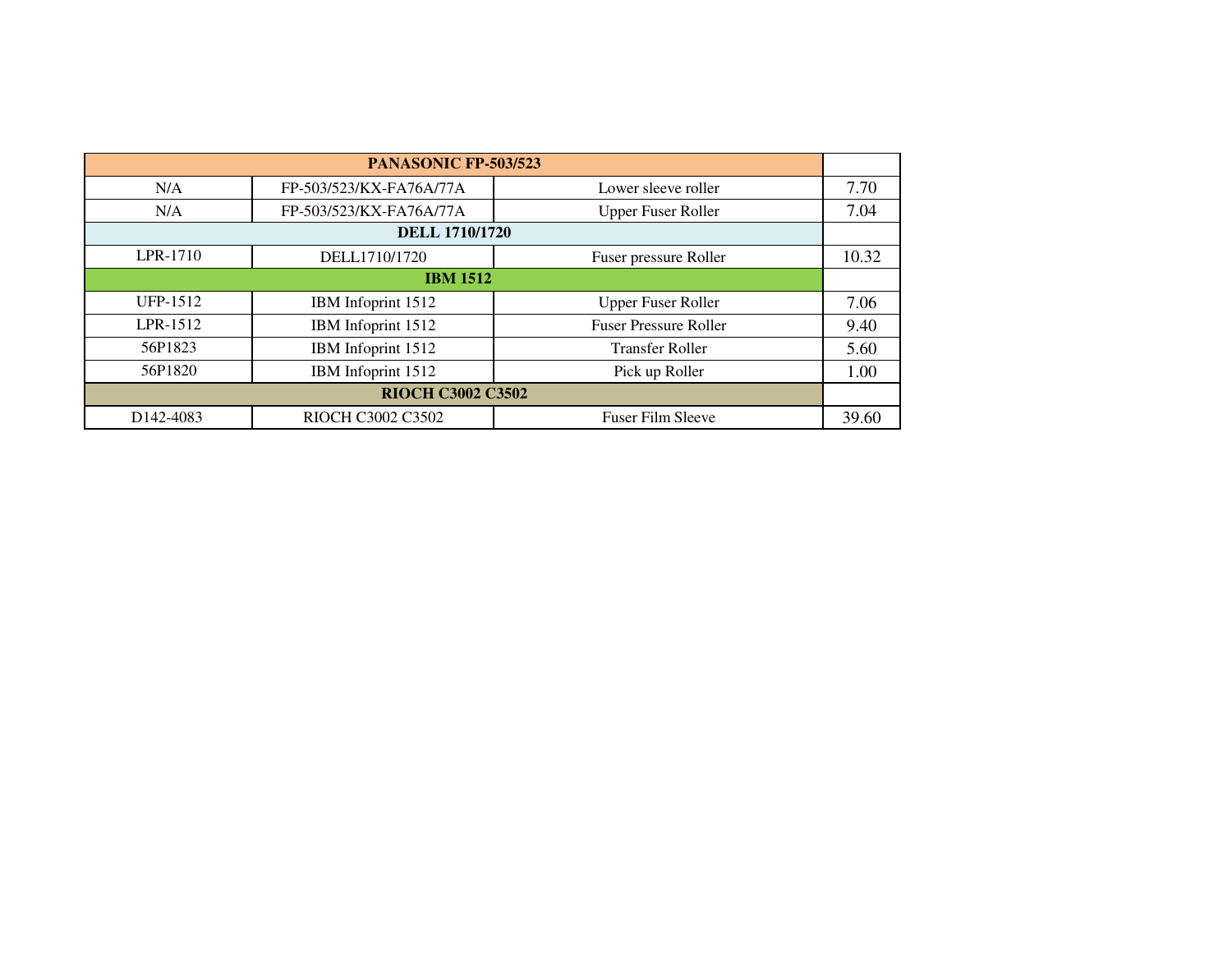| | | | |
|---|---|---|---|
| **PANASONIC FP-503/523** | | | |
| N/A | FP-503/523/KX-FA76A/77A | Lower sleeve roller | 7.70 |
| N/A | FP-503/523/KX-FA76A/77A | Upper Fuser Roller | 7.04 |
| **DELL 1710/1720** | | | |
| LPR-1710 | DELL1710/1720 | Fuser pressure Roller | 10.32 |
| **IBM 1512** | | | |
| UFP-1512 | IBM Infoprint 1512 | Upper Fuser Roller | 7.06 |
| LPR-1512 | IBM Infoprint 1512 | Fuser Pressure Roller | 9.40 |
| 56P1823 | IBM Infoprint 1512 | Transfer Roller | 5.60 |
| 56P1820 | IBM Infoprint 1512 | Pick up Roller | 1.00 |
| **RIOCH C3002 C3502** | | | |
| D142-4083 | RIOCH C3002 C3502 | Fuser Film Sleeve | 39.60 |